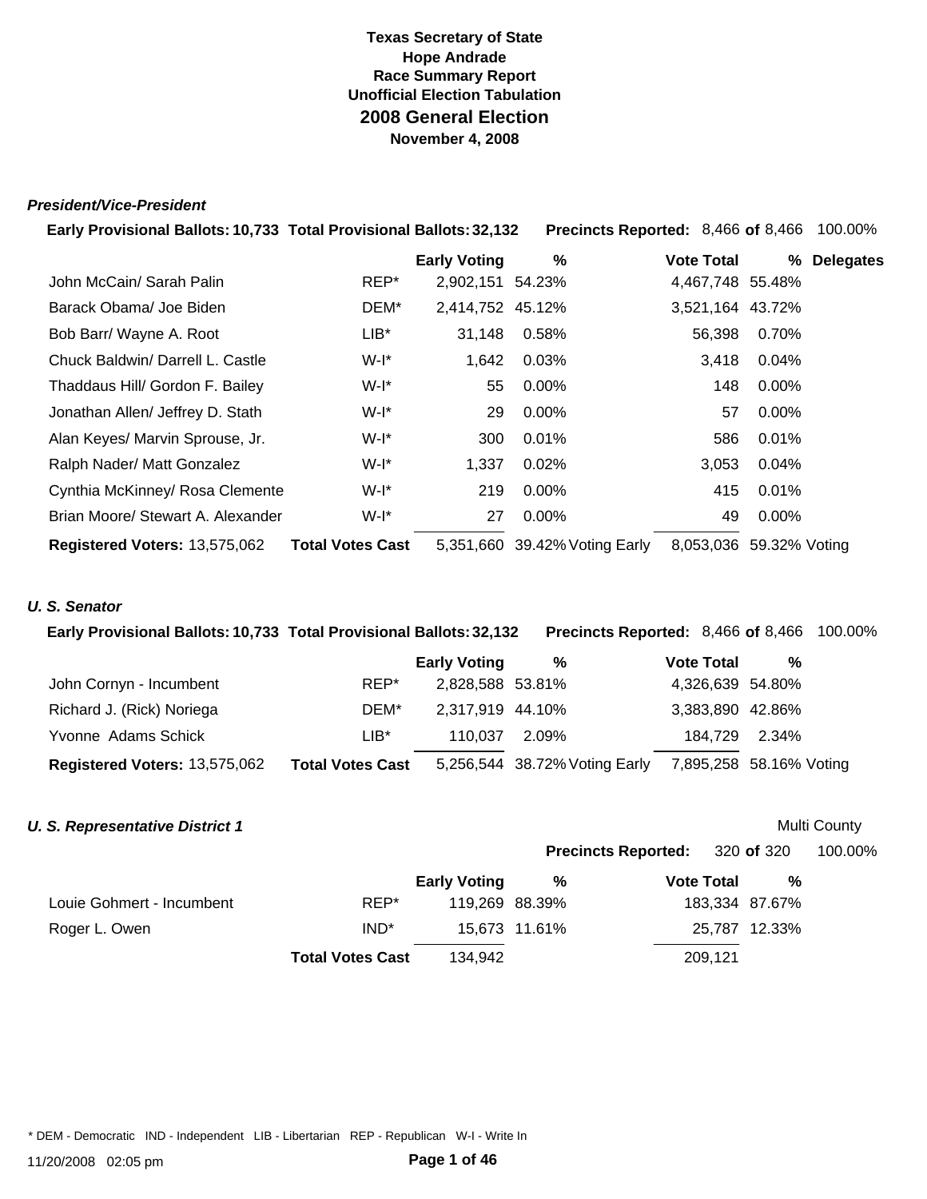# Texas Secretary of State
## Hope Andrade
## Race Summary Report
## Unofficial Election Tabulation
# 2008 General Election
## November 4, 2008

### *President/Vice-President*

**Early Provisional Ballots:** 10,733 **Total Provisional Ballots:** 32,132 **Precincts Reported:** 8,466 **of** 8,466 100.00%

| | | Early Voting | % | Vote Total | % | Delegates |
|---|---|---|---|---|---|---|
| John McCain/ Sarah Palin | REP* | 2,902,151 | 54.23% | 4,467,748 | 55.48% | |
| Barack Obama/ Joe Biden | DEM* | 2,414,752 | 45.12% | 3,521,164 | 43.72% | |
| Bob Barr/ Wayne A. Root | LIB* | 31,148 | 0.58% | 56,398 | 0.70% | |
| Chuck Baldwin/ Darrell L. Castle | W-I* | 1,642 | 0.03% | 3,418 | 0.04% | |
| Thaddaus Hill/ Gordon F. Bailey | W-I* | 55 | 0.00% | 148 | 0.00% | |
| Jonathan Allen/ Jeffrey D. Stath | W-I* | 29 | 0.00% | 57 | 0.00% | |
| Alan Keyes/ Marvin Sprouse, Jr. | W-I* | 300 | 0.01% | 586 | 0.01% | |
| Ralph Nader/ Matt Gonzalez | W-I* | 1,337 | 0.02% | 3,053 | 0.04% | |
| Cynthia McKinney/ Rosa Clemente | W-I* | 219 | 0.00% | 415 | 0.01% | |
| Brian Moore/ Stewart A. Alexander | W-I* | 27 | 0.00% | 49 | 0.00% | |
| **Registered Voters:** 13,575,062 | **Total Votes Cast** | 5,351,660 | 39.42% Voting Early | 8,053,036 | 59.32% Voting | |

### *U. S. Senator*

**Early Provisional Ballots:** 10,733 **Total Provisional Ballots:** 32,132 **Precincts Reported:** 8,466 **of** 8,466 100.00%

| | | Early Voting | % | Vote Total | % |
|---|---|---|---|---|---|
| John Cornyn - Incumbent | REP* | 2,828,588 | 53.81% | 4,326,639 | 54.80% |
| Richard J. (Rick) Noriega | DEM* | 2,317,919 | 44.10% | 3,383,890 | 42.86% |
| Yvonne Adams Schick | LIB* | 110,037 | 2.09% | 184,729 | 2.34% |
| **Registered Voters:** 13,575,062 | **Total Votes Cast** | 5,256,544 | 38.72% Voting Early | 7,895,258 | 58.16% Voting |

### *U. S. Representative District 1*

Multi County

**Precincts Reported:** 320 **of** 320 100.00%

| | | Early Voting | % | Vote Total | % |
|---|---|---|---|---|---|
| Louie Gohmert - Incumbent | REP* | 119,269 | 88.39% | 183,334 | 87.67% |
| Roger L. Owen | IND* | 15,673 | 11.61% | 25,787 | 12.33% |
| | **Total Votes Cast** | 134,942 | | 209,121 | |

\* DEM - Democratic IND - Independent LIB - Libertarian REP - Republican W-I - Write In

11/20/2008 02:05 pm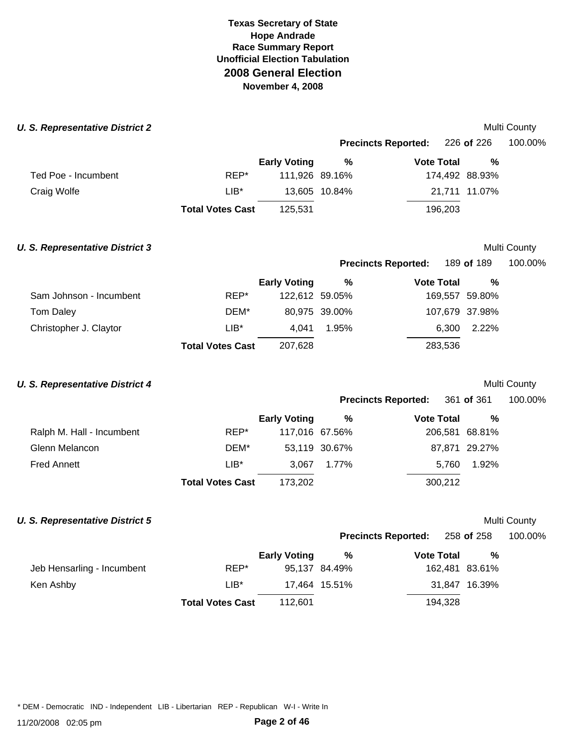**Texas Secretary of State**
**Hope Andrade**
**Race Summary Report**
**Unofficial Election Tabulation**
## 2008 General Election
**November 4, 2008**

### *U. S. Representative District 2*

Multi County

**Precincts Reported:** 226 **of** 226 100.00%

| | | Early Voting | % | Vote Total | % |
|---|---|---|---|---|---|
| Ted Poe - Incumbent | REP* | 111,926 | 89.16% | 174,492 | 88.93% |
| Craig Wolfe | LIB* | 13,605 | 10.84% | 21,711 | 11.07% |
| | **Total Votes Cast** | 125,531 | | 196,203 | |

### *U. S. Representative District 3*

Multi County

**Precincts Reported:** 189 **of** 189 100.00%

| | | Early Voting | % | Vote Total | % |
|---|---|---|---|---|---|
| Sam Johnson - Incumbent | REP* | 122,612 | 59.05% | 169,557 | 59.80% |
| Tom Daley | DEM* | 80,975 | 39.00% | 107,679 | 37.98% |
| Christopher J. Claytor | LIB* | 4,041 | 1.95% | 6,300 | 2.22% |
| | **Total Votes Cast** | 207,628 | | 283,536 | |

### *U. S. Representative District 4*

Multi County

**Precincts Reported:** 361 **of** 361 100.00%

| | | Early Voting | % | Vote Total | % |
|---|---|---|---|---|---|
| Ralph M. Hall - Incumbent | REP* | 117,016 | 67.56% | 206,581 | 68.81% |
| Glenn Melancon | DEM* | 53,119 | 30.67% | 87,871 | 29.27% |
| Fred Annett | LIB* | 3,067 | 1.77% | 5,760 | 1.92% |
| | **Total Votes Cast** | 173,202 | | 300,212 | |

### *U. S. Representative District 5*

Multi County

**Precincts Reported:** 258 **of** 258 100.00%

| | | Early Voting | % | Vote Total | % |
|---|---|---|---|---|---|
| Jeb Hensarling - Incumbent | REP* | 95,137 | 84.49% | 162,481 | 83.61% |
| Ken Ashby | LIB* | 17,464 | 15.51% | 31,847 | 16.39% |
| | **Total Votes Cast** | 112,601 | | 194,328 | |

* DEM - Democratic IND - Independent LIB - Libertarian REP - Republican W-I - Write In

11/20/2008 02:05 pm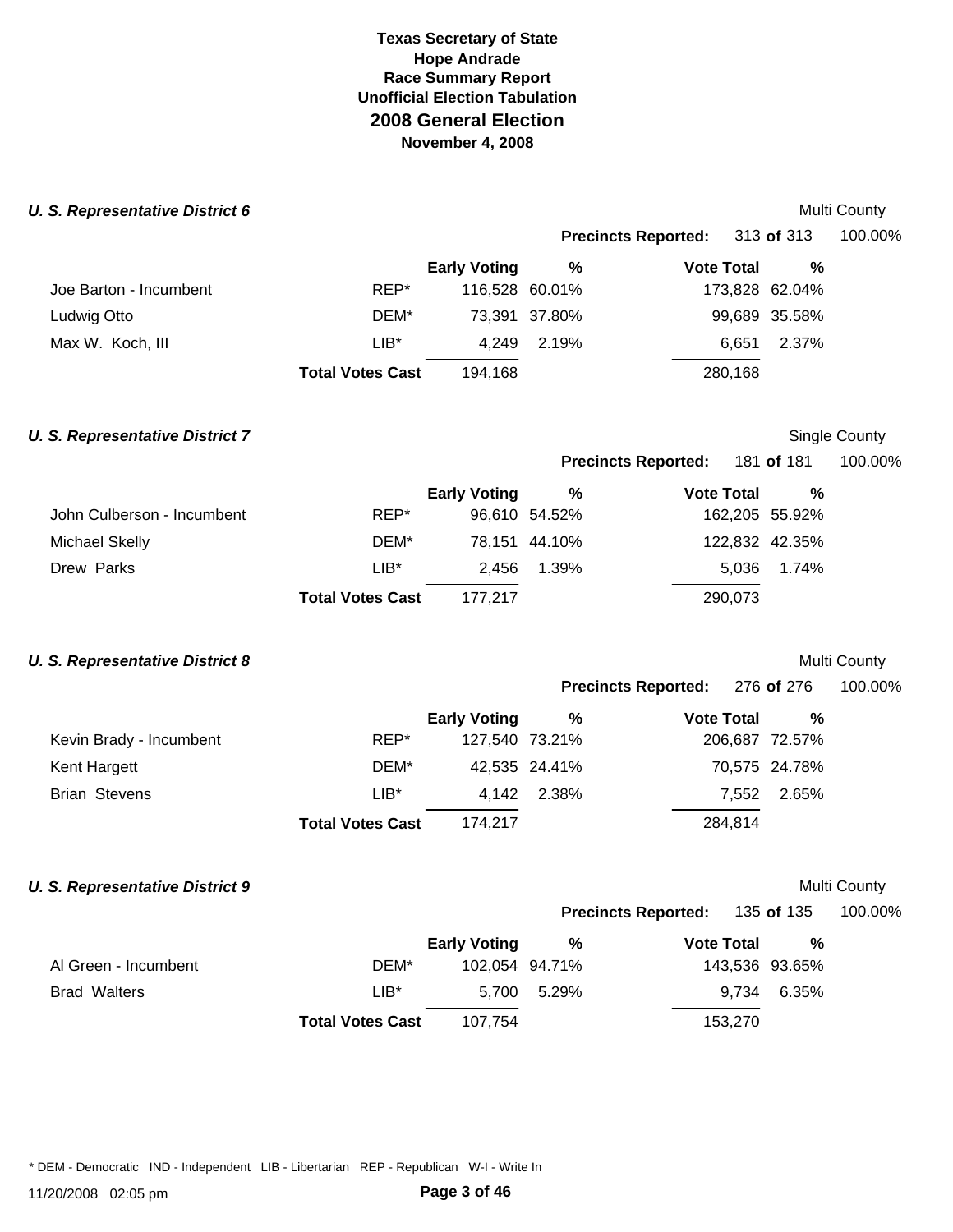# Texas Secretary of State
## Hope Andrade
## Race Summary Report
## Unofficial Election Tabulation
## 2008 General Election
### November 4, 2008

### *U. S. Representative District 6*

Multi County

**Precincts Reported:** 313 **of** 313 100.00%

| | | Early Voting | % | Vote Total | % |
|---|---|---|---|---|---|
| Joe Barton - Incumbent | REP* | 116,528 | 60.01% | 173,828 | 62.04% |
| Ludwig Otto | DEM* | 73,391 | 37.80% | 99,689 | 35.58% |
| Max W. Koch, III | LIB* | 4,249 | 2.19% | 6,651 | 2.37% |
| | **Total Votes Cast** | 194,168 | | 280,168 | |

### *U. S. Representative District 7*

Single County

**Precincts Reported:** 181 **of** 181 100.00%

| | | Early Voting | % | Vote Total | % |
|---|---|---|---|---|---|
| John Culberson - Incumbent | REP* | 96,610 | 54.52% | 162,205 | 55.92% |
| Michael Skelly | DEM* | 78,151 | 44.10% | 122,832 | 42.35% |
| Drew Parks | LIB* | 2,456 | 1.39% | 5,036 | 1.74% |
| | **Total Votes Cast** | 177,217 | | 290,073 | |

### *U. S. Representative District 8*

Multi County

**Precincts Reported:** 276 **of** 276 100.00%

| | | Early Voting | % | Vote Total | % |
|---|---|---|---|---|---|
| Kevin Brady - Incumbent | REP* | 127,540 | 73.21% | 206,687 | 72.57% |
| Kent Hargett | DEM* | 42,535 | 24.41% | 70,575 | 24.78% |
| Brian Stevens | LIB* | 4,142 | 2.38% | 7,552 | 2.65% |
| | **Total Votes Cast** | 174,217 | | 284,814 | |

### *U. S. Representative District 9*

Multi County

**Precincts Reported:** 135 **of** 135 100.00%

| | | Early Voting | % | Vote Total | % |
|---|---|---|---|---|---|
| Al Green - Incumbent | DEM* | 102,054 | 94.71% | 143,536 | 93.65% |
| Brad Walters | LIB* | 5,700 | 5.29% | 9,734 | 6.35% |
| | **Total Votes Cast** | 107,754 | | 153,270 | |

* DEM - Democratic IND - Independent LIB - Libertarian REP - Republican W-I - Write In

11/20/2008 02:05 pm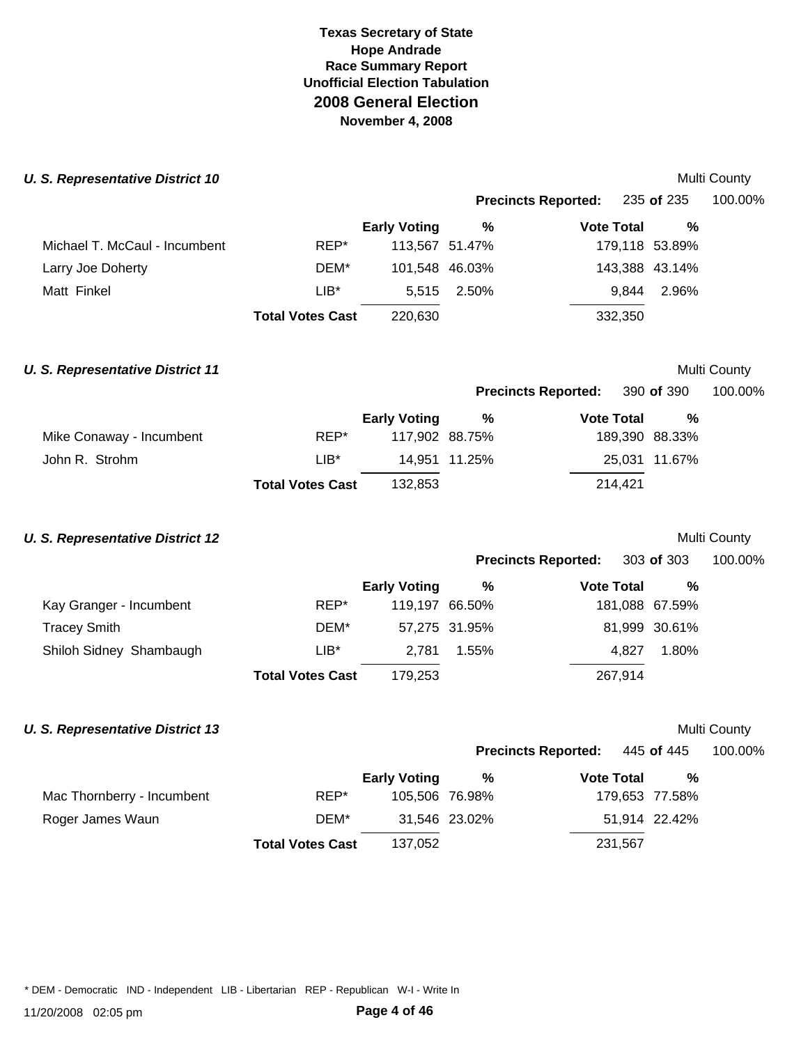**Texas Secretary of State**
**Hope Andrade**
**Race Summary Report**
**Unofficial Election Tabulation**
## 2008 General Election
**November 4, 2008**

### *U. S. Representative District 10*

Multi County

**Precincts Reported:** 235 **of** 235 100.00%

| | | Early Voting | % | Vote Total | % |
|---|---|---|---|---|---|
| Michael T. McCaul - Incumbent | REP* | 113,567 | 51.47% | 179,118 | 53.89% |
| Larry Joe Doherty | DEM* | 101,548 | 46.03% | 143,388 | 43.14% |
| Matt Finkel | LIB* | 5,515 | 2.50% | 9,844 | 2.96% |
| | **Total Votes Cast** | 220,630 | | 332,350 | |

### *U. S. Representative District 11*

Multi County

**Precincts Reported:** 390 **of** 390 100.00%

| | | Early Voting | % | Vote Total | % |
|---|---|---|---|---|---|
| Mike Conaway - Incumbent | REP* | 117,902 | 88.75% | 189,390 | 88.33% |
| John R. Strohm | LIB* | 14,951 | 11.25% | 25,031 | 11.67% |
| | **Total Votes Cast** | 132,853 | | 214,421 | |

### *U. S. Representative District 12*

Multi County

**Precincts Reported:** 303 **of** 303 100.00%

| | | Early Voting | % | Vote Total | % |
|---|---|---|---|---|---|
| Kay Granger - Incumbent | REP* | 119,197 | 66.50% | 181,088 | 67.59% |
| Tracey Smith | DEM* | 57,275 | 31.95% | 81,999 | 30.61% |
| Shiloh Sidney Shambaugh | LIB* | 2,781 | 1.55% | 4,827 | 1.80% |
| | **Total Votes Cast** | 179,253 | | 267,914 | |

### *U. S. Representative District 13*

Multi County

**Precincts Reported:** 445 **of** 445 100.00%

| | | Early Voting | % | Vote Total | % |
|---|---|---|---|---|---|
| Mac Thornberry - Incumbent | REP* | 105,506 | 76.98% | 179,653 | 77.58% |
| Roger James Waun | DEM* | 31,546 | 23.02% | 51,914 | 22.42% |
| | **Total Votes Cast** | 137,052 | | 231,567 | |

* DEM - Democratic IND - Independent LIB - Libertarian REP - Republican W-I - Write In

11/20/2008 02:05 pm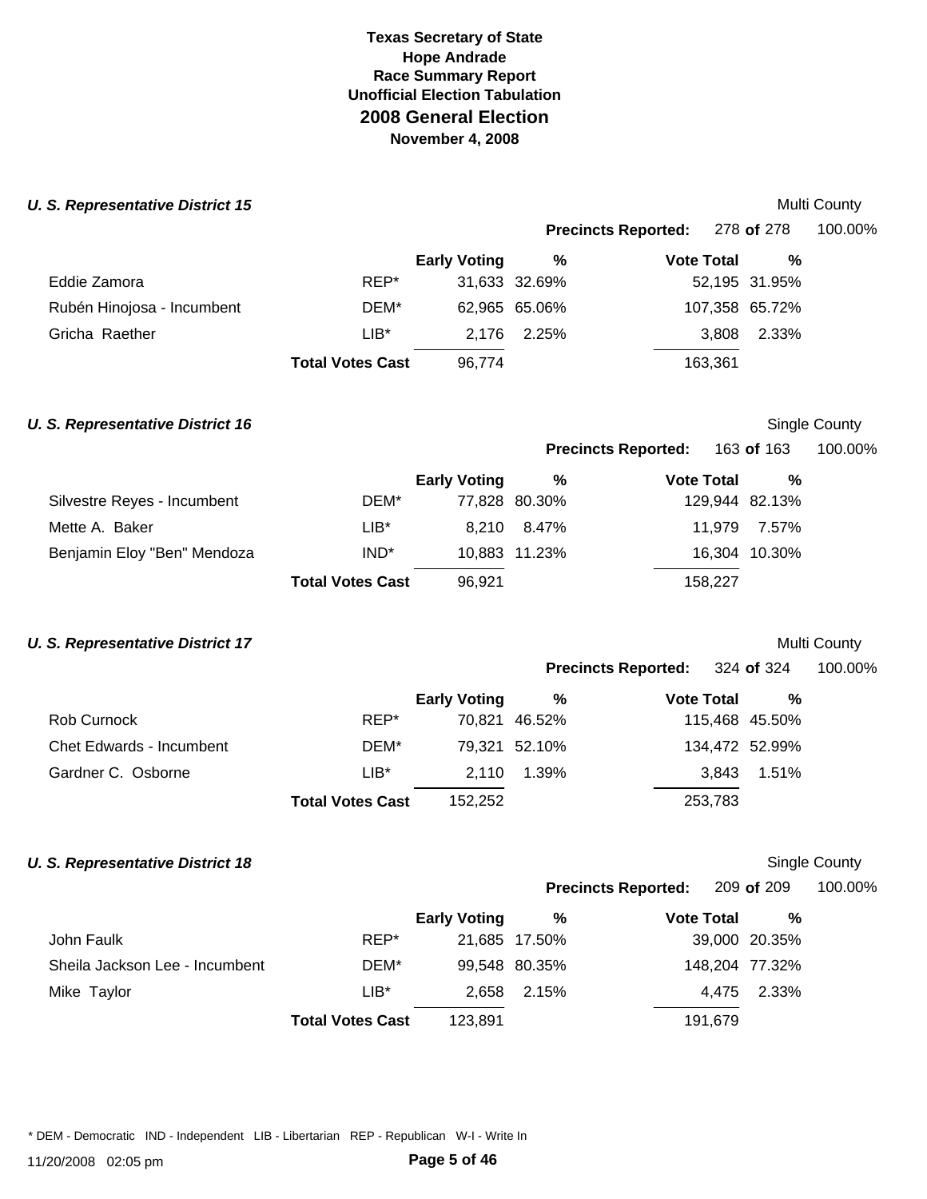# Texas Secretary of State
## Hope Andrade
## Race Summary Report
## Unofficial Election Tabulation
## 2008 General Election
## November 4, 2008

### *U. S. Representative District 15*

Multi County

**Precincts Reported:** 278 **of** 278 100.00%

| | | Early Voting | % | Vote Total | % |
|---|---|---|---|---|---|
| Eddie Zamora | REP* | 31,633 | 32.69% | 52,195 | 31.95% |
| Rubén Hinojosa - Incumbent | DEM* | 62,965 | 65.06% | 107,358 | 65.72% |
| Gricha Raether | LIB* | 2,176 | 2.25% | 3,808 | 2.33% |
| | **Total Votes Cast** | 96,774 | | 163,361 | |

### *U. S. Representative District 16*

Single County

**Precincts Reported:** 163 **of** 163 100.00%

| | | Early Voting | % | Vote Total | % |
|---|---|---|---|---|---|
| Silvestre Reyes - Incumbent | DEM* | 77,828 | 80.30% | 129,944 | 82.13% |
| Mette A. Baker | LIB* | 8,210 | 8.47% | 11,979 | 7.57% |
| Benjamin Eloy "Ben" Mendoza | IND* | 10,883 | 11.23% | 16,304 | 10.30% |
| | **Total Votes Cast** | 96,921 | | 158,227 | |

### *U. S. Representative District 17*

Multi County

**Precincts Reported:** 324 **of** 324 100.00%

| | | Early Voting | % | Vote Total | % |
|---|---|---|---|---|---|
| Rob Curnock | REP* | 70,821 | 46.52% | 115,468 | 45.50% |
| Chet Edwards - Incumbent | DEM* | 79,321 | 52.10% | 134,472 | 52.99% |
| Gardner C. Osborne | LIB* | 2,110 | 1.39% | 3,843 | 1.51% |
| | **Total Votes Cast** | 152,252 | | 253,783 | |

### *U. S. Representative District 18*

Single County

**Precincts Reported:** 209 **of** 209 100.00%

| | | Early Voting | % | Vote Total | % |
|---|---|---|---|---|---|
| John Faulk | REP* | 21,685 | 17.50% | 39,000 | 20.35% |
| Sheila Jackson Lee - Incumbent | DEM* | 99,548 | 80.35% | 148,204 | 77.32% |
| Mike Taylor | LIB* | 2,658 | 2.15% | 4,475 | 2.33% |
| | **Total Votes Cast** | 123,891 | | 191,679 | |

* DEM - Democratic IND - Independent LIB - Libertarian REP - Republican W-I - Write In

11/20/2008 02:05 pm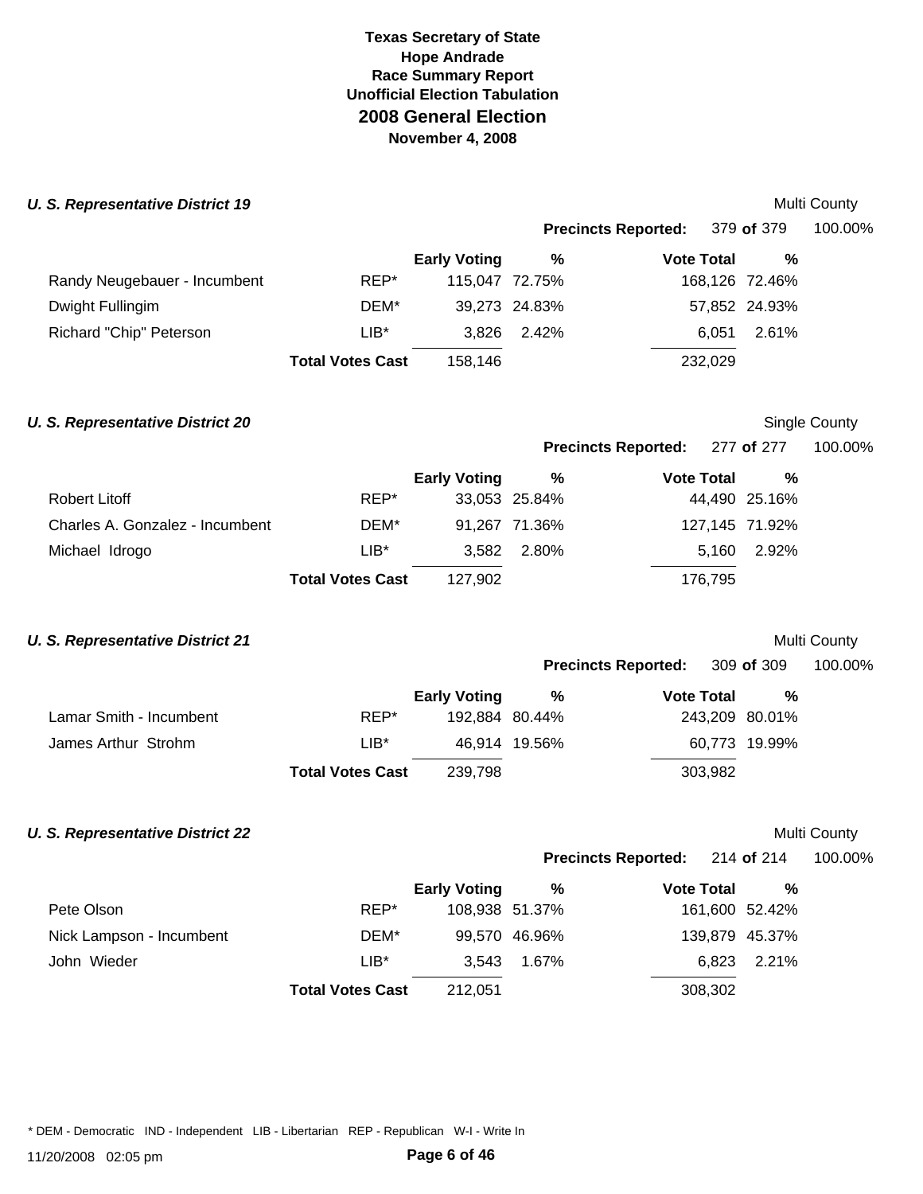**Texas Secretary of State**
**Hope Andrade**
**Race Summary Report**
**Unofficial Election Tabulation**
## 2008 General Election
**November 4, 2008**

### *U. S. Representative District 19*

Multi County

**Precincts Reported:** 379 **of** 379 100.00%

| | | Early Voting | % | Vote Total | % |
|---|---|---|---|---|---|
| Randy Neugebauer - Incumbent | REP* | 115,047 | 72.75% | 168,126 | 72.46% |
| Dwight Fullingim | DEM* | 39,273 | 24.83% | 57,852 | 24.93% |
| Richard "Chip" Peterson | LIB* | 3,826 | 2.42% | 6,051 | 2.61% |
| | **Total Votes Cast** | 158,146 | | 232,029 | |

### *U. S. Representative District 20*

Single County

**Precincts Reported:** 277 **of** 277 100.00%

| | | Early Voting | % | Vote Total | % |
|---|---|---|---|---|---|
| Robert Litoff | REP* | 33,053 | 25.84% | 44,490 | 25.16% |
| Charles A. Gonzalez - Incumbent | DEM* | 91,267 | 71.36% | 127,145 | 71.92% |
| Michael Idrogo | LIB* | 3,582 | 2.80% | 5,160 | 2.92% |
| | **Total Votes Cast** | 127,902 | | 176,795 | |

### *U. S. Representative District 21*

Multi County

**Precincts Reported:** 309 **of** 309 100.00%

| | | Early Voting | % | Vote Total | % |
|---|---|---|---|---|---|
| Lamar Smith - Incumbent | REP* | 192,884 | 80.44% | 243,209 | 80.01% |
| James Arthur Strohm | LIB* | 46,914 | 19.56% | 60,773 | 19.99% |
| | **Total Votes Cast** | 239,798 | | 303,982 | |

### *U. S. Representative District 22*

Multi County

**Precincts Reported:** 214 **of** 214 100.00%

| | | Early Voting | % | Vote Total | % |
|---|---|---|---|---|---|
| Pete Olson | REP* | 108,938 | 51.37% | 161,600 | 52.42% |
| Nick Lampson - Incumbent | DEM* | 99,570 | 46.96% | 139,879 | 45.37% |
| John Wieder | LIB* | 3,543 | 1.67% | 6,823 | 2.21% |
| | **Total Votes Cast** | 212,051 | | 308,302 | |

* DEM - Democratic IND - Independent LIB - Libertarian REP - Republican W-I - Write In

11/20/2008 02:05 pm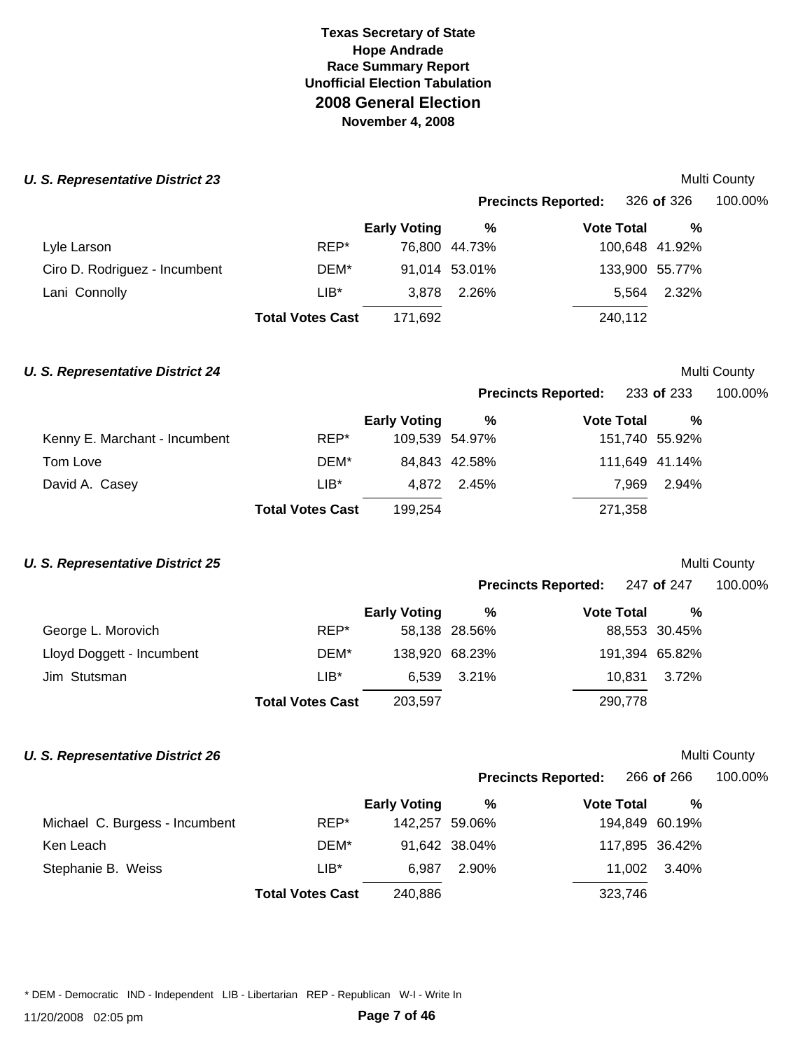**Texas Secretary of State**
**Hope Andrade**
**Race Summary Report**
**Unofficial Election Tabulation**

## 2008 General Election

**November 4, 2008**

### *U. S. Representative District 23*

Multi County

**Precincts Reported:** 326 **of** 326 100.00%

| | | Early Voting | % | Vote Total | % |
|---|---|---|---|---|---|
| Lyle Larson | REP* | 76,800 | 44.73% | 100,648 | 41.92% |
| Ciro D. Rodriguez - Incumbent | DEM* | 91,014 | 53.01% | 133,900 | 55.77% |
| Lani Connolly | LIB* | 3,878 | 2.26% | 5,564 | 2.32% |
| | **Total Votes Cast** | 171,692 | | 240,112 | |

### *U. S. Representative District 24*

Multi County

**Precincts Reported:** 233 **of** 233 100.00%

| | | Early Voting | % | Vote Total | % |
|---|---|---|---|---|---|
| Kenny E. Marchant - Incumbent | REP* | 109,539 | 54.97% | 151,740 | 55.92% |
| Tom Love | DEM* | 84,843 | 42.58% | 111,649 | 41.14% |
| David A. Casey | LIB* | 4,872 | 2.45% | 7,969 | 2.94% |
| | **Total Votes Cast** | 199,254 | | 271,358 | |

### *U. S. Representative District 25*

Multi County

**Precincts Reported:** 247 **of** 247 100.00%

| | | Early Voting | % | Vote Total | % |
|---|---|---|---|---|---|
| George L. Morovich | REP* | 58,138 | 28.56% | 88,553 | 30.45% |
| Lloyd Doggett - Incumbent | DEM* | 138,920 | 68.23% | 191,394 | 65.82% |
| Jim Stutsman | LIB* | 6,539 | 3.21% | 10,831 | 3.72% |
| | **Total Votes Cast** | 203,597 | | 290,778 | |

### *U. S. Representative District 26*

Multi County

**Precincts Reported:** 266 **of** 266 100.00%

| | | Early Voting | % | Vote Total | % |
|---|---|---|---|---|---|
| Michael C. Burgess - Incumbent | REP* | 142,257 | 59.06% | 194,849 | 60.19% |
| Ken Leach | DEM* | 91,642 | 38.04% | 117,895 | 36.42% |
| Stephanie B. Weiss | LIB* | 6,987 | 2.90% | 11,002 | 3.40% |
| | **Total Votes Cast** | 240,886 | | 323,746 | |

\* DEM - Democratic IND - Independent LIB - Libertarian REP - Republican W-I - Write In

11/20/2008 02:05 pm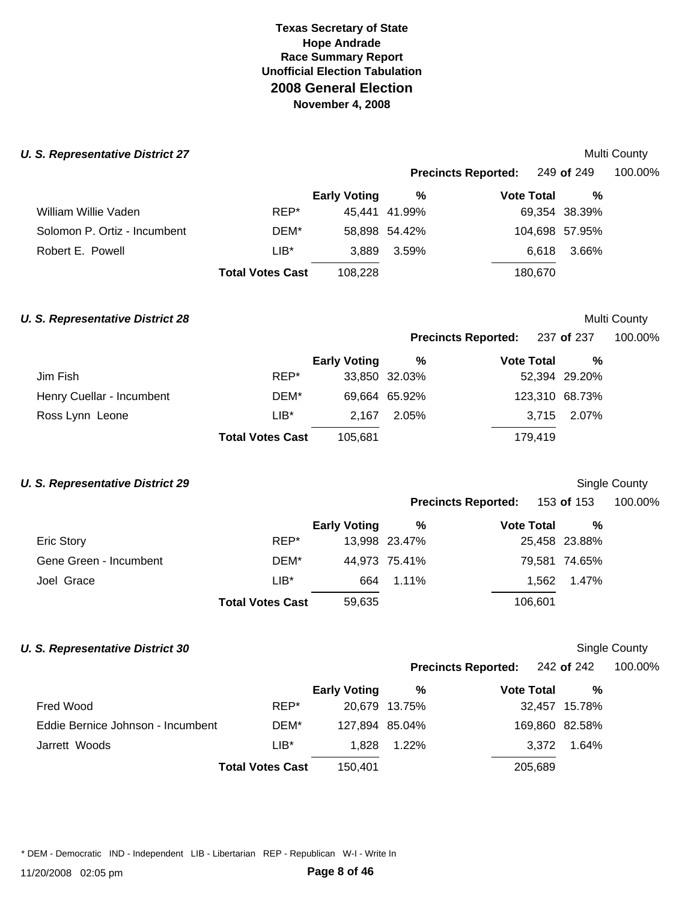**Texas Secretary of State**
**Hope Andrade**
**Race Summary Report**
**Unofficial Election Tabulation**
## 2008 General Election
**November 4, 2008**

### *U. S. Representative District 27*

Multi County

**Precincts Reported:** 249 **of** 249 100.00%

| | | Early Voting | % | Vote Total | % |
|---|---|---|---|---|---|
| William Willie Vaden | REP* | 45,441 | 41.99% | 69,354 | 38.39% |
| Solomon P. Ortiz - Incumbent | DEM* | 58,898 | 54.42% | 104,698 | 57.95% |
| Robert E. Powell | LIB* | 3,889 | 3.59% | 6,618 | 3.66% |
| | **Total Votes Cast** | 108,228 | | 180,670 | |

### *U. S. Representative District 28*

Multi County

**Precincts Reported:** 237 **of** 237 100.00%

| | | Early Voting | % | Vote Total | % |
|---|---|---|---|---|---|
| Jim Fish | REP* | 33,850 | 32.03% | 52,394 | 29.20% |
| Henry Cuellar - Incumbent | DEM* | 69,664 | 65.92% | 123,310 | 68.73% |
| Ross Lynn Leone | LIB* | 2,167 | 2.05% | 3,715 | 2.07% |
| | **Total Votes Cast** | 105,681 | | 179,419 | |

### *U. S. Representative District 29*

Single County

**Precincts Reported:** 153 **of** 153 100.00%

| | | Early Voting | % | Vote Total | % |
|---|---|---|---|---|---|
| Eric Story | REP* | 13,998 | 23.47% | 25,458 | 23.88% |
| Gene Green - Incumbent | DEM* | 44,973 | 75.41% | 79,581 | 74.65% |
| Joel Grace | LIB* | 664 | 1.11% | 1,562 | 1.47% |
| | **Total Votes Cast** | 59,635 | | 106,601 | |

### *U. S. Representative District 30*

Single County

**Precincts Reported:** 242 **of** 242 100.00%

| | | Early Voting | % | Vote Total | % |
|---|---|---|---|---|---|
| Fred Wood | REP* | 20,679 | 13.75% | 32,457 | 15.78% |
| Eddie Bernice Johnson - Incumbent | DEM* | 127,894 | 85.04% | 169,860 | 82.58% |
| Jarrett Woods | LIB* | 1,828 | 1.22% | 3,372 | 1.64% |
| | **Total Votes Cast** | 150,401 | | 205,689 | |

* DEM - Democratic IND - Independent LIB - Libertarian REP - Republican W-I - Write In

11/20/2008 02:05 pm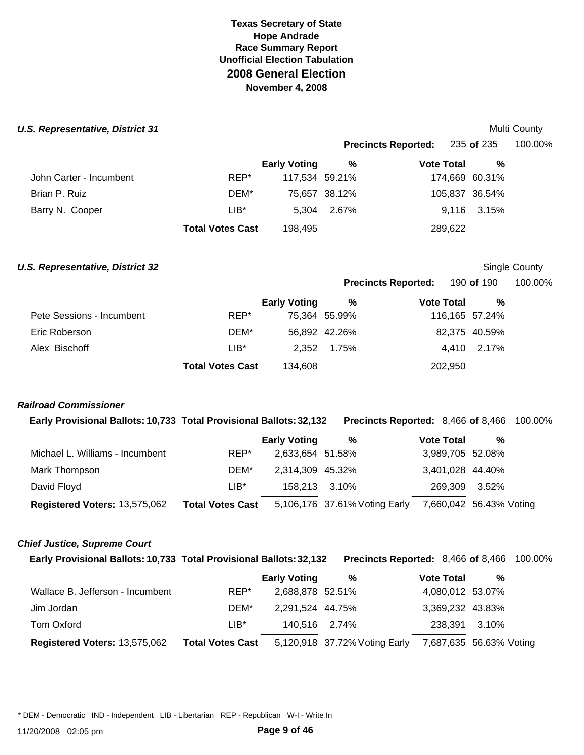# Texas Secretary of State
## Hope Andrade
### Race Summary Report
### Unofficial Election Tabulation
## 2008 General Election
### November 4, 2008

#### *U.S. Representative, District 31*

Multi County

**Precincts Reported:** 235 **of** 235 100.00%

| | | Early Voting | % | Vote Total | % |
|---|---|---|---|---|---|
| John Carter - Incumbent | REP* | 117,534 | 59.21% | 174,669 | 60.31% |
| Brian P. Ruiz | DEM* | 75,657 | 38.12% | 105,837 | 36.54% |
| Barry N. Cooper | LIB* | 5,304 | 2.67% | 9,116 | 3.15% |
| | **Total Votes Cast** | 198,495 | | 289,622 | |

#### *U.S. Representative, District 32*

Single County

**Precincts Reported:** 190 **of** 190 100.00%

| | | Early Voting | % | Vote Total | % |
|---|---|---|---|---|---|
| Pete Sessions - Incumbent | REP* | 75,364 | 55.99% | 116,165 | 57.24% |
| Eric Roberson | DEM* | 56,892 | 42.26% | 82,375 | 40.59% |
| Alex Bischoff | LIB* | 2,352 | 1.75% | 4,410 | 2.17% |
| | **Total Votes Cast** | 134,608 | | 202,950 | |

#### *Railroad Commissioner*

**Early Provisional Ballots:** 10,733 **Total Provisional Ballots:** 32,132 **Precincts Reported:** 8,466 **of** 8,466 100.00%

| | | Early Voting | % | Vote Total | % |
|---|---|---|---|---|---|
| Michael L. Williams - Incumbent | REP* | 2,633,654 | 51.58% | 3,989,705 | 52.08% |
| Mark Thompson | DEM* | 2,314,309 | 45.32% | 3,401,028 | 44.40% |
| David Floyd | LIB* | 158,213 | 3.10% | 269,309 | 3.52% |
| **Registered Voters:** 13,575,062 | **Total Votes Cast** | 5,106,176 | 37.61% Voting Early | 7,660,042 | 56.43% Voting |

#### *Chief Justice, Supreme Court*

**Early Provisional Ballots:** 10,733 **Total Provisional Ballots:** 32,132 **Precincts Reported:** 8,466 **of** 8,466 100.00%

| | | Early Voting | % | Vote Total | % |
|---|---|---|---|---|---|
| Wallace B. Jefferson - Incumbent | REP* | 2,688,878 | 52.51% | 4,080,012 | 53.07% |
| Jim Jordan | DEM* | 2,291,524 | 44.75% | 3,369,232 | 43.83% |
| Tom Oxford | LIB* | 140,516 | 2.74% | 238,391 | 3.10% |
| **Registered Voters:** 13,575,062 | **Total Votes Cast** | 5,120,918 | 37.72% Voting Early | 7,687,635 | 56.63% Voting |

* DEM - Democratic IND - Independent LIB - Libertarian REP - Republican W-I - Write In

11/20/2008 02:05 pm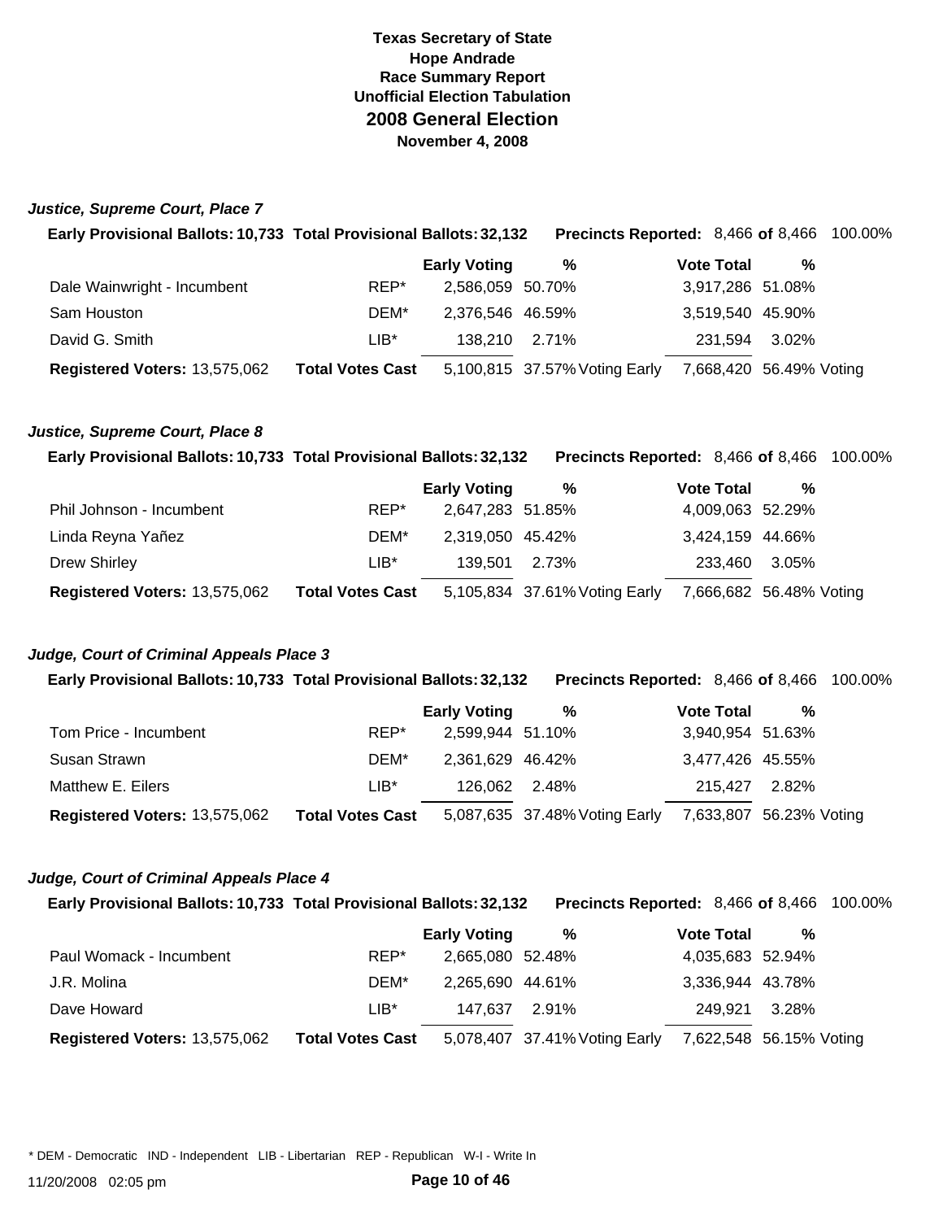**Texas Secretary of State**
**Hope Andrade**
**Race Summary Report**
**Unofficial Election Tabulation**
## 2008 General Election
**November 4, 2008**

### *Justice, Supreme Court, Place 7*

**Early Provisional Ballots:** 10,733 **Total Provisional Ballots:** 32,132 **Precincts Reported:** 8,466 **of** 8,466 100.00%

| | | Early Voting | % | | Vote Total | % | |
|---|---|---|---|---|---|---|---|
| Dale Wainwright - Incumbent | REP* | 2,586,059 | 50.70% | | 3,917,286 | 51.08% | |
| Sam Houston | DEM* | 2,376,546 | 46.59% | | 3,519,540 | 45.90% | |
| David G. Smith | LIB* | 138,210 | 2.71% | | 231,594 | 3.02% | |
| **Registered Voters:** 13,575,062 | **Total Votes Cast** | 5,100,815 | 37.57% | Voting Early | 7,668,420 | 56.49% | Voting |

### *Justice, Supreme Court, Place 8*

**Early Provisional Ballots:** 10,733 **Total Provisional Ballots:** 32,132 **Precincts Reported:** 8,466 **of** 8,466 100.00%

| | | Early Voting | % | | Vote Total | % | |
|---|---|---|---|---|---|---|---|
| Phil Johnson - Incumbent | REP* | 2,647,283 | 51.85% | | 4,009,063 | 52.29% | |
| Linda Reyna Yañez | DEM* | 2,319,050 | 45.42% | | 3,424,159 | 44.66% | |
| Drew Shirley | LIB* | 139,501 | 2.73% | | 233,460 | 3.05% | |
| **Registered Voters:** 13,575,062 | **Total Votes Cast** | 5,105,834 | 37.61% | Voting Early | 7,666,682 | 56.48% | Voting |

### *Judge, Court of Criminal Appeals Place 3*

**Early Provisional Ballots:** 10,733 **Total Provisional Ballots:** 32,132 **Precincts Reported:** 8,466 **of** 8,466 100.00%

| | | Early Voting | % | | Vote Total | % | |
|---|---|---|---|---|---|---|---|
| Tom Price - Incumbent | REP* | 2,599,944 | 51.10% | | 3,940,954 | 51.63% | |
| Susan Strawn | DEM* | 2,361,629 | 46.42% | | 3,477,426 | 45.55% | |
| Matthew E. Eilers | LIB* | 126,062 | 2.48% | | 215,427 | 2.82% | |
| **Registered Voters:** 13,575,062 | **Total Votes Cast** | 5,087,635 | 37.48% | Voting Early | 7,633,807 | 56.23% | Voting |

### *Judge, Court of Criminal Appeals Place 4*

**Early Provisional Ballots:** 10,733 **Total Provisional Ballots:** 32,132 **Precincts Reported:** 8,466 **of** 8,466 100.00%

| | | Early Voting | % | | Vote Total | % | |
|---|---|---|---|---|---|---|---|
| Paul Womack - Incumbent | REP* | 2,665,080 | 52.48% | | 4,035,683 | 52.94% | |
| J.R. Molina | DEM* | 2,265,690 | 44.61% | | 3,336,944 | 43.78% | |
| Dave Howard | LIB* | 147,637 | 2.91% | | 249,921 | 3.28% | |
| **Registered Voters:** 13,575,062 | **Total Votes Cast** | 5,078,407 | 37.41% | Voting Early | 7,622,548 | 56.15% | Voting |

* DEM - Democratic IND - Independent LIB - Libertarian REP - Republican W-I - Write In

11/20/2008 02:05 pm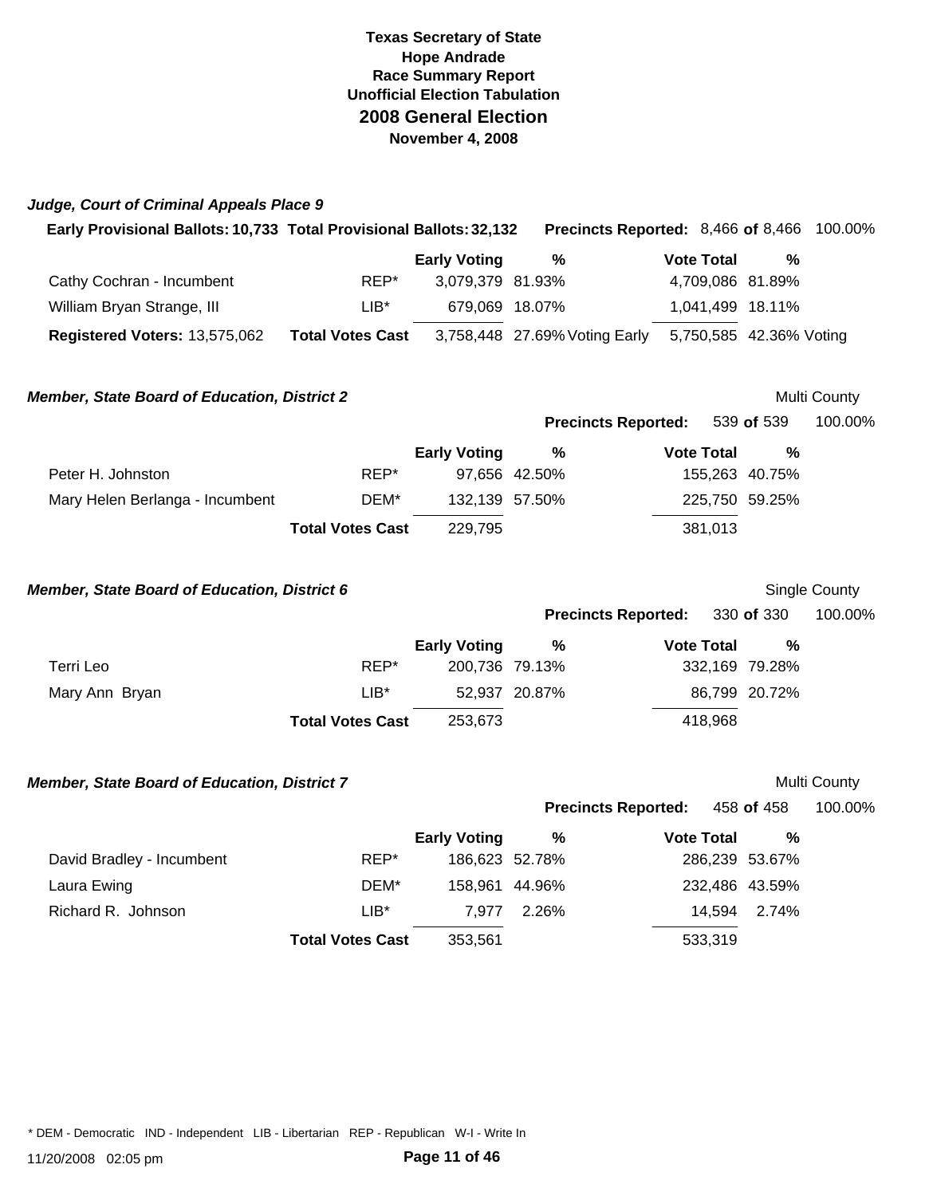**Texas Secretary of State**
**Hope Andrade**
**Race Summary Report**
**Unofficial Election Tabulation**
## 2008 General Election
**November 4, 2008**

### *Judge, Court of Criminal Appeals Place 9*

**Early Provisional Ballots:** 10,733 **Total Provisional Ballots:** 32,132 **Precincts Reported:** 8,466 **of** 8,466 100.00%

| | | Early Voting | % | Vote Total | % |
|---|---|---|---|---|---|
| Cathy Cochran - Incumbent | REP* | 3,079,379 | 81.93% | 4,709,086 | 81.89% |
| William Bryan Strange, III | LIB* | 679,069 | 18.07% | 1,041,499 | 18.11% |
| **Registered Voters:** 13,575,062 | **Total Votes Cast** | 3,758,448 | 27.69% Voting Early | 5,750,585 | 42.36% Voting |

### *Member, State Board of Education, District 2*

Multi County

**Precincts Reported:** 539 **of** 539 100.00%

| | | Early Voting | % | Vote Total | % |
|---|---|---|---|---|---|
| Peter H. Johnston | REP* | 97,656 | 42.50% | 155,263 | 40.75% |
| Mary Helen Berlanga - Incumbent | DEM* | 132,139 | 57.50% | 225,750 | 59.25% |
| | **Total Votes Cast** | 229,795 | | 381,013 | |

### *Member, State Board of Education, District 6*

Single County

**Precincts Reported:** 330 **of** 330 100.00%

| | | Early Voting | % | Vote Total | % |
|---|---|---|---|---|---|
| Terri Leo | REP* | 200,736 | 79.13% | 332,169 | 79.28% |
| Mary Ann Bryan | LIB* | 52,937 | 20.87% | 86,799 | 20.72% |
| | **Total Votes Cast** | 253,673 | | 418,968 | |

### *Member, State Board of Education, District 7*

Multi County

**Precincts Reported:** 458 **of** 458 100.00%

| | | Early Voting | % | Vote Total | % |
|---|---|---|---|---|---|
| David Bradley - Incumbent | REP* | 186,623 | 52.78% | 286,239 | 53.67% |
| Laura Ewing | DEM* | 158,961 | 44.96% | 232,486 | 43.59% |
| Richard R. Johnson | LIB* | 7,977 | 2.26% | 14,594 | 2.74% |
| | **Total Votes Cast** | 353,561 | | 533,319 | |

\* DEM - Democratic IND - Independent LIB - Libertarian REP - Republican W-I - Write In

11/20/2008 02:05 pm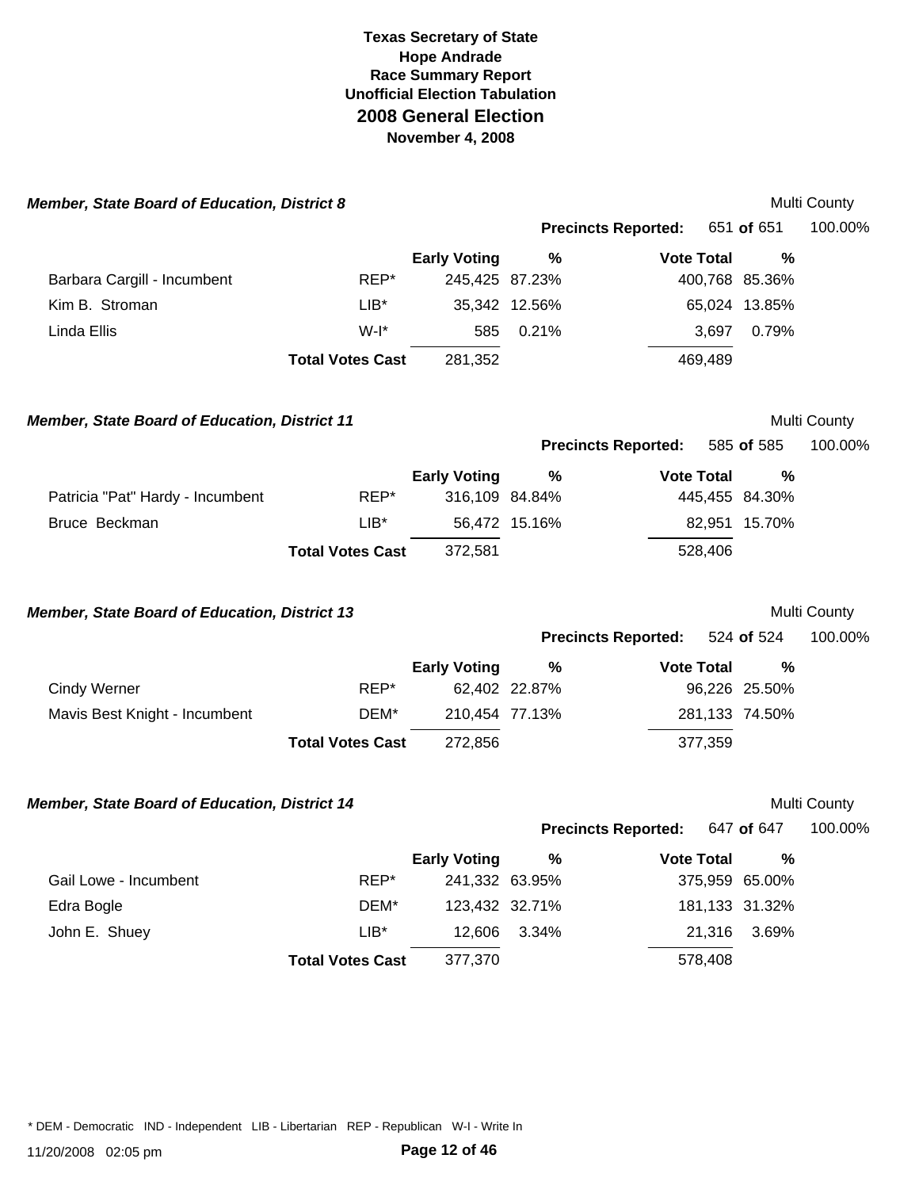**Texas Secretary of State**
**Hope Andrade**
**Race Summary Report**
**Unofficial Election Tabulation**
## 2008 General Election
**November 4, 2008**

### *Member, State Board of Education, District 8*

Multi County

**Precincts Reported:** 651 **of** 651 100.00%

| | | Early Voting | % | Vote Total | % |
|---|---|---|---|---|---|
| Barbara Cargill - Incumbent | REP* | 245,425 | 87.23% | 400,768 | 85.36% |
| Kim B. Stroman | LIB* | 35,342 | 12.56% | 65,024 | 13.85% |
| Linda Ellis | W-I* | 585 | 0.21% | 3,697 | 0.79% |
| | **Total Votes Cast** | 281,352 | | 469,489 | |

### *Member, State Board of Education, District 11*

Multi County

**Precincts Reported:** 585 **of** 585 100.00%

| | | Early Voting | % | Vote Total | % |
|---|---|---|---|---|---|
| Patricia "Pat" Hardy - Incumbent | REP* | 316,109 | 84.84% | 445,455 | 84.30% |
| Bruce Beckman | LIB* | 56,472 | 15.16% | 82,951 | 15.70% |
| | **Total Votes Cast** | 372,581 | | 528,406 | |

### *Member, State Board of Education, District 13*

Multi County

**Precincts Reported:** 524 **of** 524 100.00%

| | | Early Voting | % | Vote Total | % |
|---|---|---|---|---|---|
| Cindy Werner | REP* | 62,402 | 22.87% | 96,226 | 25.50% |
| Mavis Best Knight - Incumbent | DEM* | 210,454 | 77.13% | 281,133 | 74.50% |
| | **Total Votes Cast** | 272,856 | | 377,359 | |

### *Member, State Board of Education, District 14*

Multi County

**Precincts Reported:** 647 **of** 647 100.00%

| | | Early Voting | % | Vote Total | % |
|---|---|---|---|---|---|
| Gail Lowe - Incumbent | REP* | 241,332 | 63.95% | 375,959 | 65.00% |
| Edra Bogle | DEM* | 123,432 | 32.71% | 181,133 | 31.32% |
| John E. Shuey | LIB* | 12,606 | 3.34% | 21,316 | 3.69% |
| | **Total Votes Cast** | 377,370 | | 578,408 | |

* DEM - Democratic IND - Independent LIB - Libertarian REP - Republican W-I - Write In

11/20/2008 02:05 pm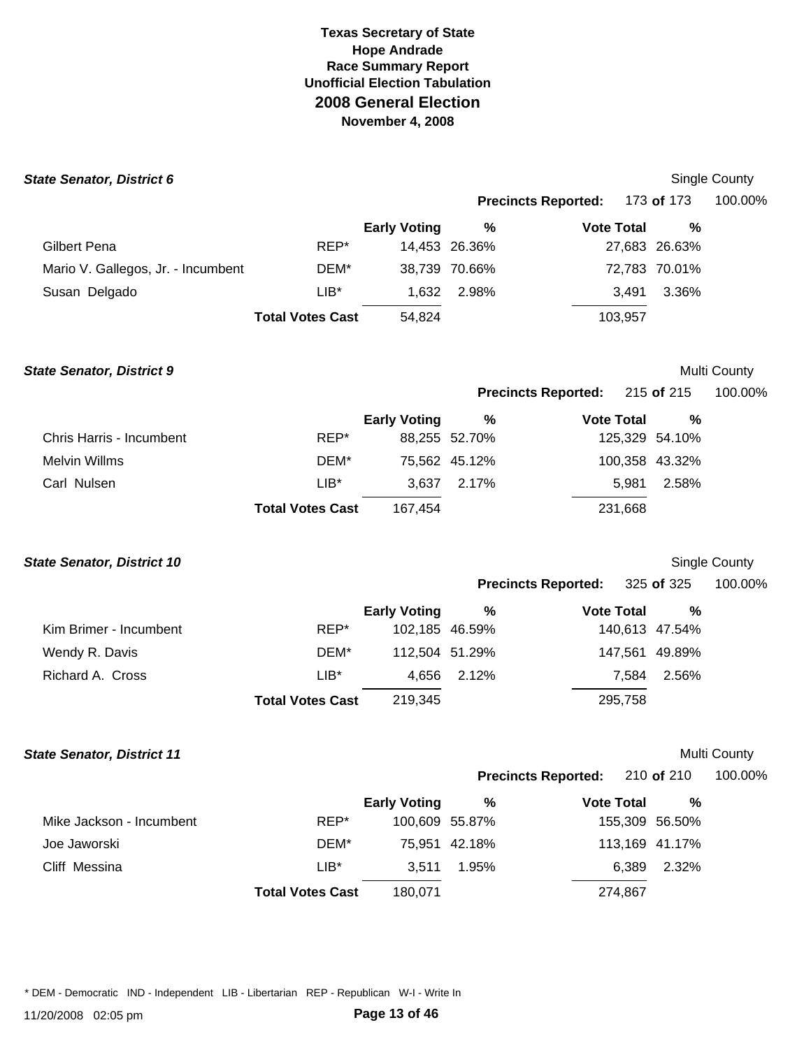**Texas Secretary of State**
**Hope Andrade**
**Race Summary Report**
**Unofficial Election Tabulation**
## 2008 General Election
**November 4, 2008**

### State Senator, District 6

Single County

**Precincts Reported:** 173 **of** 173 100.00%

| | | Early Voting | % | Vote Total | % |
|---|---|---|---|---|---|
| Gilbert Pena | REP* | 14,453 | 26.36% | 27,683 | 26.63% |
| Mario V. Gallegos, Jr. - Incumbent | DEM* | 38,739 | 70.66% | 72,783 | 70.01% |
| Susan Delgado | LIB* | 1,632 | 2.98% | 3,491 | 3.36% |
| | **Total Votes Cast** | 54,824 | | 103,957 | |

### State Senator, District 9

Multi County

**Precincts Reported:** 215 **of** 215 100.00%

| | | Early Voting | % | Vote Total | % |
|---|---|---|---|---|---|
| Chris Harris - Incumbent | REP* | 88,255 | 52.70% | 125,329 | 54.10% |
| Melvin Willms | DEM* | 75,562 | 45.12% | 100,358 | 43.32% |
| Carl Nulsen | LIB* | 3,637 | 2.17% | 5,981 | 2.58% |
| | **Total Votes Cast** | 167,454 | | 231,668 | |

### State Senator, District 10

Single County

**Precincts Reported:** 325 **of** 325 100.00%

| | | Early Voting | % | Vote Total | % |
|---|---|---|---|---|---|
| Kim Brimer - Incumbent | REP* | 102,185 | 46.59% | 140,613 | 47.54% |
| Wendy R. Davis | DEM* | 112,504 | 51.29% | 147,561 | 49.89% |
| Richard A. Cross | LIB* | 4,656 | 2.12% | 7,584 | 2.56% |
| | **Total Votes Cast** | 219,345 | | 295,758 | |

### State Senator, District 11

Multi County

**Precincts Reported:** 210 **of** 210 100.00%

| | | Early Voting | % | Vote Total | % |
|---|---|---|---|---|---|
| Mike Jackson - Incumbent | REP* | 100,609 | 55.87% | 155,309 | 56.50% |
| Joe Jaworski | DEM* | 75,951 | 42.18% | 113,169 | 41.17% |
| Cliff Messina | LIB* | 3,511 | 1.95% | 6,389 | 2.32% |
| | **Total Votes Cast** | 180,071 | | 274,867 | |

* DEM - Democratic IND - Independent LIB - Libertarian REP - Republican W-I - Write In

11/20/2008 02:05 pm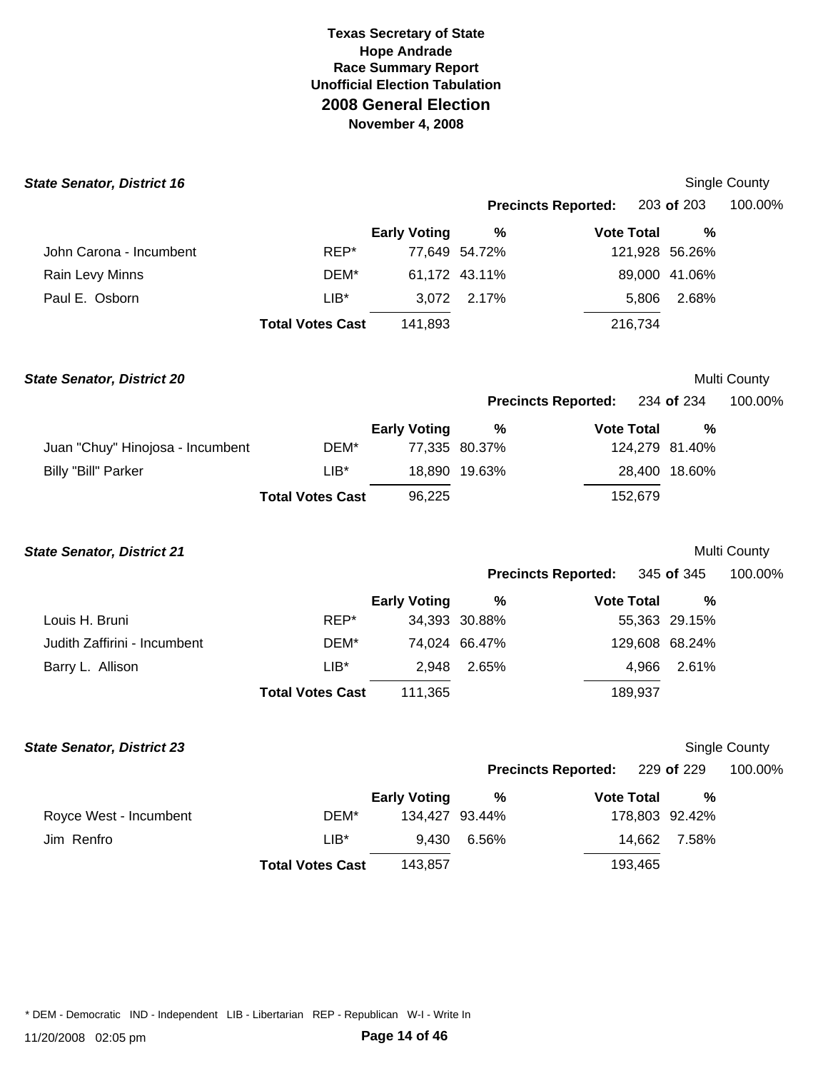**Texas Secretary of State**
**Hope Andrade**
**Race Summary Report**
**Unofficial Election Tabulation**
## 2008 General Election
**November 4, 2008**

### *State Senator, District 16*

Single County

**Precincts Reported:** 203 **of** 203 100.00%

| | | Early Voting | % | Vote Total | % |
|---|---|---|---|---|---|
| John Carona - Incumbent | REP* | 77,649 | 54.72% | 121,928 | 56.26% |
| Rain Levy Minns | DEM* | 61,172 | 43.11% | 89,000 | 41.06% |
| Paul E. Osborn | LIB* | 3,072 | 2.17% | 5,806 | 2.68% |
| | **Total Votes Cast** | 141,893 | | 216,734 | |

### *State Senator, District 20*

Multi County

**Precincts Reported:** 234 **of** 234 100.00%

| | | Early Voting | % | Vote Total | % |
|---|---|---|---|---|---|
| Juan "Chuy" Hinojosa - Incumbent | DEM* | 77,335 | 80.37% | 124,279 | 81.40% |
| Billy "Bill" Parker | LIB* | 18,890 | 19.63% | 28,400 | 18.60% |
| | **Total Votes Cast** | 96,225 | | 152,679 | |

### *State Senator, District 21*

Multi County

**Precincts Reported:** 345 **of** 345 100.00%

| | | Early Voting | % | Vote Total | % |
|---|---|---|---|---|---|
| Louis H. Bruni | REP* | 34,393 | 30.88% | 55,363 | 29.15% |
| Judith Zaffirini - Incumbent | DEM* | 74,024 | 66.47% | 129,608 | 68.24% |
| Barry L. Allison | LIB* | 2,948 | 2.65% | 4,966 | 2.61% |
| | **Total Votes Cast** | 111,365 | | 189,937 | |

### *State Senator, District 23*

Single County

**Precincts Reported:** 229 **of** 229 100.00%

| | | Early Voting | % | Vote Total | % |
|---|---|---|---|---|---|
| Royce West - Incumbent | DEM* | 134,427 | 93.44% | 178,803 | 92.42% |
| Jim Renfro | LIB* | 9,430 | 6.56% | 14,662 | 7.58% |
| | **Total Votes Cast** | 143,857 | | 193,465 | |

* DEM - Democratic IND - Independent LIB - Libertarian REP - Republican W-I - Write In

11/20/2008 02:05 pm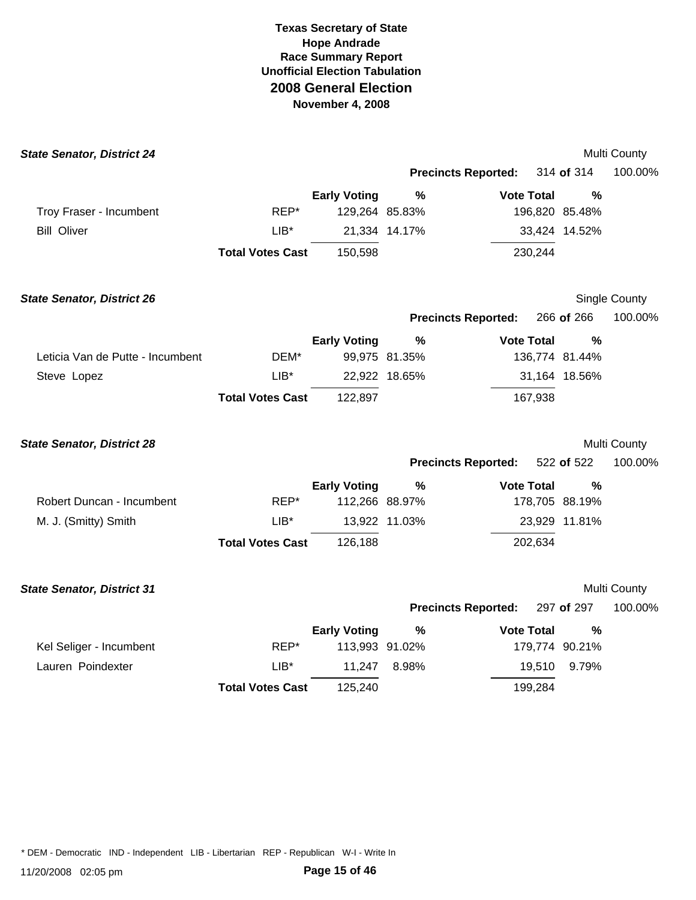# Texas Secretary of State
## Hope Andrade
## Race Summary Report
## Unofficial Election Tabulation
## 2008 General Election
## November 4, 2008

### *State Senator, District 24*

Multi County

**Precincts Reported:** 314 **of** 314 100.00%

| Candidate | Party | Early Voting | % | Vote Total | % |
|---|---|---|---|---|---|
| Troy Fraser - Incumbent | REP* | 129,264 | 85.83% | 196,820 | 85.48% |
| Bill Oliver | LIB* | 21,334 | 14.17% | 33,424 | 14.52% |
| | **Total Votes Cast** | 150,598 | | 230,244 | |

### *State Senator, District 26*

Single County

**Precincts Reported:** 266 **of** 266 100.00%

| Candidate | Party | Early Voting | % | Vote Total | % |
|---|---|---|---|---|---|
| Leticia Van de Putte - Incumbent | DEM* | 99,975 | 81.35% | 136,774 | 81.44% |
| Steve Lopez | LIB* | 22,922 | 18.65% | 31,164 | 18.56% |
| | **Total Votes Cast** | 122,897 | | 167,938 | |

### *State Senator, District 28*

Multi County

**Precincts Reported:** 522 **of** 522 100.00%

| Candidate | Party | Early Voting | % | Vote Total | % |
|---|---|---|---|---|---|
| Robert Duncan - Incumbent | REP* | 112,266 | 88.97% | 178,705 | 88.19% |
| M. J. (Smitty) Smith | LIB* | 13,922 | 11.03% | 23,929 | 11.81% |
| | **Total Votes Cast** | 126,188 | | 202,634 | |

### *State Senator, District 31*

Multi County

**Precincts Reported:** 297 **of** 297 100.00%

| Candidate | Party | Early Voting | % | Vote Total | % |
|---|---|---|---|---|---|
| Kel Seliger - Incumbent | REP* | 113,993 | 91.02% | 179,774 | 90.21% |
| Lauren Poindexter | LIB* | 11,247 | 8.98% | 19,510 | 9.79% |
| | **Total Votes Cast** | 125,240 | | 199,284 | |

\* DEM - Democratic IND - Independent LIB - Libertarian REP - Republican W-I - Write In

11/20/2008 02:05 pm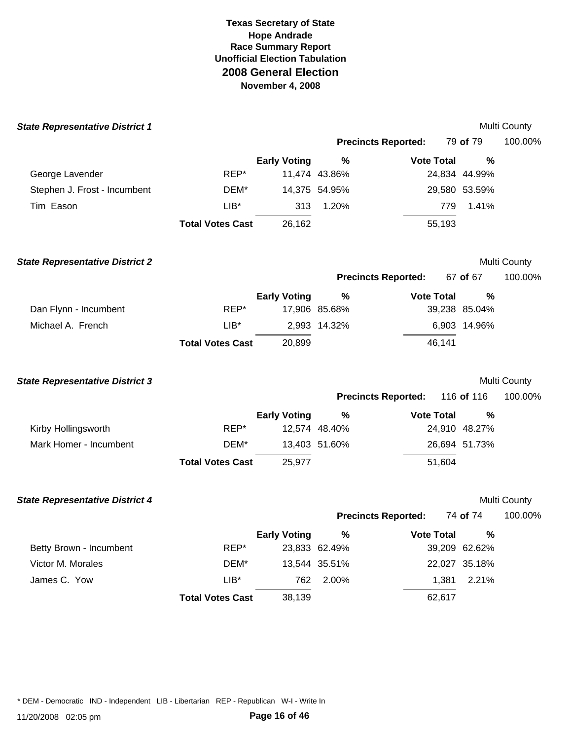**Texas Secretary of State**
**Hope Andrade**
**Race Summary Report**
**Unofficial Election Tabulation**
## 2008 General Election
**November 4, 2008**

### State Representative District 1

Multi County

**Precincts Reported:** 79 **of** 79 100.00%

| | | Early Voting | % | Vote Total | % |
|---|---|---|---|---|---|
| George Lavender | REP* | 11,474 | 43.86% | 24,834 | 44.99% |
| Stephen J. Frost - Incumbent | DEM* | 14,375 | 54.95% | 29,580 | 53.59% |
| Tim Eason | LIB* | 313 | 1.20% | 779 | 1.41% |
| | **Total Votes Cast** | 26,162 | | 55,193 | |

### State Representative District 2

Multi County

**Precincts Reported:** 67 **of** 67 100.00%

| | | Early Voting | % | Vote Total | % |
|---|---|---|---|---|---|
| Dan Flynn - Incumbent | REP* | 17,906 | 85.68% | 39,238 | 85.04% |
| Michael A. French | LIB* | 2,993 | 14.32% | 6,903 | 14.96% |
| | **Total Votes Cast** | 20,899 | | 46,141 | |

### State Representative District 3

Multi County

**Precincts Reported:** 116 **of** 116 100.00%

| | | Early Voting | % | Vote Total | % |
|---|---|---|---|---|---|
| Kirby Hollingsworth | REP* | 12,574 | 48.40% | 24,910 | 48.27% |
| Mark Homer - Incumbent | DEM* | 13,403 | 51.60% | 26,694 | 51.73% |
| | **Total Votes Cast** | 25,977 | | 51,604 | |

### State Representative District 4

Multi County

**Precincts Reported:** 74 **of** 74 100.00%

| | | Early Voting | % | Vote Total | % |
|---|---|---|---|---|---|
| Betty Brown - Incumbent | REP* | 23,833 | 62.49% | 39,209 | 62.62% |
| Victor M. Morales | DEM* | 13,544 | 35.51% | 22,027 | 35.18% |
| James C. Yow | LIB* | 762 | 2.00% | 1,381 | 2.21% |
| | **Total Votes Cast** | 38,139 | | 62,617 | |

* DEM - Democratic IND - Independent LIB - Libertarian REP - Republican W-I - Write In

11/20/2008 02:05 pm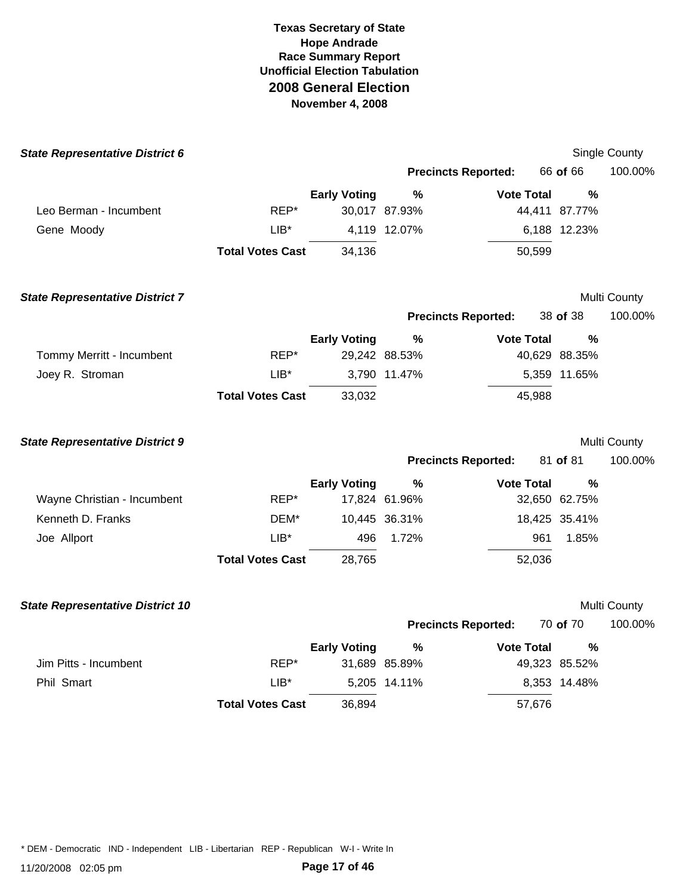**Texas Secretary of State**
**Hope Andrade**
**Race Summary Report**
**Unofficial Election Tabulation**

# 2008 General Election

**November 4, 2008**

### State Representative District 6

Single County

**Precincts Reported:** 66 **of** 66 100.00%

| | | Early Voting | % | Vote Total | % |
|---|---|---|---|---|---|
| Leo Berman - Incumbent | REP* | 30,017 | 87.93% | 44,411 | 87.77% |
| Gene Moody | LIB* | 4,119 | 12.07% | 6,188 | 12.23% |
| | **Total Votes Cast** | 34,136 | | 50,599 | |

### State Representative District 7

Multi County

**Precincts Reported:** 38 **of** 38 100.00%

| | | Early Voting | % | Vote Total | % |
|---|---|---|---|---|---|
| Tommy Merritt - Incumbent | REP* | 29,242 | 88.53% | 40,629 | 88.35% |
| Joey R. Stroman | LIB* | 3,790 | 11.47% | 5,359 | 11.65% |
| | **Total Votes Cast** | 33,032 | | 45,988 | |

### State Representative District 9

Multi County

**Precincts Reported:** 81 **of** 81 100.00%

| | | Early Voting | % | Vote Total | % |
|---|---|---|---|---|---|
| Wayne Christian - Incumbent | REP* | 17,824 | 61.96% | 32,650 | 62.75% |
| Kenneth D. Franks | DEM* | 10,445 | 36.31% | 18,425 | 35.41% |
| Joe Allport | LIB* | 496 | 1.72% | 961 | 1.85% |
| | **Total Votes Cast** | 28,765 | | 52,036 | |

### State Representative District 10

Multi County

**Precincts Reported:** 70 **of** 70 100.00%

| | | Early Voting | % | Vote Total | % |
|---|---|---|---|---|---|
| Jim Pitts - Incumbent | REP* | 31,689 | 85.89% | 49,323 | 85.52% |
| Phil Smart | LIB* | 5,205 | 14.11% | 8,353 | 14.48% |
| | **Total Votes Cast** | 36,894 | | 57,676 | |

* DEM - Democratic IND - Independent LIB - Libertarian REP - Republican W-I - Write In

11/20/2008 02:05 pm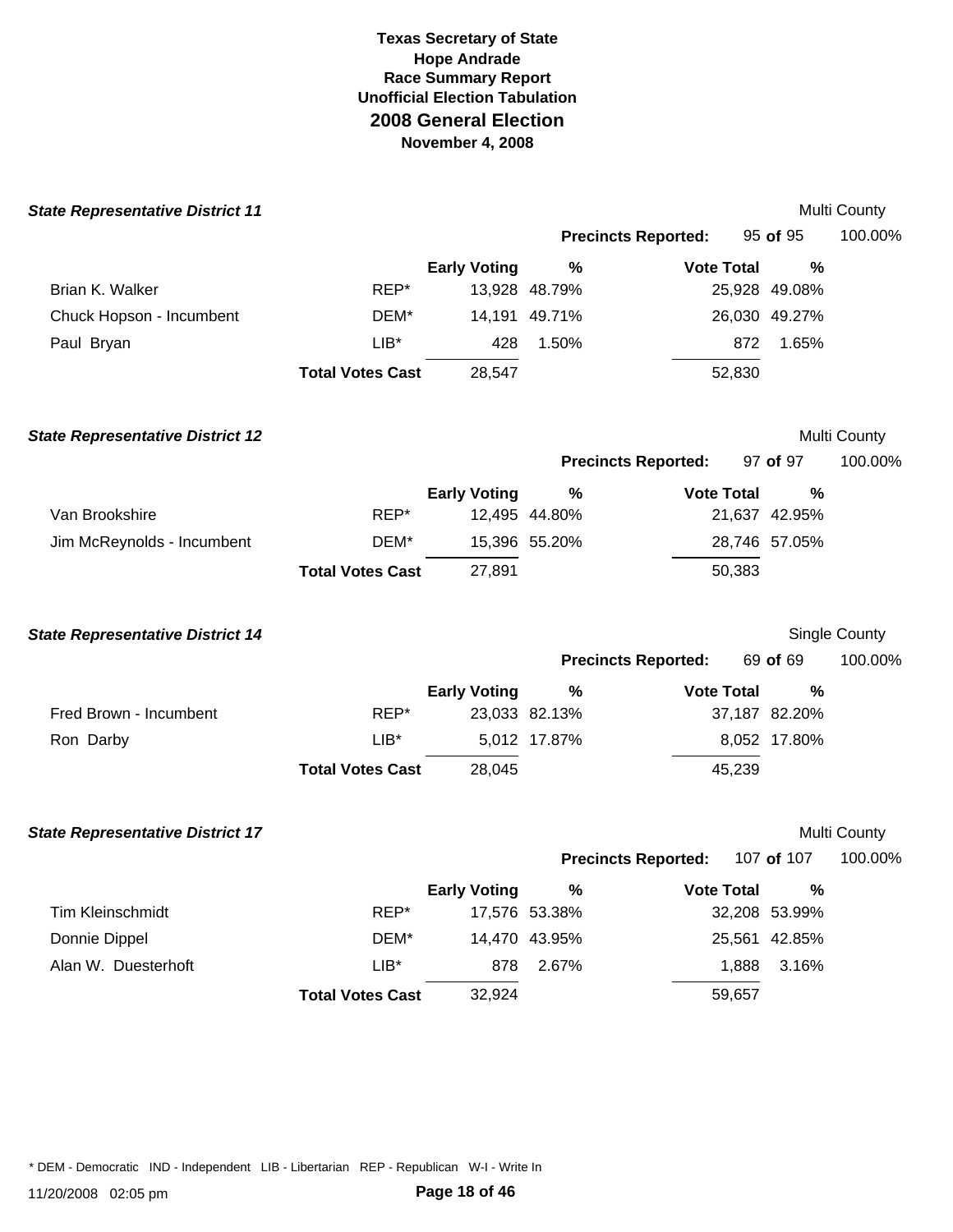**Texas Secretary of State**
**Hope Andrade**
**Race Summary Report**
**Unofficial Election Tabulation**

# 2008 General Election

**November 4, 2008**

### *State Representative District 11*

Multi County

**Precincts Reported:** 95 **of** 95 100.00%

| | | Early Voting | % | Vote Total | % |
|---|---|---|---|---|---|
| Brian K. Walker | REP* | 13,928 | 48.79% | 25,928 | 49.08% |
| Chuck Hopson - Incumbent | DEM* | 14,191 | 49.71% | 26,030 | 49.27% |
| Paul Bryan | LIB* | 428 | 1.50% | 872 | 1.65% |
| | **Total Votes Cast** | 28,547 | | 52,830 | |

### *State Representative District 12*

Multi County

**Precincts Reported:** 97 **of** 97 100.00%

| | | Early Voting | % | Vote Total | % |
|---|---|---|---|---|---|
| Van Brookshire | REP* | 12,495 | 44.80% | 21,637 | 42.95% |
| Jim McReynolds - Incumbent | DEM* | 15,396 | 55.20% | 28,746 | 57.05% |
| | **Total Votes Cast** | 27,891 | | 50,383 | |

### *State Representative District 14*

Single County

**Precincts Reported:** 69 **of** 69 100.00%

| | | Early Voting | % | Vote Total | % |
|---|---|---|---|---|---|
| Fred Brown - Incumbent | REP* | 23,033 | 82.13% | 37,187 | 82.20% |
| Ron Darby | LIB* | 5,012 | 17.87% | 8,052 | 17.80% |
| | **Total Votes Cast** | 28,045 | | 45,239 | |

### *State Representative District 17*

Multi County

**Precincts Reported:** 107 **of** 107 100.00%

| | | Early Voting | % | Vote Total | % |
|---|---|---|---|---|---|
| Tim Kleinschmidt | REP* | 17,576 | 53.38% | 32,208 | 53.99% |
| Donnie Dippel | DEM* | 14,470 | 43.95% | 25,561 | 42.85% |
| Alan W. Duesterhoft | LIB* | 878 | 2.67% | 1,888 | 3.16% |
| | **Total Votes Cast** | 32,924 | | 59,657 | |

* DEM - Democratic IND - Independent LIB - Libertarian REP - Republican W-I - Write In

11/20/2008 02:05 pm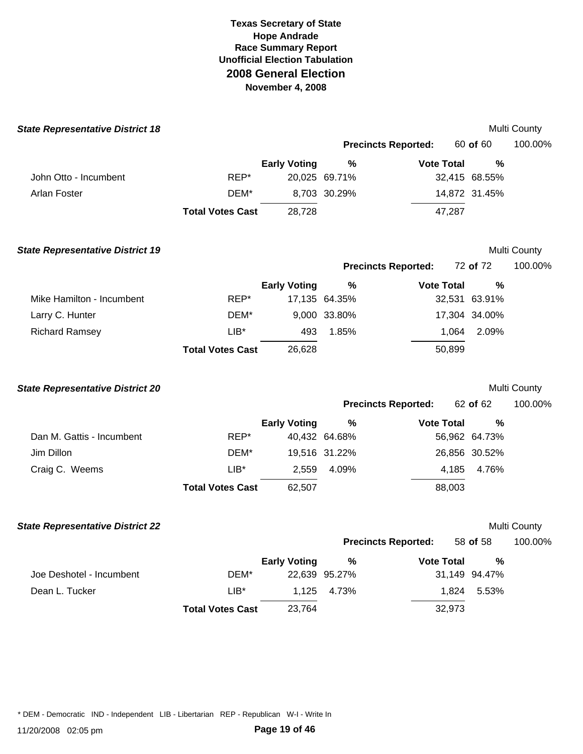**Texas Secretary of State**
**Hope Andrade**
**Race Summary Report**
**Unofficial Election Tabulation**
## 2008 General Election
**November 4, 2008**

### State Representative District 18

Multi County

**Precincts Reported:** 60 **of** 60 100.00%

| | | Early Voting | % | Vote Total | % |
|---|---|---|---|---|---|
| John Otto - Incumbent | REP* | 20,025 | 69.71% | 32,415 | 68.55% |
| Arlan Foster | DEM* | 8,703 | 30.29% | 14,872 | 31.45% |
| | **Total Votes Cast** | 28,728 | | 47,287 | |

### State Representative District 19

Multi County

**Precincts Reported:** 72 **of** 72 100.00%

| | | Early Voting | % | Vote Total | % |
|---|---|---|---|---|---|
| Mike Hamilton - Incumbent | REP* | 17,135 | 64.35% | 32,531 | 63.91% |
| Larry C. Hunter | DEM* | 9,000 | 33.80% | 17,304 | 34.00% |
| Richard Ramsey | LIB* | 493 | 1.85% | 1,064 | 2.09% |
| | **Total Votes Cast** | 26,628 | | 50,899 | |

### State Representative District 20

Multi County

**Precincts Reported:** 62 **of** 62 100.00%

| | | Early Voting | % | Vote Total | % |
|---|---|---|---|---|---|
| Dan M. Gattis - Incumbent | REP* | 40,432 | 64.68% | 56,962 | 64.73% |
| Jim Dillon | DEM* | 19,516 | 31.22% | 26,856 | 30.52% |
| Craig C. Weems | LIB* | 2,559 | 4.09% | 4,185 | 4.76% |
| | **Total Votes Cast** | 62,507 | | 88,003 | |

### State Representative District 22

Multi County

**Precincts Reported:** 58 **of** 58 100.00%

| | | Early Voting | % | Vote Total | % |
|---|---|---|---|---|---|
| Joe Deshotel - Incumbent | DEM* | 22,639 | 95.27% | 31,149 | 94.47% |
| Dean L. Tucker | LIB* | 1,125 | 4.73% | 1,824 | 5.53% |
| | **Total Votes Cast** | 23,764 | | 32,973 | |

* DEM - Democratic IND - Independent LIB - Libertarian REP - Republican W-I - Write In

11/20/2008 02:05 pm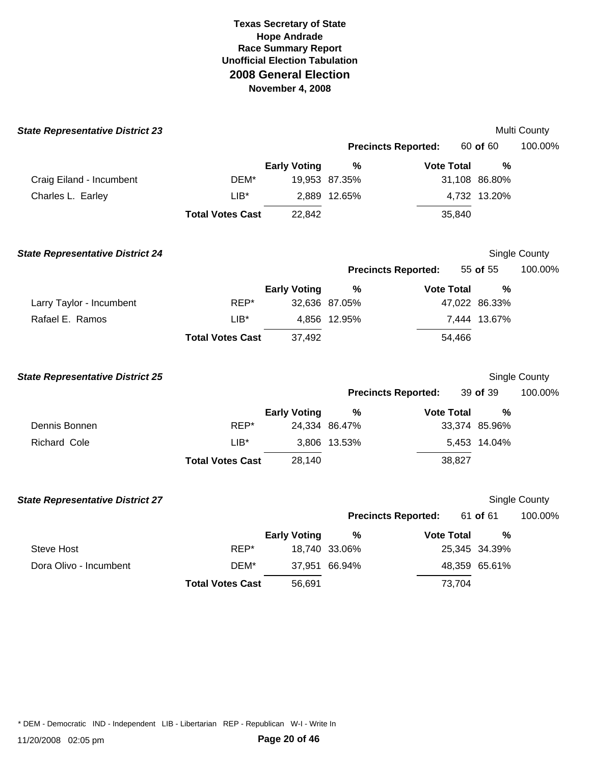**Texas Secretary of State**
**Hope Andrade**
**Race Summary Report**
**Unofficial Election Tabulation**
## 2008 General Election
**November 4, 2008**

### State Representative District 23

Multi County

**Precincts Reported:** 60 **of** 60 — 100.00%

| Candidate | Party | Early Voting | % | Vote Total | % |
|---|---|---|---|---|---|
| Craig Eiland - Incumbent | DEM* | 19,953 | 87.35% | 31,108 | 86.80% |
| Charles L. Earley | LIB* | 2,889 | 12.65% | 4,732 | 13.20% |
| | **Total Votes Cast** | 22,842 | | 35,840 | |

### State Representative District 24

Single County

**Precincts Reported:** 55 **of** 55 — 100.00%

| Candidate | Party | Early Voting | % | Vote Total | % |
|---|---|---|---|---|---|
| Larry Taylor - Incumbent | REP* | 32,636 | 87.05% | 47,022 | 86.33% |
| Rafael E. Ramos | LIB* | 4,856 | 12.95% | 7,444 | 13.67% |
| | **Total Votes Cast** | 37,492 | | 54,466 | |

### State Representative District 25

Single County

**Precincts Reported:** 39 **of** 39 — 100.00%

| Candidate | Party | Early Voting | % | Vote Total | % |
|---|---|---|---|---|---|
| Dennis Bonnen | REP* | 24,334 | 86.47% | 33,374 | 85.96% |
| Richard Cole | LIB* | 3,806 | 13.53% | 5,453 | 14.04% |
| | **Total Votes Cast** | 28,140 | | 38,827 | |

### State Representative District 27

Single County

**Precincts Reported:** 61 **of** 61 — 100.00%

| Candidate | Party | Early Voting | % | Vote Total | % |
|---|---|---|---|---|---|
| Steve Host | REP* | 18,740 | 33.06% | 25,345 | 34.39% |
| Dora Olivo - Incumbent | DEM* | 37,951 | 66.94% | 48,359 | 65.61% |
| | **Total Votes Cast** | 56,691 | | 73,704 | |

* DEM - Democratic IND - Independent LIB - Libertarian REP - Republican W-I - Write In

11/20/2008 02:05 pm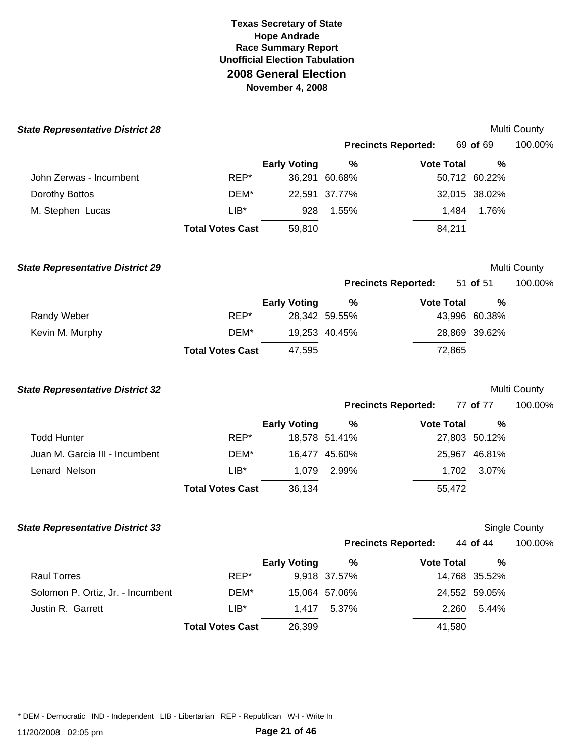# Texas Secretary of State
## Hope Andrade
## Race Summary Report
## Unofficial Election Tabulation
# 2008 General Election
## November 4, 2008

### State Representative District 28

Multi County

**Precincts Reported:** 69 **of** 69 100.00%

| Candidate | Party | Early Voting | % | Vote Total | % |
|---|---|---|---|---|---|
| John Zerwas - Incumbent | REP* | 36,291 | 60.68% | 50,712 | 60.22% |
| Dorothy Bottos | DEM* | 22,591 | 37.77% | 32,015 | 38.02% |
| M. Stephen Lucas | LIB* | 928 | 1.55% | 1,484 | 1.76% |
| | **Total Votes Cast** | 59,810 | | 84,211 | |

### State Representative District 29

Multi County

**Precincts Reported:** 51 **of** 51 100.00%

| Candidate | Party | Early Voting | % | Vote Total | % |
|---|---|---|---|---|---|
| Randy Weber | REP* | 28,342 | 59.55% | 43,996 | 60.38% |
| Kevin M. Murphy | DEM* | 19,253 | 40.45% | 28,869 | 39.62% |
| | **Total Votes Cast** | 47,595 | | 72,865 | |

### State Representative District 32

Multi County

**Precincts Reported:** 77 **of** 77 100.00%

| Candidate | Party | Early Voting | % | Vote Total | % |
|---|---|---|---|---|---|
| Todd Hunter | REP* | 18,578 | 51.41% | 27,803 | 50.12% |
| Juan M. Garcia III - Incumbent | DEM* | 16,477 | 45.60% | 25,967 | 46.81% |
| Lenard Nelson | LIB* | 1,079 | 2.99% | 1,702 | 3.07% |
| | **Total Votes Cast** | 36,134 | | 55,472 | |

### State Representative District 33

Single County

**Precincts Reported:** 44 **of** 44 100.00%

| Candidate | Party | Early Voting | % | Vote Total | % |
|---|---|---|---|---|---|
| Raul Torres | REP* | 9,918 | 37.57% | 14,768 | 35.52% |
| Solomon P. Ortiz, Jr. - Incumbent | DEM* | 15,064 | 57.06% | 24,552 | 59.05% |
| Justin R. Garrett | LIB* | 1,417 | 5.37% | 2,260 | 5.44% |
| | **Total Votes Cast** | 26,399 | | 41,580 | |

* DEM - Democratic IND - Independent LIB - Libertarian REP - Republican W-I - Write In

11/20/2008 02:05 pm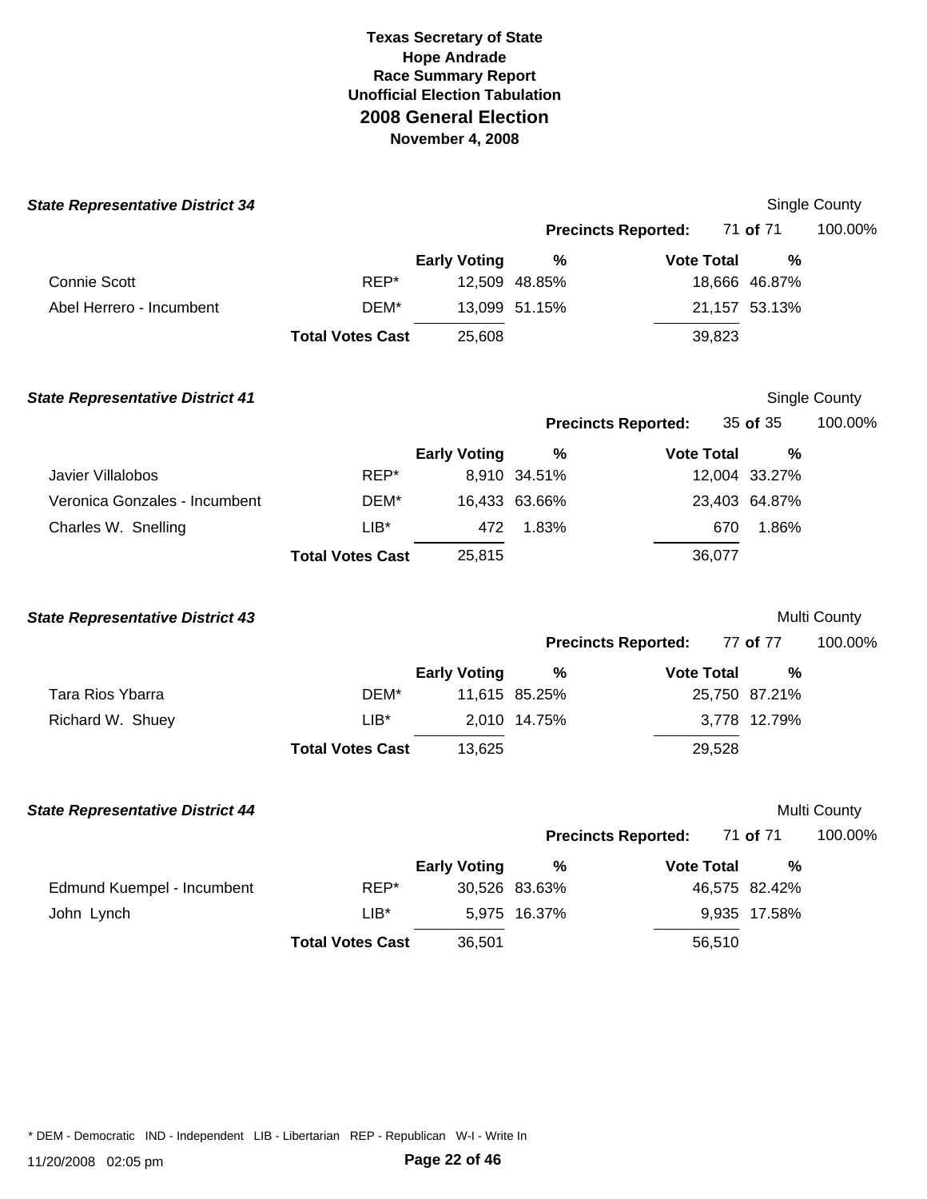**Texas Secretary of State**
**Hope Andrade**
**Race Summary Report**
**Unofficial Election Tabulation**
## 2008 General Election
**November 4, 2008**

### *State Representative District 34*

Single County

**Precincts Reported:** 71 **of** 71 100.00%

| | | Early Voting | % | Vote Total | % |
|---|---|---|---|---|---|
| Connie Scott | REP* | 12,509 | 48.85% | 18,666 | 46.87% |
| Abel Herrero - Incumbent | DEM* | 13,099 | 51.15% | 21,157 | 53.13% |
| | **Total Votes Cast** | 25,608 | | 39,823 | |

### *State Representative District 41*

Single County

**Precincts Reported:** 35 **of** 35 100.00%

| | | Early Voting | % | Vote Total | % |
|---|---|---|---|---|---|
| Javier Villalobos | REP* | 8,910 | 34.51% | 12,004 | 33.27% |
| Veronica Gonzales - Incumbent | DEM* | 16,433 | 63.66% | 23,403 | 64.87% |
| Charles W. Snelling | LIB* | 472 | 1.83% | 670 | 1.86% |
| | **Total Votes Cast** | 25,815 | | 36,077 | |

### *State Representative District 43*

Multi County

**Precincts Reported:** 77 **of** 77 100.00%

| | | Early Voting | % | Vote Total | % |
|---|---|---|---|---|---|
| Tara Rios Ybarra | DEM* | 11,615 | 85.25% | 25,750 | 87.21% |
| Richard W. Shuey | LIB* | 2,010 | 14.75% | 3,778 | 12.79% |
| | **Total Votes Cast** | 13,625 | | 29,528 | |

### *State Representative District 44*

Multi County

**Precincts Reported:** 71 **of** 71 100.00%

| | | Early Voting | % | Vote Total | % |
|---|---|---|---|---|---|
| Edmund Kuempel - Incumbent | REP* | 30,526 | 83.63% | 46,575 | 82.42% |
| John Lynch | LIB* | 5,975 | 16.37% | 9,935 | 17.58% |
| | **Total Votes Cast** | 36,501 | | 56,510 | |

* DEM - Democratic IND - Independent LIB - Libertarian REP - Republican W-I - Write In

11/20/2008 02:05 pm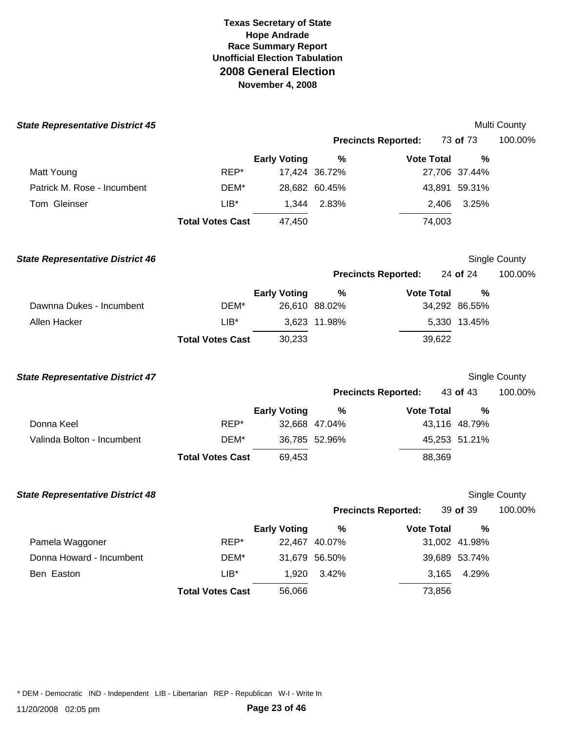# Texas Secretary of State
## Hope Andrade
## Race Summary Report
## Unofficial Election Tabulation
## 2008 General Election
**November 4, 2008**

### *State Representative District 45*

Multi County

**Precincts Reported:** 73 **of** 73 100.00%

| | | Early Voting | % | Vote Total | % |
|---|---|---|---|---|---|
| Matt Young | REP* | 17,424 | 36.72% | 27,706 | 37.44% |
| Patrick M. Rose - Incumbent | DEM* | 28,682 | 60.45% | 43,891 | 59.31% |
| Tom Gleinser | LIB* | 1,344 | 2.83% | 2,406 | 3.25% |
| | **Total Votes Cast** | 47,450 | | 74,003 | |

### *State Representative District 46*

Single County

**Precincts Reported:** 24 **of** 24 100.00%

| | | Early Voting | % | Vote Total | % |
|---|---|---|---|---|---|
| Dawnna Dukes - Incumbent | DEM* | 26,610 | 88.02% | 34,292 | 86.55% |
| Allen Hacker | LIB* | 3,623 | 11.98% | 5,330 | 13.45% |
| | **Total Votes Cast** | 30,233 | | 39,622 | |

### *State Representative District 47*

Single County

**Precincts Reported:** 43 **of** 43 100.00%

| | | Early Voting | % | Vote Total | % |
|---|---|---|---|---|---|
| Donna Keel | REP* | 32,668 | 47.04% | 43,116 | 48.79% |
| Valinda Bolton - Incumbent | DEM* | 36,785 | 52.96% | 45,253 | 51.21% |
| | **Total Votes Cast** | 69,453 | | 88,369 | |

### *State Representative District 48*

Single County

**Precincts Reported:** 39 **of** 39 100.00%

| | | Early Voting | % | Vote Total | % |
|---|---|---|---|---|---|
| Pamela Waggoner | REP* | 22,467 | 40.07% | 31,002 | 41.98% |
| Donna Howard - Incumbent | DEM* | 31,679 | 56.50% | 39,689 | 53.74% |
| Ben Easton | LIB* | 1,920 | 3.42% | 3,165 | 4.29% |
| | **Total Votes Cast** | 56,066 | | 73,856 | |

* DEM - Democratic IND - Independent LIB - Libertarian REP - Republican W-I - Write In

11/20/2008 02:05 pm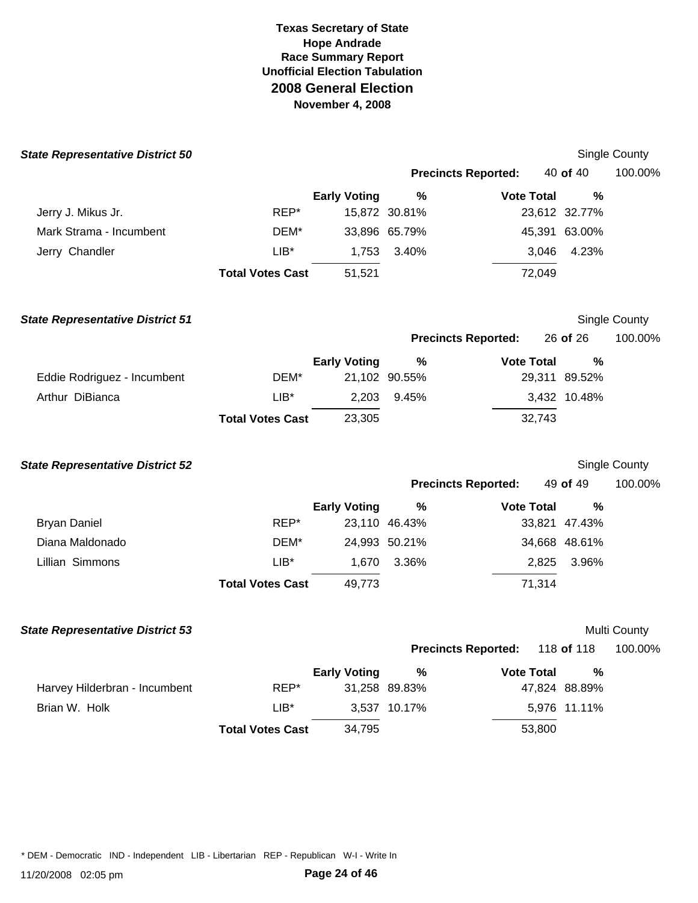# Texas Secretary of State
## Hope Andrade
## Race Summary Report
## Unofficial Election Tabulation
## 2008 General Election
## November 4, 2008

### *State Representative District 50*

Single County

**Precincts Reported:** 40 **of** 40 100.00%

| | | Early Voting | % | Vote Total | % |
|---|---|---|---|---|---|
| Jerry J. Mikus Jr. | REP* | 15,872 | 30.81% | 23,612 | 32.77% |
| Mark Strama - Incumbent | DEM* | 33,896 | 65.79% | 45,391 | 63.00% |
| Jerry Chandler | LIB* | 1,753 | 3.40% | 3,046 | 4.23% |
| | **Total Votes Cast** | 51,521 | | 72,049 | |

### *State Representative District 51*

Single County

**Precincts Reported:** 26 **of** 26 100.00%

| | | Early Voting | % | Vote Total | % |
|---|---|---|---|---|---|
| Eddie Rodriguez - Incumbent | DEM* | 21,102 | 90.55% | 29,311 | 89.52% |
| Arthur DiBianca | LIB* | 2,203 | 9.45% | 3,432 | 10.48% |
| | **Total Votes Cast** | 23,305 | | 32,743 | |

### *State Representative District 52*

Single County

**Precincts Reported:** 49 **of** 49 100.00%

| | | Early Voting | % | Vote Total | % |
|---|---|---|---|---|---|
| Bryan Daniel | REP* | 23,110 | 46.43% | 33,821 | 47.43% |
| Diana Maldonado | DEM* | 24,993 | 50.21% | 34,668 | 48.61% |
| Lillian Simmons | LIB* | 1,670 | 3.36% | 2,825 | 3.96% |
| | **Total Votes Cast** | 49,773 | | 71,314 | |

### *State Representative District 53*

Multi County

**Precincts Reported:** 118 **of** 118 100.00%

| | | Early Voting | % | Vote Total | % |
|---|---|---|---|---|---|
| Harvey Hilderbran - Incumbent | REP* | 31,258 | 89.83% | 47,824 | 88.89% |
| Brian W. Holk | LIB* | 3,537 | 10.17% | 5,976 | 11.11% |
| | **Total Votes Cast** | 34,795 | | 53,800 | |

* DEM - Democratic IND - Independent LIB - Libertarian REP - Republican W-I - Write In

11/20/2008 02:05 pm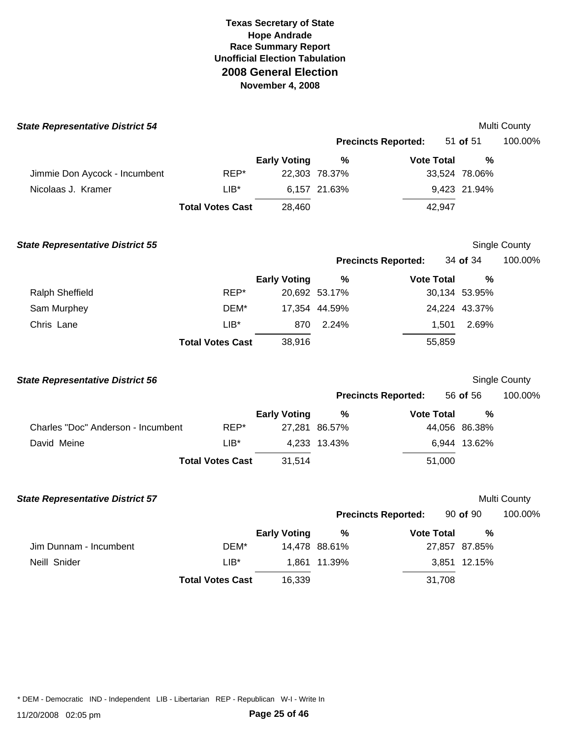# Texas Secretary of State
## Hope Andrade
## Race Summary Report
## Unofficial Election Tabulation
## 2008 General Election
**November 4, 2008**

### *State Representative District 54*

Multi County

**Precincts Reported:** 51 **of** 51 100.00%

| Candidate | Party | Early Voting | % | Vote Total | % |
|---|---|---|---|---|---|
| Jimmie Don Aycock - Incumbent | REP* | 22,303 | 78.37% | 33,524 | 78.06% |
| Nicolaas J. Kramer | LIB* | 6,157 | 21.63% | 9,423 | 21.94% |
| | **Total Votes Cast** | 28,460 | | 42,947 | |

### *State Representative District 55*

Single County

**Precincts Reported:** 34 **of** 34 100.00%

| Candidate | Party | Early Voting | % | Vote Total | % |
|---|---|---|---|---|---|
| Ralph Sheffield | REP* | 20,692 | 53.17% | 30,134 | 53.95% |
| Sam Murphey | DEM* | 17,354 | 44.59% | 24,224 | 43.37% |
| Chris Lane | LIB* | 870 | 2.24% | 1,501 | 2.69% |
| | **Total Votes Cast** | 38,916 | | 55,859 | |

### *State Representative District 56*

Single County

**Precincts Reported:** 56 **of** 56 100.00%

| Candidate | Party | Early Voting | % | Vote Total | % |
|---|---|---|---|---|---|
| Charles "Doc" Anderson - Incumbent | REP* | 27,281 | 86.57% | 44,056 | 86.38% |
| David Meine | LIB* | 4,233 | 13.43% | 6,944 | 13.62% |
| | **Total Votes Cast** | 31,514 | | 51,000 | |

### *State Representative District 57*

Multi County

**Precincts Reported:** 90 **of** 90 100.00%

| Candidate | Party | Early Voting | % | Vote Total | % |
|---|---|---|---|---|---|
| Jim Dunnam - Incumbent | DEM* | 14,478 | 88.61% | 27,857 | 87.85% |
| Neill Snider | LIB* | 1,861 | 11.39% | 3,851 | 12.15% |
| | **Total Votes Cast** | 16,339 | | 31,708 | |

* DEM - Democratic IND - Independent LIB - Libertarian REP - Republican W-I - Write In

11/20/2008 02:05 pm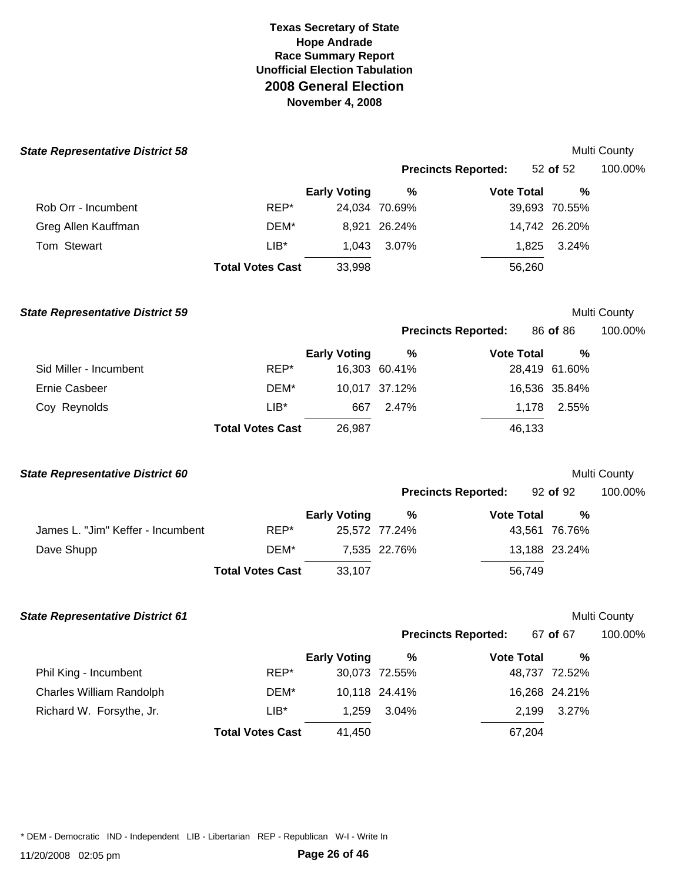**Texas Secretary of State**
**Hope Andrade**
**Race Summary Report**
**Unofficial Election Tabulation**
## 2008 General Election
**November 4, 2008**

### State Representative District 58

Multi County

**Precincts Reported:** 52 **of** 52 100.00%

| | | Early Voting | % | Vote Total | % |
|---|---|---|---|---|---|
| Rob Orr - Incumbent | REP* | 24,034 | 70.69% | 39,693 | 70.55% |
| Greg Allen Kauffman | DEM* | 8,921 | 26.24% | 14,742 | 26.20% |
| Tom Stewart | LIB* | 1,043 | 3.07% | 1,825 | 3.24% |
| | **Total Votes Cast** | 33,998 | | 56,260 | |

### State Representative District 59

Multi County

**Precincts Reported:** 86 **of** 86 100.00%

| | | Early Voting | % | Vote Total | % |
|---|---|---|---|---|---|
| Sid Miller - Incumbent | REP* | 16,303 | 60.41% | 28,419 | 61.60% |
| Ernie Casbeer | DEM* | 10,017 | 37.12% | 16,536 | 35.84% |
| Coy Reynolds | LIB* | 667 | 2.47% | 1,178 | 2.55% |
| | **Total Votes Cast** | 26,987 | | 46,133 | |

### State Representative District 60

Multi County

**Precincts Reported:** 92 **of** 92 100.00%

| | | Early Voting | % | Vote Total | % |
|---|---|---|---|---|---|
| James L. "Jim" Keffer - Incumbent | REP* | 25,572 | 77.24% | 43,561 | 76.76% |
| Dave Shupp | DEM* | 7,535 | 22.76% | 13,188 | 23.24% |
| | **Total Votes Cast** | 33,107 | | 56,749 | |

### State Representative District 61

Multi County

**Precincts Reported:** 67 **of** 67 100.00%

| | | Early Voting | % | Vote Total | % |
|---|---|---|---|---|---|
| Phil King - Incumbent | REP* | 30,073 | 72.55% | 48,737 | 72.52% |
| Charles William Randolph | DEM* | 10,118 | 24.41% | 16,268 | 24.21% |
| Richard W. Forsythe, Jr. | LIB* | 1,259 | 3.04% | 2,199 | 3.27% |
| | **Total Votes Cast** | 41,450 | | 67,204 | |

* DEM - Democratic IND - Independent LIB - Libertarian REP - Republican W-I - Write In

11/20/2008 02:05 pm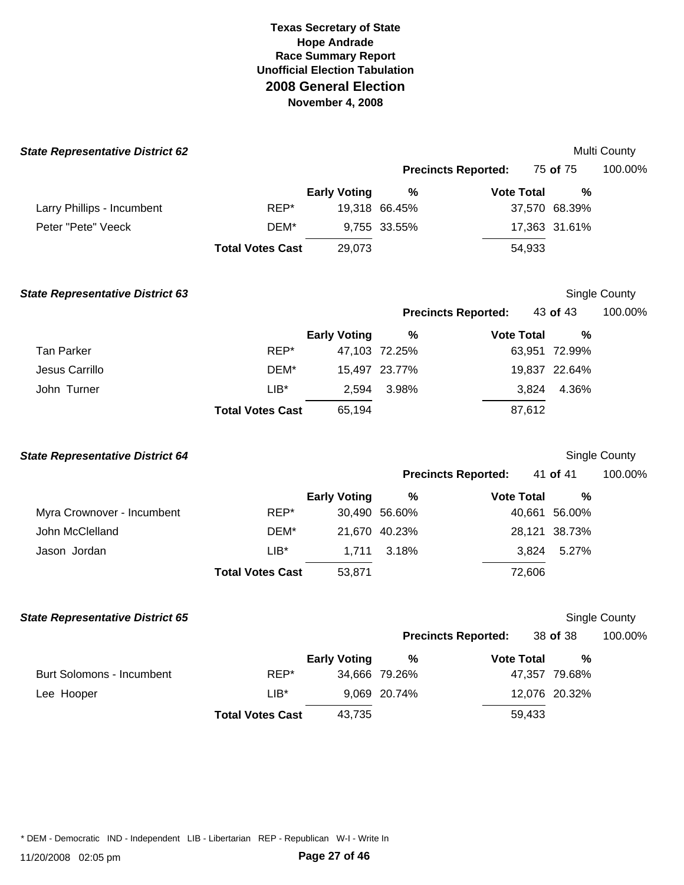# Texas Secretary of State
## Hope Andrade
## Race Summary Report
## Unofficial Election Tabulation
## 2008 General Election
## November 4, 2008

### ***State Representative District 62***

Multi County

**Precincts Reported:** 75 **of** 75 100.00%

| | | Early Voting | % | Vote Total | % |
|---|---|---|---|---|---|
| Larry Phillips - Incumbent | REP* | 19,318 | 66.45% | 37,570 | 68.39% |
| Peter "Pete" Veeck | DEM* | 9,755 | 33.55% | 17,363 | 31.61% |
| | **Total Votes Cast** | 29,073 | | 54,933 | |

### ***State Representative District 63***

Single County

**Precincts Reported:** 43 **of** 43 100.00%

| | | Early Voting | % | Vote Total | % |
|---|---|---|---|---|---|
| Tan Parker | REP* | 47,103 | 72.25% | 63,951 | 72.99% |
| Jesus Carrillo | DEM* | 15,497 | 23.77% | 19,837 | 22.64% |
| John Turner | LIB* | 2,594 | 3.98% | 3,824 | 4.36% |
| | **Total Votes Cast** | 65,194 | | 87,612 | |

### ***State Representative District 64***

Single County

**Precincts Reported:** 41 **of** 41 100.00%

| | | Early Voting | % | Vote Total | % |
|---|---|---|---|---|---|
| Myra Crownover - Incumbent | REP* | 30,490 | 56.60% | 40,661 | 56.00% |
| John McClelland | DEM* | 21,670 | 40.23% | 28,121 | 38.73% |
| Jason Jordan | LIB* | 1,711 | 3.18% | 3,824 | 5.27% |
| | **Total Votes Cast** | 53,871 | | 72,606 | |

### ***State Representative District 65***

Single County

**Precincts Reported:** 38 **of** 38 100.00%

| | | Early Voting | % | Vote Total | % |
|---|---|---|---|---|---|
| Burt Solomons - Incumbent | REP* | 34,666 | 79.26% | 47,357 | 79.68% |
| Lee Hooper | LIB* | 9,069 | 20.74% | 12,076 | 20.32% |
| | **Total Votes Cast** | 43,735 | | 59,433 | |

* DEM - Democratic IND - Independent LIB - Libertarian REP - Republican W-I - Write In

11/20/2008 02:05 pm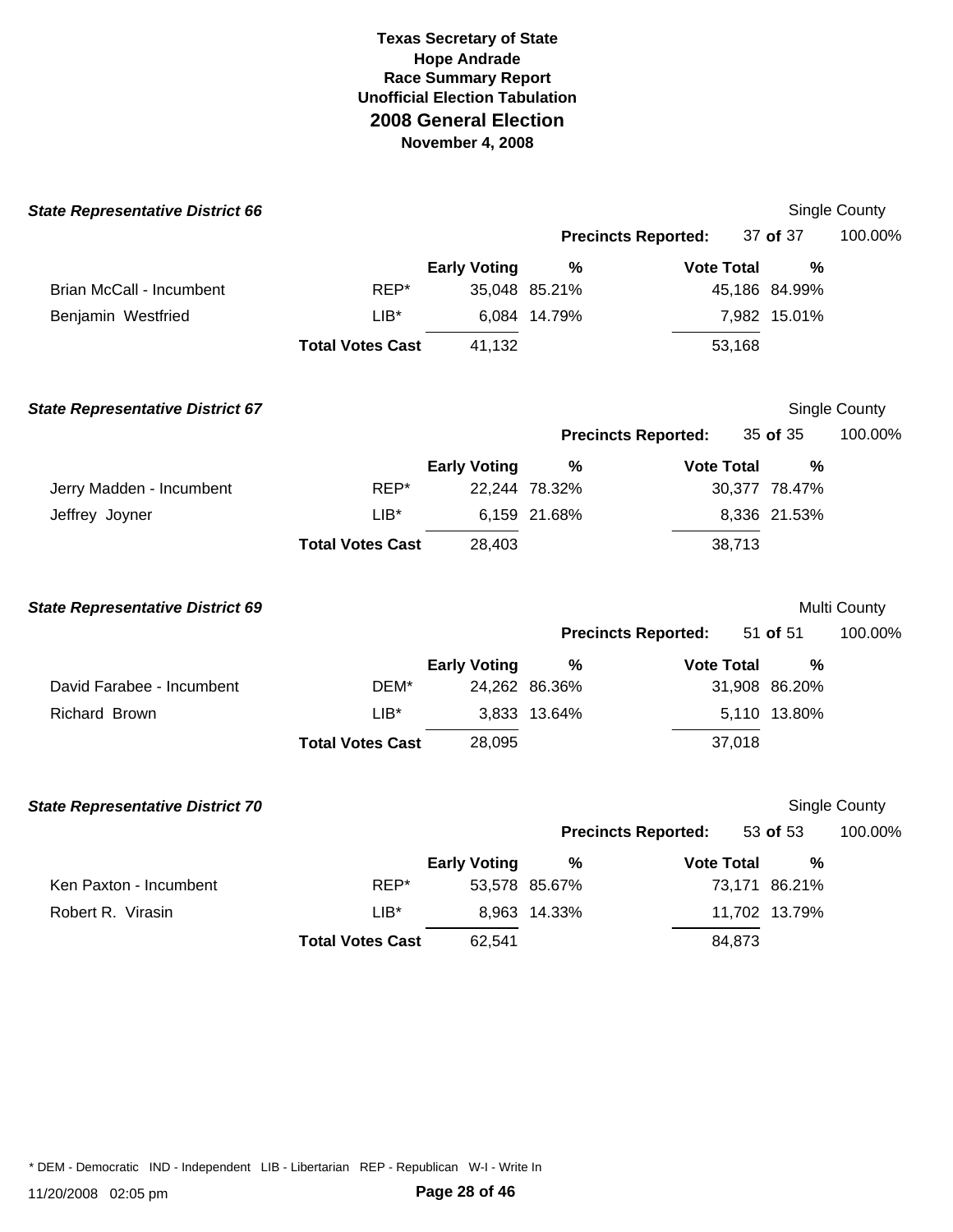# Texas Secretary of State
## Hope Andrade
## Race Summary Report
## Unofficial Election Tabulation
## 2008 General Election
## November 4, 2008

### *State Representative District 66*

Single County

**Precincts Reported:** 37 **of** 37 100.00%

| | | Early Voting | % | Vote Total | % |
|---|---|---|---|---|---|
| Brian McCall - Incumbent | REP* | 35,048 | 85.21% | 45,186 | 84.99% |
| Benjamin Westfried | LIB* | 6,084 | 14.79% | 7,982 | 15.01% |
| | **Total Votes Cast** | 41,132 | | 53,168 | |

### *State Representative District 67*

Single County

**Precincts Reported:** 35 **of** 35 100.00%

| | | Early Voting | % | Vote Total | % |
|---|---|---|---|---|---|
| Jerry Madden - Incumbent | REP* | 22,244 | 78.32% | 30,377 | 78.47% |
| Jeffrey Joyner | LIB* | 6,159 | 21.68% | 8,336 | 21.53% |
| | **Total Votes Cast** | 28,403 | | 38,713 | |

### *State Representative District 69*

Multi County

**Precincts Reported:** 51 **of** 51 100.00%

| | | Early Voting | % | Vote Total | % |
|---|---|---|---|---|---|
| David Farabee - Incumbent | DEM* | 24,262 | 86.36% | 31,908 | 86.20% |
| Richard Brown | LIB* | 3,833 | 13.64% | 5,110 | 13.80% |
| | **Total Votes Cast** | 28,095 | | 37,018 | |

### *State Representative District 70*

Single County

**Precincts Reported:** 53 **of** 53 100.00%

| | | Early Voting | % | Vote Total | % |
|---|---|---|---|---|---|
| Ken Paxton - Incumbent | REP* | 53,578 | 85.67% | 73,171 | 86.21% |
| Robert R. Virasin | LIB* | 8,963 | 14.33% | 11,702 | 13.79% |
| | **Total Votes Cast** | 62,541 | | 84,873 | |

* DEM - Democratic IND - Independent LIB - Libertarian REP - Republican W-I - Write In

11/20/2008 02:05 pm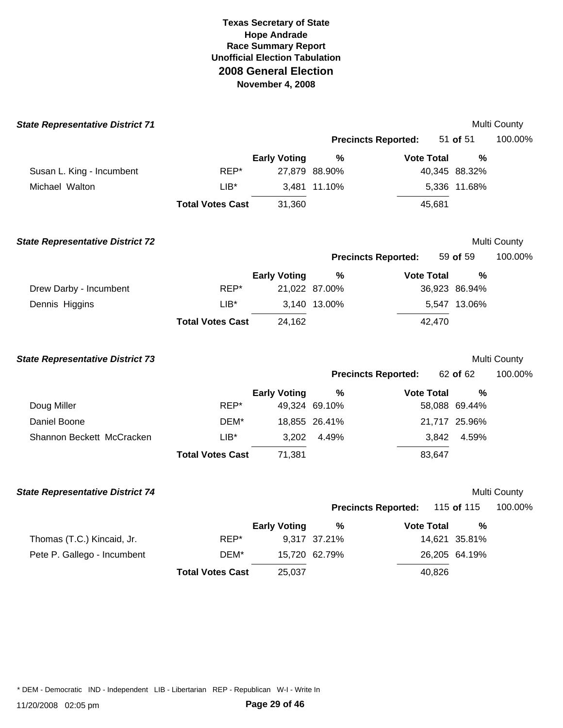**Texas Secretary of State**
**Hope Andrade**
**Race Summary Report**
**Unofficial Election Tabulation**
## 2008 General Election
**November 4, 2008**

### *State Representative District 71*

Multi County

**Precincts Reported:** 51 **of** 51 100.00%

| | | Early Voting | % | Vote Total | % |
|---|---|---|---|---|---|
| Susan L. King - Incumbent | REP* | 27,879 | 88.90% | 40,345 | 88.32% |
| Michael Walton | LIB* | 3,481 | 11.10% | 5,336 | 11.68% |
| | **Total Votes Cast** | 31,360 | | 45,681 | |

### *State Representative District 72*

Multi County

**Precincts Reported:** 59 **of** 59 100.00%

| | | Early Voting | % | Vote Total | % |
|---|---|---|---|---|---|
| Drew Darby - Incumbent | REP* | 21,022 | 87.00% | 36,923 | 86.94% |
| Dennis Higgins | LIB* | 3,140 | 13.00% | 5,547 | 13.06% |
| | **Total Votes Cast** | 24,162 | | 42,470 | |

### *State Representative District 73*

Multi County

**Precincts Reported:** 62 **of** 62 100.00%

| | | Early Voting | % | Vote Total | % |
|---|---|---|---|---|---|
| Doug Miller | REP* | 49,324 | 69.10% | 58,088 | 69.44% |
| Daniel Boone | DEM* | 18,855 | 26.41% | 21,717 | 25.96% |
| Shannon Beckett McCracken | LIB* | 3,202 | 4.49% | 3,842 | 4.59% |
| | **Total Votes Cast** | 71,381 | | 83,647 | |

### *State Representative District 74*

Multi County

**Precincts Reported:** 115 **of** 115 100.00%

| | | Early Voting | % | Vote Total | % |
|---|---|---|---|---|---|
| Thomas (T.C.) Kincaid, Jr. | REP* | 9,317 | 37.21% | 14,621 | 35.81% |
| Pete P. Gallego - Incumbent | DEM* | 15,720 | 62.79% | 26,205 | 64.19% |
| | **Total Votes Cast** | 25,037 | | 40,826 | |

* DEM - Democratic IND - Independent LIB - Libertarian REP - Republican W-I - Write In

11/20/2008 02:05 pm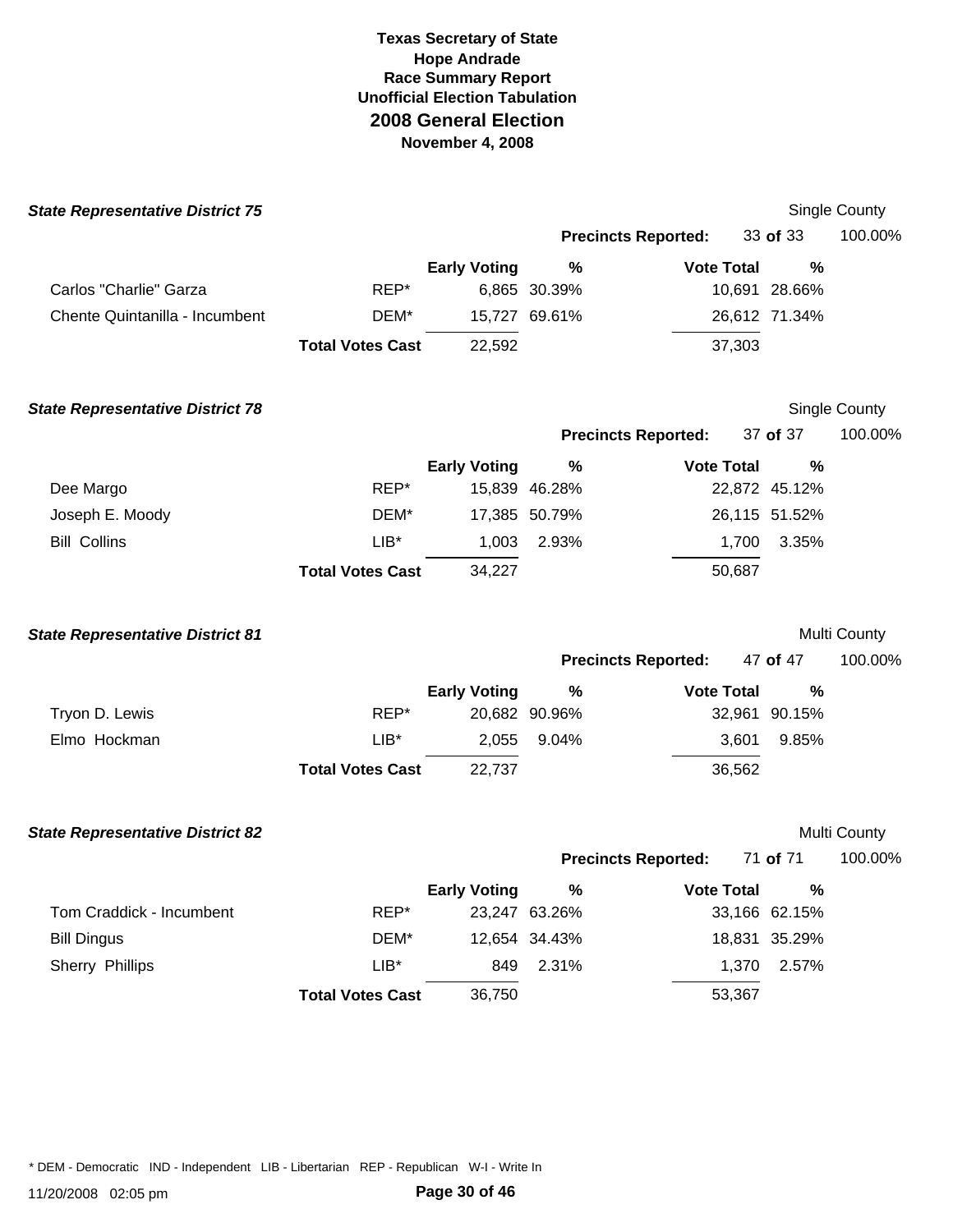**Texas Secretary of State**
**Hope Andrade**
**Race Summary Report**
**Unofficial Election Tabulation**
# 2008 General Election
**November 4, 2008**

### *State Representative District 75*

Single County

**Precincts Reported:** 33 **of** 33 100.00%

| | | Early Voting | % | Vote Total | % |
|---|---|---|---|---|---|
| Carlos "Charlie" Garza | REP* | 6,865 | 30.39% | 10,691 | 28.66% |
| Chente Quintanilla - Incumbent | DEM* | 15,727 | 69.61% | 26,612 | 71.34% |
| | **Total Votes Cast** | 22,592 | | 37,303 | |

### *State Representative District 78*

Single County

**Precincts Reported:** 37 **of** 37 100.00%

| | | Early Voting | % | Vote Total | % |
|---|---|---|---|---|---|
| Dee Margo | REP* | 15,839 | 46.28% | 22,872 | 45.12% |
| Joseph E. Moody | DEM* | 17,385 | 50.79% | 26,115 | 51.52% |
| Bill Collins | LIB* | 1,003 | 2.93% | 1,700 | 3.35% |
| | **Total Votes Cast** | 34,227 | | 50,687 | |

### *State Representative District 81*

Multi County

**Precincts Reported:** 47 **of** 47 100.00%

| | | Early Voting | % | Vote Total | % |
|---|---|---|---|---|---|
| Tryon D. Lewis | REP* | 20,682 | 90.96% | 32,961 | 90.15% |
| Elmo Hockman | LIB* | 2,055 | 9.04% | 3,601 | 9.85% |
| | **Total Votes Cast** | 22,737 | | 36,562 | |

### *State Representative District 82*

Multi County

**Precincts Reported:** 71 **of** 71 100.00%

| | | Early Voting | % | Vote Total | % |
|---|---|---|---|---|---|
| Tom Craddick - Incumbent | REP* | 23,247 | 63.26% | 33,166 | 62.15% |
| Bill Dingus | DEM* | 12,654 | 34.43% | 18,831 | 35.29% |
| Sherry Phillips | LIB* | 849 | 2.31% | 1,370 | 2.57% |
| | **Total Votes Cast** | 36,750 | | 53,367 | |

* DEM - Democratic IND - Independent LIB - Libertarian REP - Republican W-I - Write In

11/20/2008 02:05 pm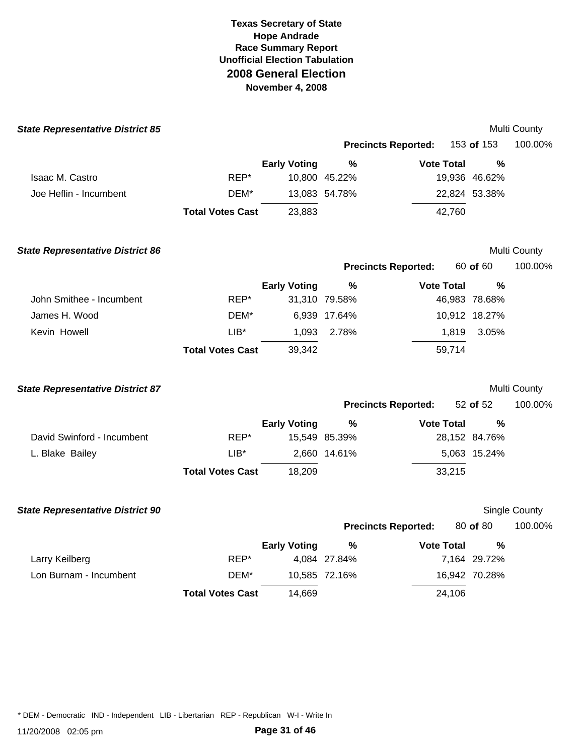**Texas Secretary of State**
**Hope Andrade**
**Race Summary Report**
**Unofficial Election Tabulation**
# 2008 General Election
**November 4, 2008**

### *State Representative District 85*

Multi County

**Precincts Reported:** 153 **of** 153 100.00%

| | | Early Voting | % | Vote Total | % |
|---|---|---|---|---|---|
| Isaac M. Castro | REP* | 10,800 | 45.22% | 19,936 | 46.62% |
| Joe Heflin - Incumbent | DEM* | 13,083 | 54.78% | 22,824 | 53.38% |
| | **Total Votes Cast** | 23,883 | | 42,760 | |

### *State Representative District 86*

Multi County

**Precincts Reported:** 60 **of** 60 100.00%

| | | Early Voting | % | Vote Total | % |
|---|---|---|---|---|---|
| John Smithee - Incumbent | REP* | 31,310 | 79.58% | 46,983 | 78.68% |
| James H. Wood | DEM* | 6,939 | 17.64% | 10,912 | 18.27% |
| Kevin Howell | LIB* | 1,093 | 2.78% | 1,819 | 3.05% |
| | **Total Votes Cast** | 39,342 | | 59,714 | |

### *State Representative District 87*

Multi County

**Precincts Reported:** 52 **of** 52 100.00%

| | | Early Voting | % | Vote Total | % |
|---|---|---|---|---|---|
| David Swinford - Incumbent | REP* | 15,549 | 85.39% | 28,152 | 84.76% |
| L. Blake Bailey | LIB* | 2,660 | 14.61% | 5,063 | 15.24% |
| | **Total Votes Cast** | 18,209 | | 33,215 | |

### *State Representative District 90*

Single County

**Precincts Reported:** 80 **of** 80 100.00%

| | | Early Voting | % | Vote Total | % |
|---|---|---|---|---|---|
| Larry Keilberg | REP* | 4,084 | 27.84% | 7,164 | 29.72% |
| Lon Burnam - Incumbent | DEM* | 10,585 | 72.16% | 16,942 | 70.28% |
| | **Total Votes Cast** | 14,669 | | 24,106 | |

* DEM - Democratic IND - Independent LIB - Libertarian REP - Republican W-I - Write In

11/20/2008 02:05 pm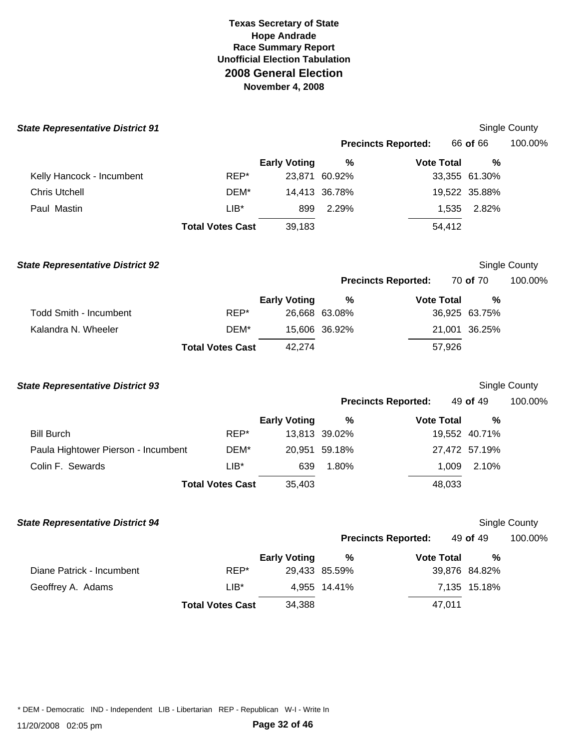# Texas Secretary of State
## Hope Andrade
## Race Summary Report
## Unofficial Election Tabulation
# 2008 General Election
## November 4, 2008

### *State Representative District 91*

Single County

**Precincts Reported:** 66 **of** 66 100.00%

| Candidate | Party | Early Voting | % | Vote Total | % |
|---|---|---|---|---|---|
| Kelly Hancock - Incumbent | REP* | 23,871 | 60.92% | 33,355 | 61.30% |
| Chris Utchell | DEM* | 14,413 | 36.78% | 19,522 | 35.88% |
| Paul Mastin | LIB* | 899 | 2.29% | 1,535 | 2.82% |
| | **Total Votes Cast** | 39,183 | | 54,412 | |

### *State Representative District 92*

Single County

**Precincts Reported:** 70 **of** 70 100.00%

| Candidate | Party | Early Voting | % | Vote Total | % |
|---|---|---|---|---|---|
| Todd Smith - Incumbent | REP* | 26,668 | 63.08% | 36,925 | 63.75% |
| Kalandra N. Wheeler | DEM* | 15,606 | 36.92% | 21,001 | 36.25% |
| | **Total Votes Cast** | 42,274 | | 57,926 | |

### *State Representative District 93*

Single County

**Precincts Reported:** 49 **of** 49 100.00%

| Candidate | Party | Early Voting | % | Vote Total | % |
|---|---|---|---|---|---|
| Bill Burch | REP* | 13,813 | 39.02% | 19,552 | 40.71% |
| Paula Hightower Pierson - Incumbent | DEM* | 20,951 | 59.18% | 27,472 | 57.19% |
| Colin F. Sewards | LIB* | 639 | 1.80% | 1,009 | 2.10% |
| | **Total Votes Cast** | 35,403 | | 48,033 | |

### *State Representative District 94*

Single County

**Precincts Reported:** 49 **of** 49 100.00%

| Candidate | Party | Early Voting | % | Vote Total | % |
|---|---|---|---|---|---|
| Diane Patrick - Incumbent | REP* | 29,433 | 85.59% | 39,876 | 84.82% |
| Geoffrey A. Adams | LIB* | 4,955 | 14.41% | 7,135 | 15.18% |
| | **Total Votes Cast** | 34,388 | | 47,011 | |

* DEM - Democratic IND - Independent LIB - Libertarian REP - Republican W-I - Write In

11/20/2008 02:05 pm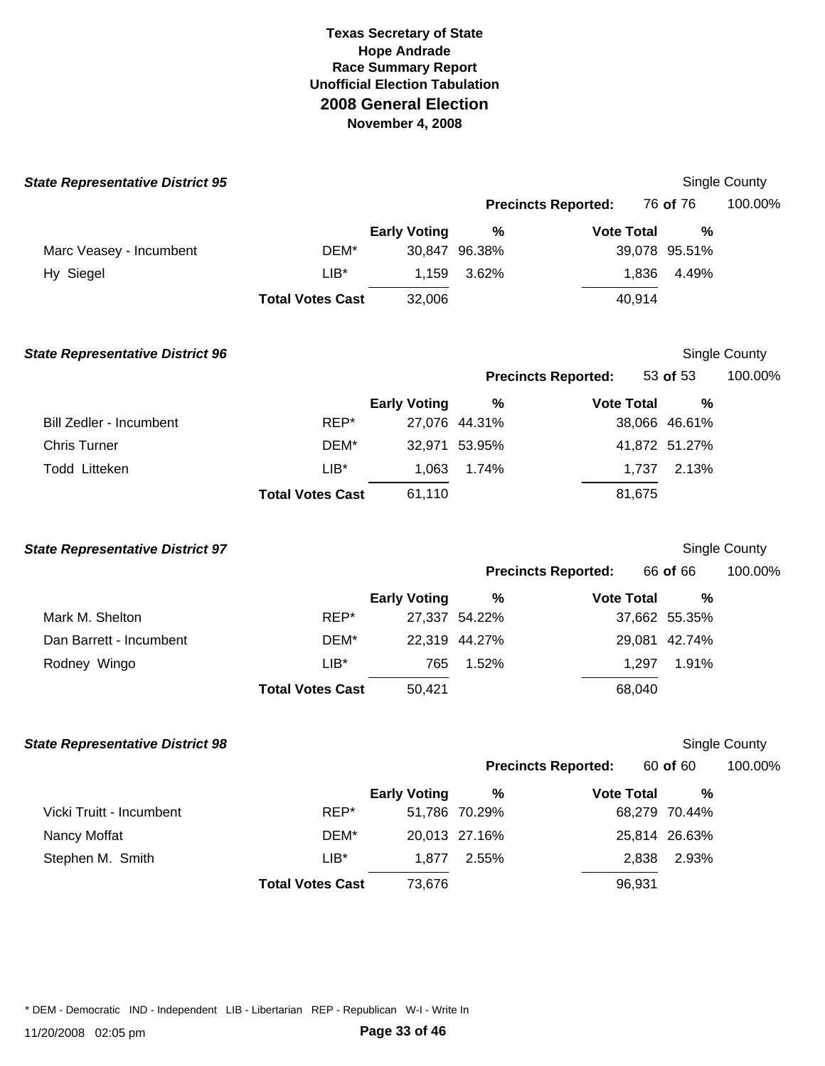**Texas Secretary of State**
**Hope Andrade**
**Race Summary Report**
**Unofficial Election Tabulation**
# 2008 General Election
**November 4, 2008**

### State Representative District 95

Single County

**Precincts Reported:** 76 **of** 76 100.00%

| | | Early Voting | % | Vote Total | % |
|---|---|---|---|---|---|
| Marc Veasey - Incumbent | DEM* | 30,847 | 96.38% | 39,078 | 95.51% |
| Hy Siegel | LIB* | 1,159 | 3.62% | 1,836 | 4.49% |
| | **Total Votes Cast** | 32,006 | | 40,914 | |

### State Representative District 96

Single County

**Precincts Reported:** 53 **of** 53 100.00%

| | | Early Voting | % | Vote Total | % |
|---|---|---|---|---|---|
| Bill Zedler - Incumbent | REP* | 27,076 | 44.31% | 38,066 | 46.61% |
| Chris Turner | DEM* | 32,971 | 53.95% | 41,872 | 51.27% |
| Todd Litteken | LIB* | 1,063 | 1.74% | 1,737 | 2.13% |
| | **Total Votes Cast** | 61,110 | | 81,675 | |

### State Representative District 97

Single County

**Precincts Reported:** 66 **of** 66 100.00%

| | | Early Voting | % | Vote Total | % |
|---|---|---|---|---|---|
| Mark M. Shelton | REP* | 27,337 | 54.22% | 37,662 | 55.35% |
| Dan Barrett - Incumbent | DEM* | 22,319 | 44.27% | 29,081 | 42.74% |
| Rodney Wingo | LIB* | 765 | 1.52% | 1,297 | 1.91% |
| | **Total Votes Cast** | 50,421 | | 68,040 | |

### State Representative District 98

Single County

**Precincts Reported:** 60 **of** 60 100.00%

| | | Early Voting | % | Vote Total | % |
|---|---|---|---|---|---|
| Vicki Truitt - Incumbent | REP* | 51,786 | 70.29% | 68,279 | 70.44% |
| Nancy Moffat | DEM* | 20,013 | 27.16% | 25,814 | 26.63% |
| Stephen M. Smith | LIB* | 1,877 | 2.55% | 2,838 | 2.93% |
| | **Total Votes Cast** | 73,676 | | 96,931 | |

* DEM - Democratic IND - Independent LIB - Libertarian REP - Republican W-I - Write In

11/20/2008 02:05 pm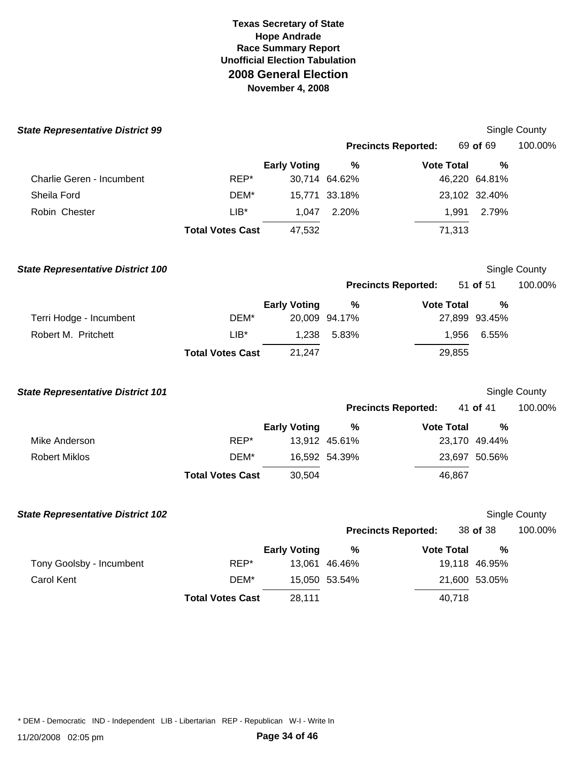**Texas Secretary of State**
**Hope Andrade**
**Race Summary Report**
**Unofficial Election Tabulation**
## 2008 General Election
**November 4, 2008**

### *State Representative District 99*

Single County

**Precincts Reported:** 69 **of** 69 100.00%

| | | Early Voting | % | Vote Total | % |
|---|---|---|---|---|---|
| Charlie Geren - Incumbent | REP* | 30,714 | 64.62% | 46,220 | 64.81% |
| Sheila Ford | DEM* | 15,771 | 33.18% | 23,102 | 32.40% |
| Robin Chester | LIB* | 1,047 | 2.20% | 1,991 | 2.79% |
| | **Total Votes Cast** | 47,532 | | 71,313 | |

### *State Representative District 100*

Single County

**Precincts Reported:** 51 **of** 51 100.00%

| | | Early Voting | % | Vote Total | % |
|---|---|---|---|---|---|
| Terri Hodge - Incumbent | DEM* | 20,009 | 94.17% | 27,899 | 93.45% |
| Robert M. Pritchett | LIB* | 1,238 | 5.83% | 1,956 | 6.55% |
| | **Total Votes Cast** | 21,247 | | 29,855 | |

### *State Representative District 101*

Single County

**Precincts Reported:** 41 **of** 41 100.00%

| | | Early Voting | % | Vote Total | % |
|---|---|---|---|---|---|
| Mike Anderson | REP* | 13,912 | 45.61% | 23,170 | 49.44% |
| Robert Miklos | DEM* | 16,592 | 54.39% | 23,697 | 50.56% |
| | **Total Votes Cast** | 30,504 | | 46,867 | |

### *State Representative District 102*

Single County

**Precincts Reported:** 38 **of** 38 100.00%

| | | Early Voting | % | Vote Total | % |
|---|---|---|---|---|---|
| Tony Goolsby - Incumbent | REP* | 13,061 | 46.46% | 19,118 | 46.95% |
| Carol Kent | DEM* | 15,050 | 53.54% | 21,600 | 53.05% |
| | **Total Votes Cast** | 28,111 | | 40,718 | |

* DEM - Democratic IND - Independent LIB - Libertarian REP - Republican W-I - Write In

11/20/2008 02:05 pm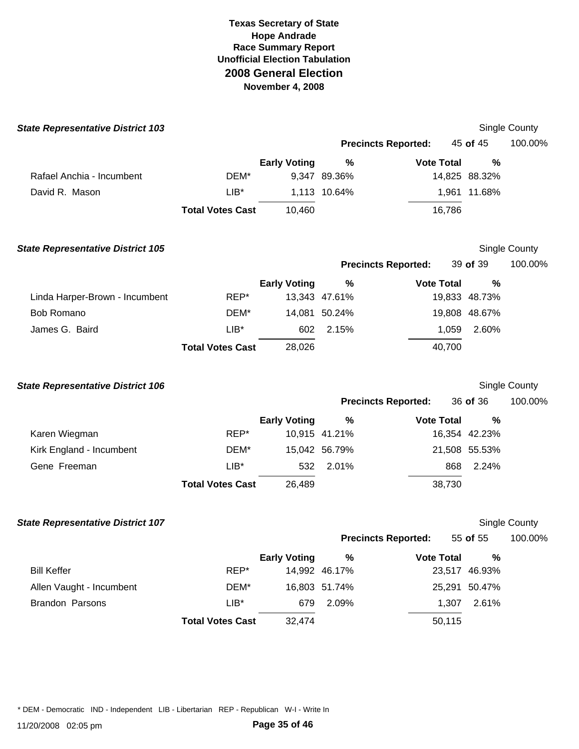# Texas Secretary of State
## Hope Andrade
## Race Summary Report
## Unofficial Election Tabulation
## 2008 General Election
### November 4, 2008

### *State Representative District 103*

Single County

**Precincts Reported:** 45 **of** 45 100.00%

| Candidate | Party | Early Voting | % | Vote Total | % |
|---|---|---|---|---|---|
| Rafael Anchia - Incumbent | DEM* | 9,347 | 89.36% | 14,825 | 88.32% |
| David R. Mason | LIB* | 1,113 | 10.64% | 1,961 | 11.68% |
| | **Total Votes Cast** | 10,460 | | 16,786 | |

### *State Representative District 105*

Single County

**Precincts Reported:** 39 **of** 39 100.00%

| Candidate | Party | Early Voting | % | Vote Total | % |
|---|---|---|---|---|---|
| Linda Harper-Brown - Incumbent | REP* | 13,343 | 47.61% | 19,833 | 48.73% |
| Bob Romano | DEM* | 14,081 | 50.24% | 19,808 | 48.67% |
| James G. Baird | LIB* | 602 | 2.15% | 1,059 | 2.60% |
| | **Total Votes Cast** | 28,026 | | 40,700 | |

### *State Representative District 106*

Single County

**Precincts Reported:** 36 **of** 36 100.00%

| Candidate | Party | Early Voting | % | Vote Total | % |
|---|---|---|---|---|---|
| Karen Wiegman | REP* | 10,915 | 41.21% | 16,354 | 42.23% |
| Kirk England - Incumbent | DEM* | 15,042 | 56.79% | 21,508 | 55.53% |
| Gene Freeman | LIB* | 532 | 2.01% | 868 | 2.24% |
| | **Total Votes Cast** | 26,489 | | 38,730 | |

### *State Representative District 107*

Single County

**Precincts Reported:** 55 **of** 55 100.00%

| Candidate | Party | Early Voting | % | Vote Total | % |
|---|---|---|---|---|---|
| Bill Keffer | REP* | 14,992 | 46.17% | 23,517 | 46.93% |
| Allen Vaught - Incumbent | DEM* | 16,803 | 51.74% | 25,291 | 50.47% |
| Brandon Parsons | LIB* | 679 | 2.09% | 1,307 | 2.61% |
| | **Total Votes Cast** | 32,474 | | 50,115 | |

* DEM - Democratic IND - Independent LIB - Libertarian REP - Republican W-I - Write In

11/20/2008 02:05 pm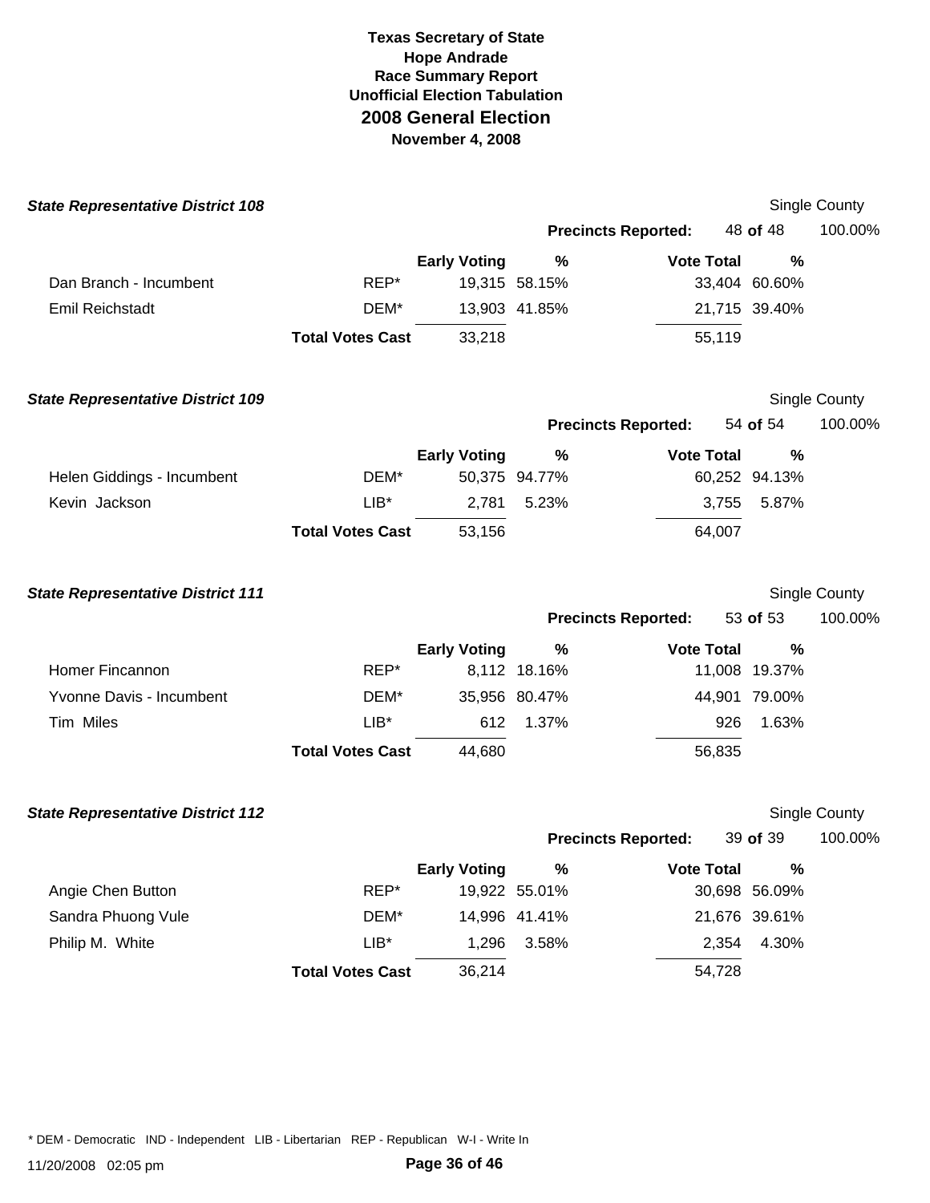**Texas Secretary of State**
**Hope Andrade**
**Race Summary Report**
**Unofficial Election Tabulation**

# 2008 General Election

**November 4, 2008**

### State Representative District 108

Single County

**Precincts Reported:** 48 **of** 48 100.00%

| | | Early Voting | % | Vote Total | % |
|---|---|---|---|---|---|
| Dan Branch - Incumbent | REP* | 19,315 | 58.15% | 33,404 | 60.60% |
| Emil Reichstadt | DEM* | 13,903 | 41.85% | 21,715 | 39.40% |
| | **Total Votes Cast** | 33,218 | | 55,119 | |

### State Representative District 109

Single County

**Precincts Reported:** 54 **of** 54 100.00%

| | | Early Voting | % | Vote Total | % |
|---|---|---|---|---|---|
| Helen Giddings - Incumbent | DEM* | 50,375 | 94.77% | 60,252 | 94.13% |
| Kevin Jackson | LIB* | 2,781 | 5.23% | 3,755 | 5.87% |
| | **Total Votes Cast** | 53,156 | | 64,007 | |

### State Representative District 111

Single County

**Precincts Reported:** 53 **of** 53 100.00%

| | | Early Voting | % | Vote Total | % |
|---|---|---|---|---|---|
| Homer Fincannon | REP* | 8,112 | 18.16% | 11,008 | 19.37% |
| Yvonne Davis - Incumbent | DEM* | 35,956 | 80.47% | 44,901 | 79.00% |
| Tim Miles | LIB* | 612 | 1.37% | 926 | 1.63% |
| | **Total Votes Cast** | 44,680 | | 56,835 | |

### State Representative District 112

Single County

**Precincts Reported:** 39 **of** 39 100.00%

| | | Early Voting | % | Vote Total | % |
|---|---|---|---|---|---|
| Angie Chen Button | REP* | 19,922 | 55.01% | 30,698 | 56.09% |
| Sandra Phuong Vule | DEM* | 14,996 | 41.41% | 21,676 | 39.61% |
| Philip M. White | LIB* | 1,296 | 3.58% | 2,354 | 4.30% |
| | **Total Votes Cast** | 36,214 | | 54,728 | |

* DEM - Democratic IND - Independent LIB - Libertarian REP - Republican W-I - Write In

11/20/2008 02:05 pm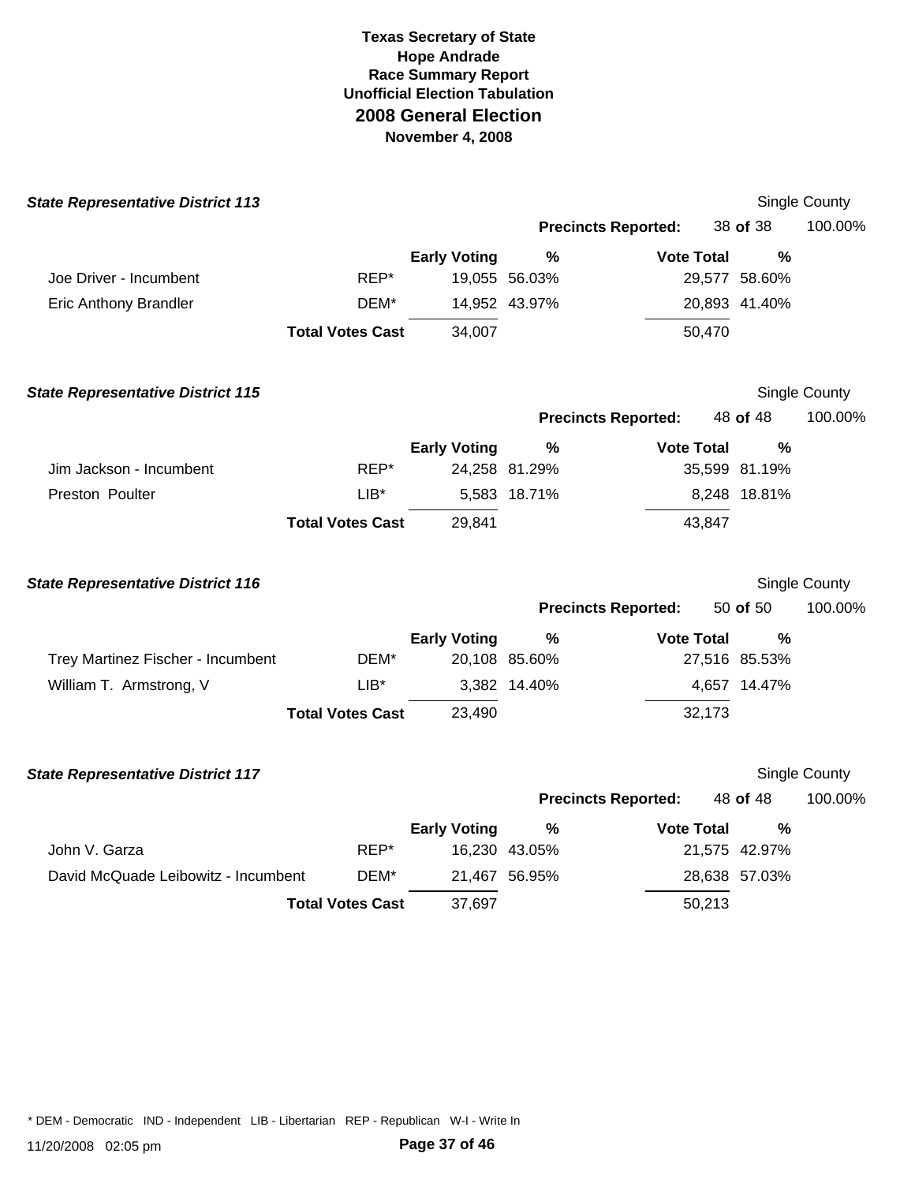**Texas Secretary of State**
**Hope Andrade**
**Race Summary Report**
**Unofficial Election Tabulation**
## 2008 General Election
**November 4, 2008**

### *State Representative District 113*

Single County

**Precincts Reported:** 38 **of** 38 100.00%

| | | Early Voting | % | Vote Total | % |
|---|---|---|---|---|---|
| Joe Driver - Incumbent | REP* | 19,055 | 56.03% | 29,577 | 58.60% |
| Eric Anthony Brandler | DEM* | 14,952 | 43.97% | 20,893 | 41.40% |
| | **Total Votes Cast** | 34,007 | | 50,470 | |

### *State Representative District 115*

Single County

**Precincts Reported:** 48 **of** 48 100.00%

| | | Early Voting | % | Vote Total | % |
|---|---|---|---|---|---|
| Jim Jackson - Incumbent | REP* | 24,258 | 81.29% | 35,599 | 81.19% |
| Preston Poulter | LIB* | 5,583 | 18.71% | 8,248 | 18.81% |
| | **Total Votes Cast** | 29,841 | | 43,847 | |

### *State Representative District 116*

Single County

**Precincts Reported:** 50 **of** 50 100.00%

| | | Early Voting | % | Vote Total | % |
|---|---|---|---|---|---|
| Trey Martinez Fischer - Incumbent | DEM* | 20,108 | 85.60% | 27,516 | 85.53% |
| William T. Armstrong, V | LIB* | 3,382 | 14.40% | 4,657 | 14.47% |
| | **Total Votes Cast** | 23,490 | | 32,173 | |

### *State Representative District 117*

Single County

**Precincts Reported:** 48 **of** 48 100.00%

| | | Early Voting | % | Vote Total | % |
|---|---|---|---|---|---|
| John V. Garza | REP* | 16,230 | 43.05% | 21,575 | 42.97% |
| David McQuade Leibowitz - Incumbent | DEM* | 21,467 | 56.95% | 28,638 | 57.03% |
| | **Total Votes Cast** | 37,697 | | 50,213 | |

* DEM - Democratic IND - Independent LIB - Libertarian REP - Republican W-I - Write In

11/20/2008 02:05 pm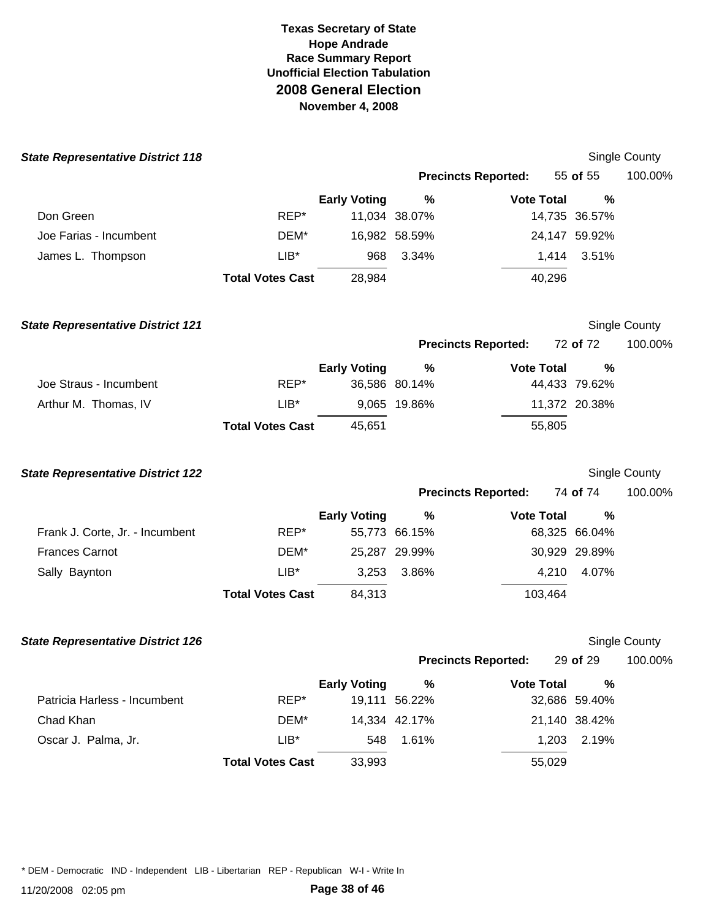**Texas Secretary of State**
**Hope Andrade**
**Race Summary Report**
**Unofficial Election Tabulation**
## 2008 General Election
**November 4, 2008**

### *State Representative District 118*

Single County

**Precincts Reported:** 55 **of** 55 100.00%

| | | Early Voting | % | Vote Total | % |
|---|---|---|---|---|---|
| Don Green | REP* | 11,034 | 38.07% | 14,735 | 36.57% |
| Joe Farias - Incumbent | DEM* | 16,982 | 58.59% | 24,147 | 59.92% |
| James L. Thompson | LIB* | 968 | 3.34% | 1,414 | 3.51% |
| | **Total Votes Cast** | 28,984 | | 40,296 | |

### *State Representative District 121*

Single County

**Precincts Reported:** 72 **of** 72 100.00%

| | | Early Voting | % | Vote Total | % |
|---|---|---|---|---|---|
| Joe Straus - Incumbent | REP* | 36,586 | 80.14% | 44,433 | 79.62% |
| Arthur M. Thomas, IV | LIB* | 9,065 | 19.86% | 11,372 | 20.38% |
| | **Total Votes Cast** | 45,651 | | 55,805 | |

### *State Representative District 122*

Single County

**Precincts Reported:** 74 **of** 74 100.00%

| | | Early Voting | % | Vote Total | % |
|---|---|---|---|---|---|
| Frank J. Corte, Jr. - Incumbent | REP* | 55,773 | 66.15% | 68,325 | 66.04% |
| Frances Carnot | DEM* | 25,287 | 29.99% | 30,929 | 29.89% |
| Sally Baynton | LIB* | 3,253 | 3.86% | 4,210 | 4.07% |
| | **Total Votes Cast** | 84,313 | | 103,464 | |

### *State Representative District 126*

Single County

**Precincts Reported:** 29 **of** 29 100.00%

| | | Early Voting | % | Vote Total | % |
|---|---|---|---|---|---|
| Patricia Harless - Incumbent | REP* | 19,111 | 56.22% | 32,686 | 59.40% |
| Chad Khan | DEM* | 14,334 | 42.17% | 21,140 | 38.42% |
| Oscar J. Palma, Jr. | LIB* | 548 | 1.61% | 1,203 | 2.19% |
| | **Total Votes Cast** | 33,993 | | 55,029 | |

* DEM - Democratic IND - Independent LIB - Libertarian REP - Republican W-I - Write In

11/20/2008 02:05 pm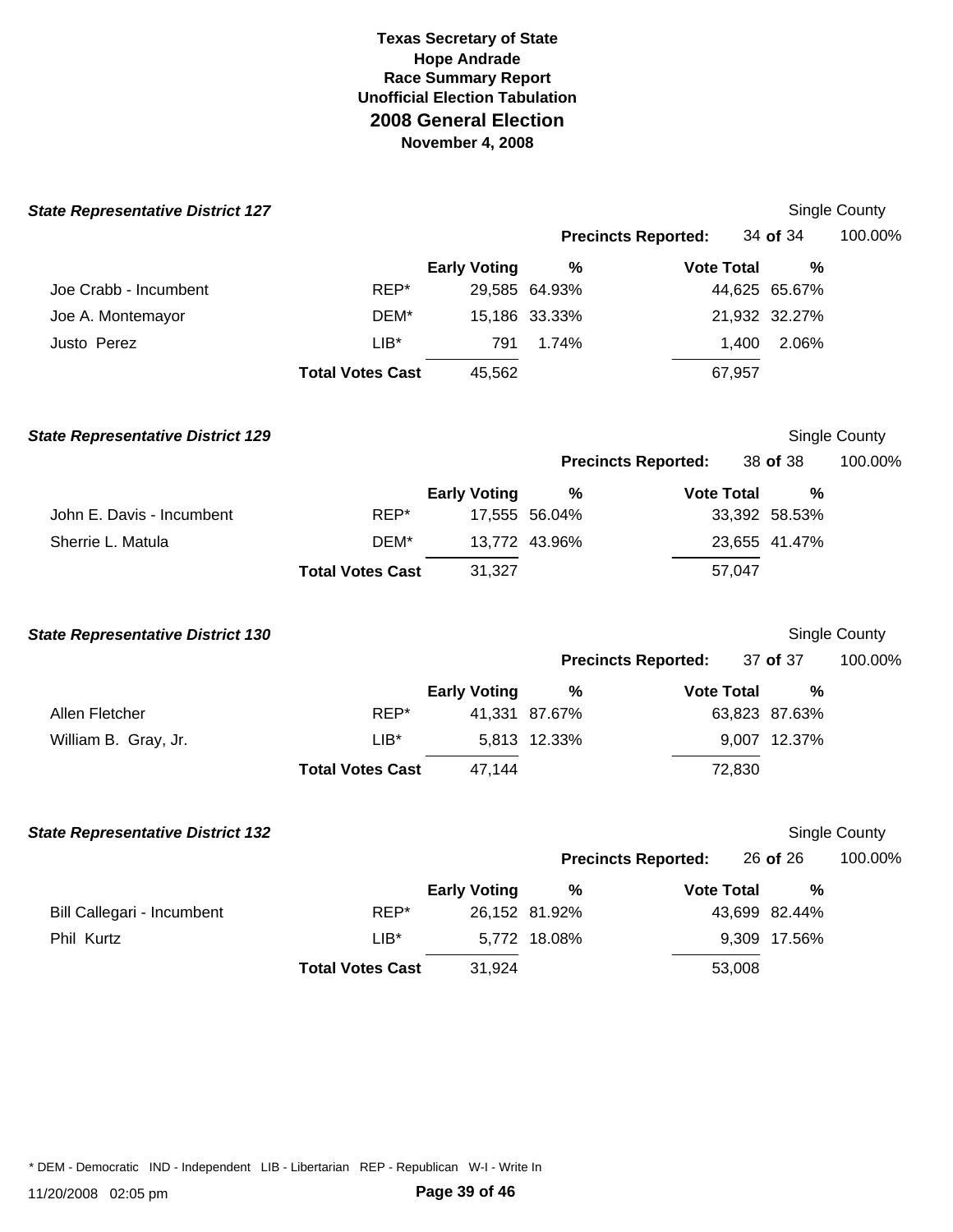# Texas Secretary of State
## Hope Andrade
## Race Summary Report
## Unofficial Election Tabulation
## 2008 General Election
## November 4, 2008

### State Representative District 127

Single County

Precincts Reported: 34 of 34 100.00%

| | | Early Voting | % | Vote Total | % |
|---|---|---|---|---|---|
| Joe Crabb - Incumbent | REP* | 29,585 | 64.93% | 44,625 | 65.67% |
| Joe A. Montemayor | DEM* | 15,186 | 33.33% | 21,932 | 32.27% |
| Justo Perez | LIB* | 791 | 1.74% | 1,400 | 2.06% |
| | **Total Votes Cast** | 45,562 | | 67,957 | |

### State Representative District 129

Single County

Precincts Reported: 38 of 38 100.00%

| | | Early Voting | % | Vote Total | % |
|---|---|---|---|---|---|
| John E. Davis - Incumbent | REP* | 17,555 | 56.04% | 33,392 | 58.53% |
| Sherrie L. Matula | DEM* | 13,772 | 43.96% | 23,655 | 41.47% |
| | **Total Votes Cast** | 31,327 | | 57,047 | |

### State Representative District 130

Single County

Precincts Reported: 37 of 37 100.00%

| | | Early Voting | % | Vote Total | % |
|---|---|---|---|---|---|
| Allen Fletcher | REP* | 41,331 | 87.67% | 63,823 | 87.63% |
| William B. Gray, Jr. | LIB* | 5,813 | 12.33% | 9,007 | 12.37% |
| | **Total Votes Cast** | 47,144 | | 72,830 | |

### State Representative District 132

Single County

Precincts Reported: 26 of 26 100.00%

| | | Early Voting | % | Vote Total | % |
|---|---|---|---|---|---|
| Bill Callegari - Incumbent | REP* | 26,152 | 81.92% | 43,699 | 82.44% |
| Phil Kurtz | LIB* | 5,772 | 18.08% | 9,309 | 17.56% |
| | **Total Votes Cast** | 31,924 | | 53,008 | |

* DEM - Democratic IND - Independent LIB - Libertarian REP - Republican W-I - Write In

11/20/2008 02:05 pm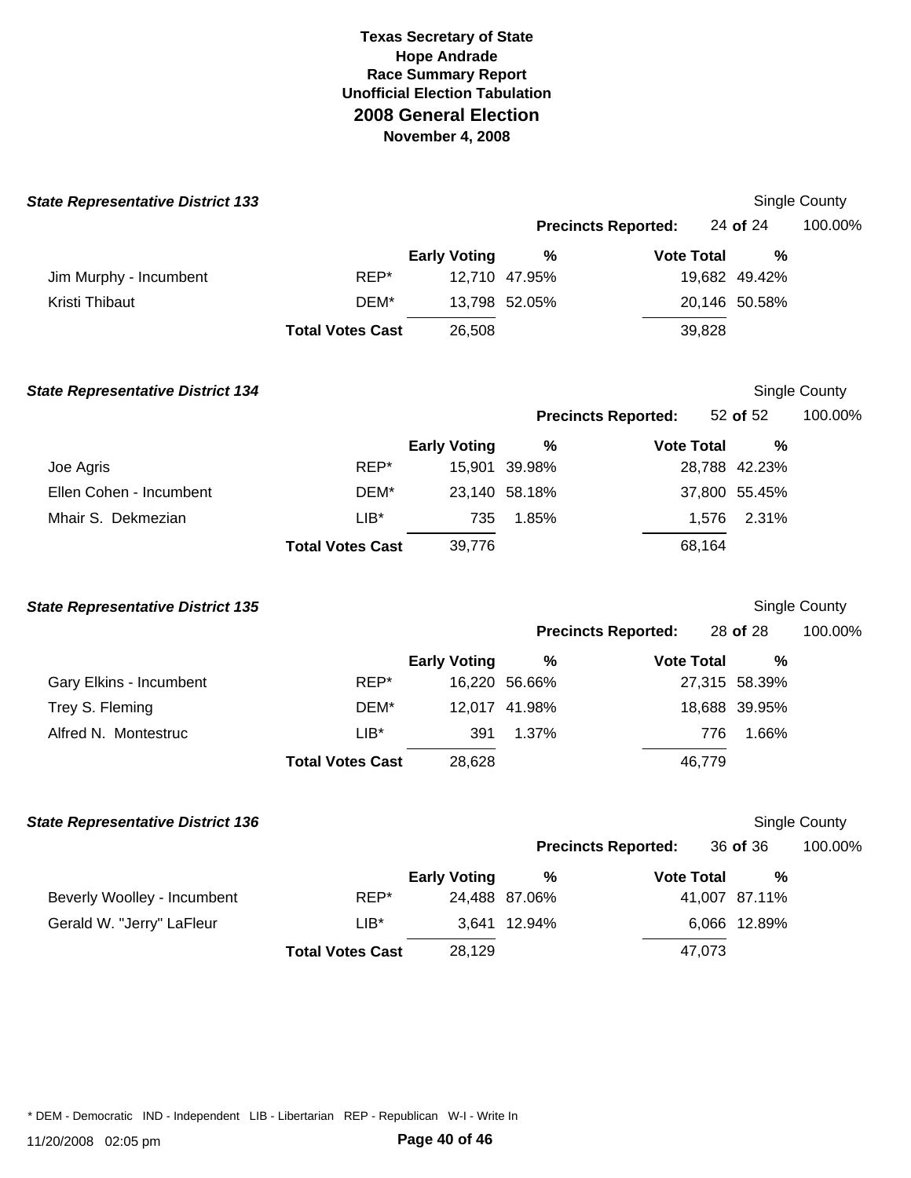**Texas Secretary of State**
**Hope Andrade**
**Race Summary Report**
**Unofficial Election Tabulation**

# 2008 General Election

**November 4, 2008**

### *State Representative District 133*

Single County

**Precincts Reported:** 24 **of** 24 100.00%

| | | Early Voting | % | Vote Total | % |
|---|---|---|---|---|---|
| Jim Murphy - Incumbent | REP* | 12,710 | 47.95% | 19,682 | 49.42% |
| Kristi Thibaut | DEM* | 13,798 | 52.05% | 20,146 | 50.58% |
| | **Total Votes Cast** | 26,508 | | 39,828 | |

### *State Representative District 134*

Single County

**Precincts Reported:** 52 **of** 52 100.00%

| | | Early Voting | % | Vote Total | % |
|---|---|---|---|---|---|
| Joe Agris | REP* | 15,901 | 39.98% | 28,788 | 42.23% |
| Ellen Cohen - Incumbent | DEM* | 23,140 | 58.18% | 37,800 | 55.45% |
| Mhair S. Dekmezian | LIB* | 735 | 1.85% | 1,576 | 2.31% |
| | **Total Votes Cast** | 39,776 | | 68,164 | |

### *State Representative District 135*

Single County

**Precincts Reported:** 28 **of** 28 100.00%

| | | Early Voting | % | Vote Total | % |
|---|---|---|---|---|---|
| Gary Elkins - Incumbent | REP* | 16,220 | 56.66% | 27,315 | 58.39% |
| Trey S. Fleming | DEM* | 12,017 | 41.98% | 18,688 | 39.95% |
| Alfred N. Montestruc | LIB* | 391 | 1.37% | 776 | 1.66% |
| | **Total Votes Cast** | 28,628 | | 46,779 | |

### *State Representative District 136*

Single County

**Precincts Reported:** 36 **of** 36 100.00%

| | | Early Voting | % | Vote Total | % |
|---|---|---|---|---|---|
| Beverly Woolley - Incumbent | REP* | 24,488 | 87.06% | 41,007 | 87.11% |
| Gerald W. "Jerry" LaFleur | LIB* | 3,641 | 12.94% | 6,066 | 12.89% |
| | **Total Votes Cast** | 28,129 | | 47,073 | |

* DEM - Democratic IND - Independent LIB - Libertarian REP - Republican W-I - Write In

11/20/2008 02:05 pm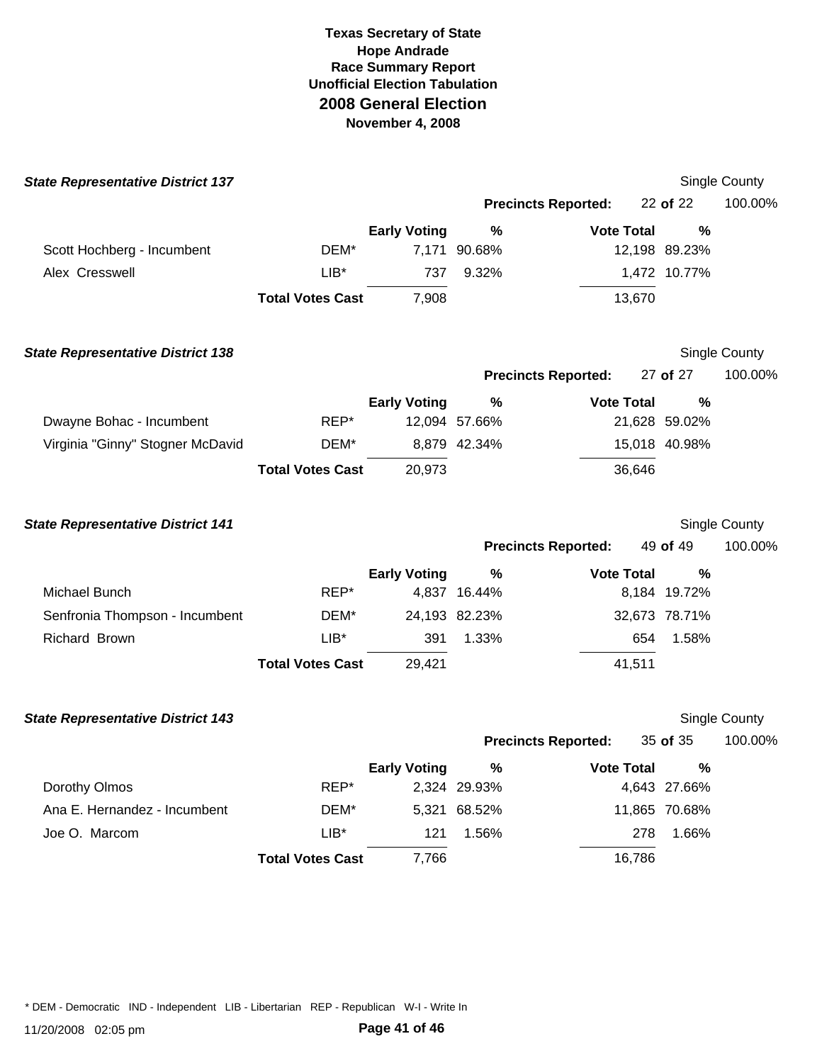**Texas Secretary of State**
**Hope Andrade**
**Race Summary Report**
**Unofficial Election Tabulation**
## 2008 General Election
**November 4, 2008**

### State Representative District 137

Single County

**Precincts Reported:** 22 **of** 22 100.00%

| | | Early Voting | % | Vote Total | % |
|---|---|---|---|---|---|
| Scott Hochberg - Incumbent | DEM* | 7,171 | 90.68% | 12,198 | 89.23% |
| Alex Cresswell | LIB* | 737 | 9.32% | 1,472 | 10.77% |
| | **Total Votes Cast** | 7,908 | | 13,670 | |

### State Representative District 138

Single County

**Precincts Reported:** 27 **of** 27 100.00%

| | | Early Voting | % | Vote Total | % |
|---|---|---|---|---|---|
| Dwayne Bohac - Incumbent | REP* | 12,094 | 57.66% | 21,628 | 59.02% |
| Virginia "Ginny" Stogner McDavid | DEM* | 8,879 | 42.34% | 15,018 | 40.98% |
| | **Total Votes Cast** | 20,973 | | 36,646 | |

### State Representative District 141

Single County

**Precincts Reported:** 49 **of** 49 100.00%

| | | Early Voting | % | Vote Total | % |
|---|---|---|---|---|---|
| Michael Bunch | REP* | 4,837 | 16.44% | 8,184 | 19.72% |
| Senfronia Thompson - Incumbent | DEM* | 24,193 | 82.23% | 32,673 | 78.71% |
| Richard Brown | LIB* | 391 | 1.33% | 654 | 1.58% |
| | **Total Votes Cast** | 29,421 | | 41,511 | |

### State Representative District 143

Single County

**Precincts Reported:** 35 **of** 35 100.00%

| | | Early Voting | % | Vote Total | % |
|---|---|---|---|---|---|
| Dorothy Olmos | REP* | 2,324 | 29.93% | 4,643 | 27.66% |
| Ana E. Hernandez - Incumbent | DEM* | 5,321 | 68.52% | 11,865 | 70.68% |
| Joe O. Marcom | LIB* | 121 | 1.56% | 278 | 1.66% |
| | **Total Votes Cast** | 7,766 | | 16,786 | |

* DEM - Democratic IND - Independent LIB - Libertarian REP - Republican W-I - Write In

11/20/2008 02:05 pm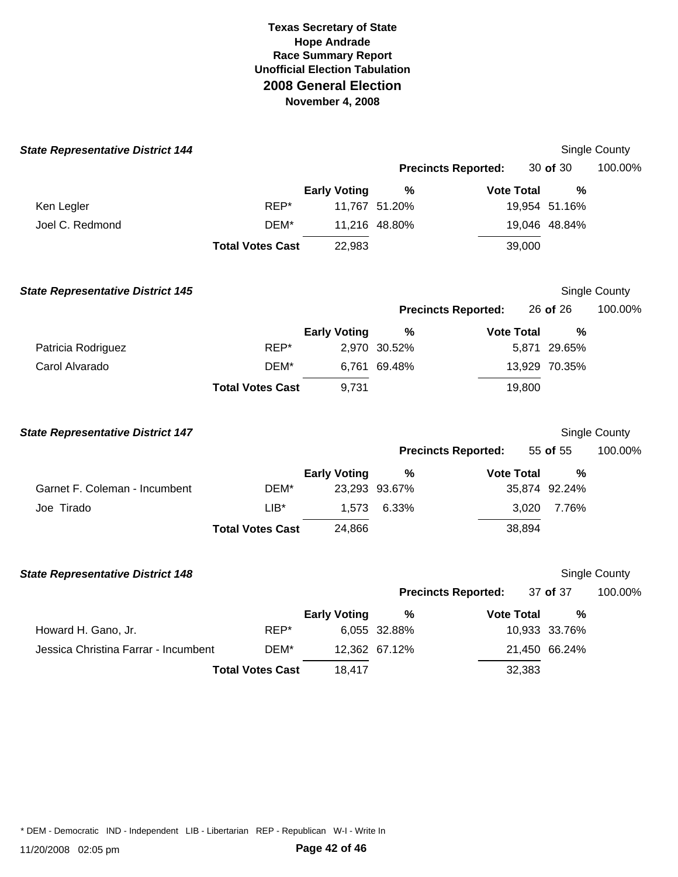# Texas Secretary of State
## Hope Andrade
## Race Summary Report
## Unofficial Election Tabulation
# 2008 General Election
**November 4, 2008**

### State Representative District 144

Single County

**Precincts Reported:** 30 **of** 30 100.00%

| | | Early Voting | % | Vote Total | % |
|---|---|---|---|---|---|
| Ken Legler | REP* | 11,767 | 51.20% | 19,954 | 51.16% |
| Joel C. Redmond | DEM* | 11,216 | 48.80% | 19,046 | 48.84% |
| | **Total Votes Cast** | 22,983 | | 39,000 | |

### State Representative District 145

Single County

**Precincts Reported:** 26 **of** 26 100.00%

| | | Early Voting | % | Vote Total | % |
|---|---|---|---|---|---|
| Patricia Rodriguez | REP* | 2,970 | 30.52% | 5,871 | 29.65% |
| Carol Alvarado | DEM* | 6,761 | 69.48% | 13,929 | 70.35% |
| | **Total Votes Cast** | 9,731 | | 19,800 | |

### State Representative District 147

Single County

**Precincts Reported:** 55 **of** 55 100.00%

| | | Early Voting | % | Vote Total | % |
|---|---|---|---|---|---|
| Garnet F. Coleman - Incumbent | DEM* | 23,293 | 93.67% | 35,874 | 92.24% |
| Joe Tirado | LIB* | 1,573 | 6.33% | 3,020 | 7.76% |
| | **Total Votes Cast** | 24,866 | | 38,894 | |

### State Representative District 148

Single County

**Precincts Reported:** 37 **of** 37 100.00%

| | | Early Voting | % | Vote Total | % |
|---|---|---|---|---|---|
| Howard H. Gano, Jr. | REP* | 6,055 | 32.88% | 10,933 | 33.76% |
| Jessica Christina Farrar - Incumbent | DEM* | 12,362 | 67.12% | 21,450 | 66.24% |
| | **Total Votes Cast** | 18,417 | | 32,383 | |

* DEM - Democratic IND - Independent LIB - Libertarian REP - Republican W-I - Write In

11/20/2008 02:05 pm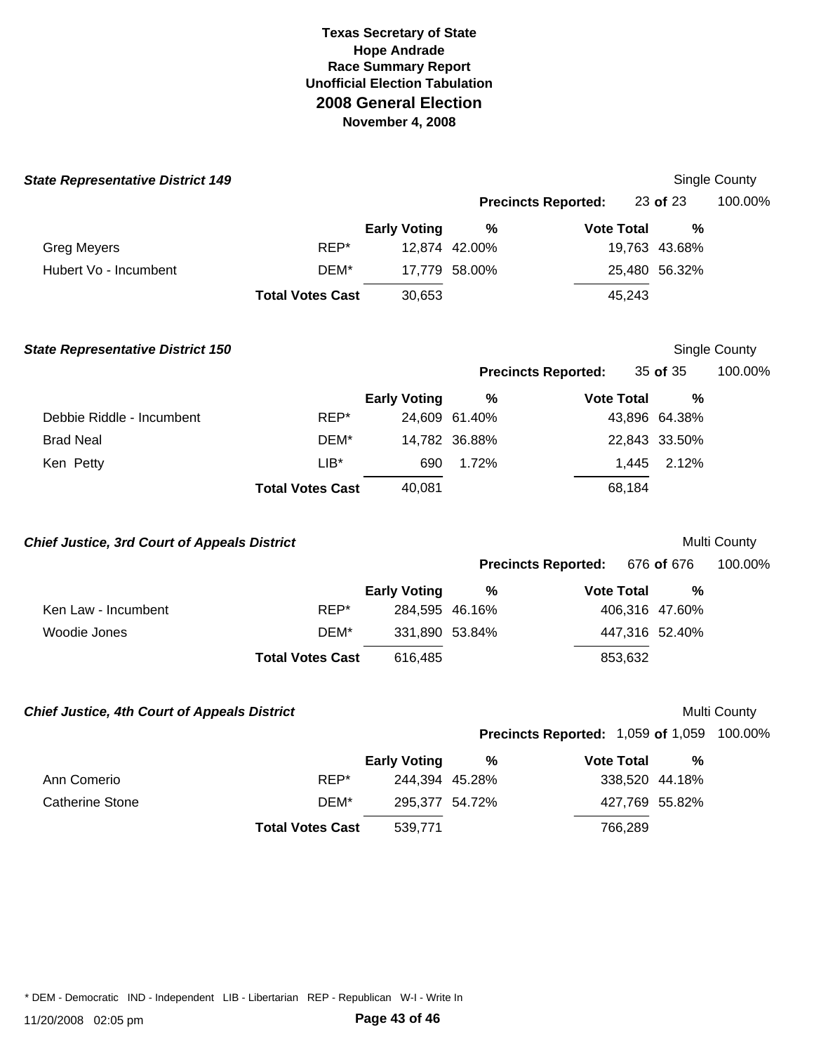**Texas Secretary of State**
**Hope Andrade**
**Race Summary Report**
**Unofficial Election Tabulation**
**2008 General Election**
**November 4, 2008**

### *State Representative District 149*

Single County

**Precincts Reported:** 23 **of** 23 100.00%

| | | Early Voting | % | Vote Total | % |
|---|---|---|---|---|---|
| Greg Meyers | REP* | 12,874 | 42.00% | 19,763 | 43.68% |
| Hubert Vo - Incumbent | DEM* | 17,779 | 58.00% | 25,480 | 56.32% |
| | **Total Votes Cast** | 30,653 | | 45,243 | |

### *State Representative District 150*

Single County

**Precincts Reported:** 35 **of** 35 100.00%

| | | Early Voting | % | Vote Total | % |
|---|---|---|---|---|---|
| Debbie Riddle - Incumbent | REP* | 24,609 | 61.40% | 43,896 | 64.38% |
| Brad Neal | DEM* | 14,782 | 36.88% | 22,843 | 33.50% |
| Ken Petty | LIB* | 690 | 1.72% | 1,445 | 2.12% |
| | **Total Votes Cast** | 40,081 | | 68,184 | |

### *Chief Justice, 3rd Court of Appeals District*

Multi County

**Precincts Reported:** 676 **of** 676 100.00%

| | | Early Voting | % | Vote Total | % |
|---|---|---|---|---|---|
| Ken Law - Incumbent | REP* | 284,595 | 46.16% | 406,316 | 47.60% |
| Woodie Jones | DEM* | 331,890 | 53.84% | 447,316 | 52.40% |
| | **Total Votes Cast** | 616,485 | | 853,632 | |

### *Chief Justice, 4th Court of Appeals District*

Multi County

**Precincts Reported:** 1,059 **of** 1,059 100.00%

| | | Early Voting | % | Vote Total | % |
|---|---|---|---|---|---|
| Ann Comerio | REP* | 244,394 | 45.28% | 338,520 | 44.18% |
| Catherine Stone | DEM* | 295,377 | 54.72% | 427,769 | 55.82% |
| | **Total Votes Cast** | 539,771 | | 766,289 | |

* DEM - Democratic IND - Independent LIB - Libertarian REP - Republican W-I - Write In

11/20/2008 02:05 pm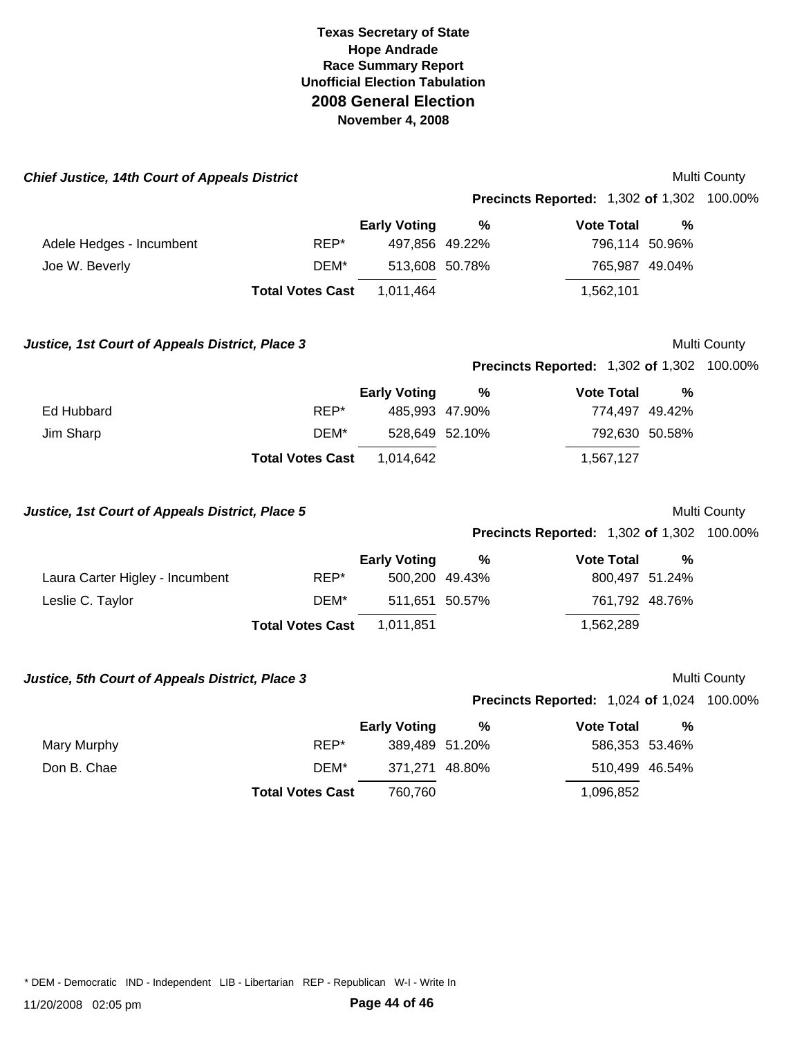# Texas Secretary of State
## Hope Andrade
## Race Summary Report
## Unofficial Election Tabulation
## 2008 General Election
## November 4, 2008

### *Chief Justice, 14th Court of Appeals District*

Multi County

**Precincts Reported:** 1,302 **of** 1,302 100.00%

| | | Early Voting | % | Vote Total | % |
|---|---|---|---|---|---|
| Adele Hedges - Incumbent | REP* | 497,856 | 49.22% | 796,114 | 50.96% |
| Joe W. Beverly | DEM* | 513,608 | 50.78% | 765,987 | 49.04% |
| | **Total Votes Cast** | 1,011,464 | | 1,562,101 | |

### *Justice, 1st Court of Appeals District, Place 3*

Multi County

**Precincts Reported:** 1,302 **of** 1,302 100.00%

| | | Early Voting | % | Vote Total | % |
|---|---|---|---|---|---|
| Ed Hubbard | REP* | 485,993 | 47.90% | 774,497 | 49.42% |
| Jim Sharp | DEM* | 528,649 | 52.10% | 792,630 | 50.58% |
| | **Total Votes Cast** | 1,014,642 | | 1,567,127 | |

### *Justice, 1st Court of Appeals District, Place 5*

Multi County

**Precincts Reported:** 1,302 **of** 1,302 100.00%

| | | Early Voting | % | Vote Total | % |
|---|---|---|---|---|---|
| Laura Carter Higley - Incumbent | REP* | 500,200 | 49.43% | 800,497 | 51.24% |
| Leslie C. Taylor | DEM* | 511,651 | 50.57% | 761,792 | 48.76% |
| | **Total Votes Cast** | 1,011,851 | | 1,562,289 | |

### *Justice, 5th Court of Appeals District, Place 3*

Multi County

**Precincts Reported:** 1,024 **of** 1,024 100.00%

| | | Early Voting | % | Vote Total | % |
|---|---|---|---|---|---|
| Mary Murphy | REP* | 389,489 | 51.20% | 586,353 | 53.46% |
| Don B. Chae | DEM* | 371,271 | 48.80% | 510,499 | 46.54% |
| | **Total Votes Cast** | 760,760 | | 1,096,852 | |

\* DEM - Democratic IND - Independent LIB - Libertarian REP - Republican W-I - Write In

11/20/2008 02:05 pm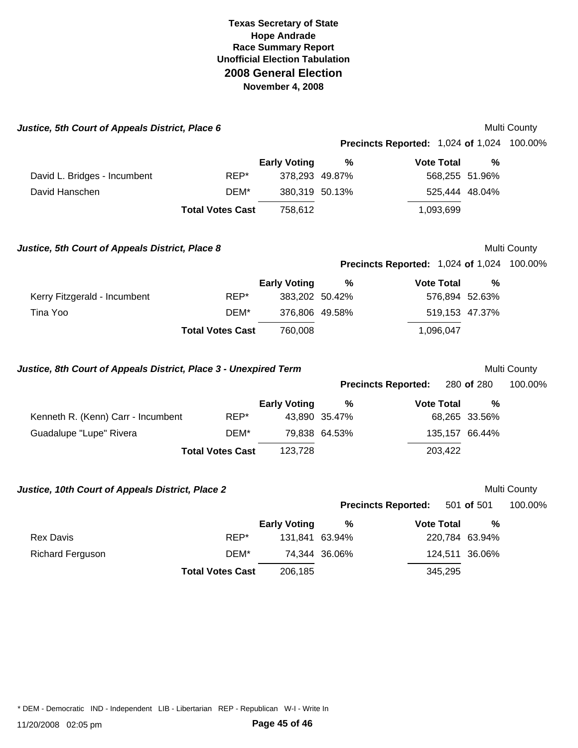# Texas Secretary of State
## Hope Andrade
### Race Summary Report
### Unofficial Election Tabulation
## 2008 General Election
### November 4, 2008

***Justice, 5th Court of Appeals District, Place 6*** — Multi County

**Precincts Reported:** 1,024 **of** 1,024 100.00%

| | | Early Voting | % | Vote Total | % |
|---|---|---|---|---|---|
| David L. Bridges - Incumbent | REP* | 378,293 | 49.87% | 568,255 | 51.96% |
| David Hanschen | DEM* | 380,319 | 50.13% | 525,444 | 48.04% |
| | **Total Votes Cast** | 758,612 | | 1,093,699 | |

***Justice, 5th Court of Appeals District, Place 8*** — Multi County

**Precincts Reported:** 1,024 **of** 1,024 100.00%

| | | Early Voting | % | Vote Total | % |
|---|---|---|---|---|---|
| Kerry Fitzgerald - Incumbent | REP* | 383,202 | 50.42% | 576,894 | 52.63% |
| Tina Yoo | DEM* | 376,806 | 49.58% | 519,153 | 47.37% |
| | **Total Votes Cast** | 760,008 | | 1,096,047 | |

***Justice, 8th Court of Appeals District, Place 3 - Unexpired Term*** — Multi County

**Precincts Reported:** 280 **of** 280 100.00%

| | | Early Voting | % | Vote Total | % |
|---|---|---|---|---|---|
| Kenneth R. (Kenn) Carr - Incumbent | REP* | 43,890 | 35.47% | 68,265 | 33.56% |
| Guadalupe "Lupe" Rivera | DEM* | 79,838 | 64.53% | 135,157 | 66.44% |
| | **Total Votes Cast** | 123,728 | | 203,422 | |

***Justice, 10th Court of Appeals District, Place 2*** — Multi County

**Precincts Reported:** 501 **of** 501 100.00%

| | | Early Voting | % | Vote Total | % |
|---|---|---|---|---|---|
| Rex Davis | REP* | 131,841 | 63.94% | 220,784 | 63.94% |
| Richard Ferguson | DEM* | 74,344 | 36.06% | 124,511 | 36.06% |
| | **Total Votes Cast** | 206,185 | | 345,295 | |

* DEM - Democratic IND - Independent LIB - Libertarian REP - Republican W-I - Write In

11/20/2008 02:05 pm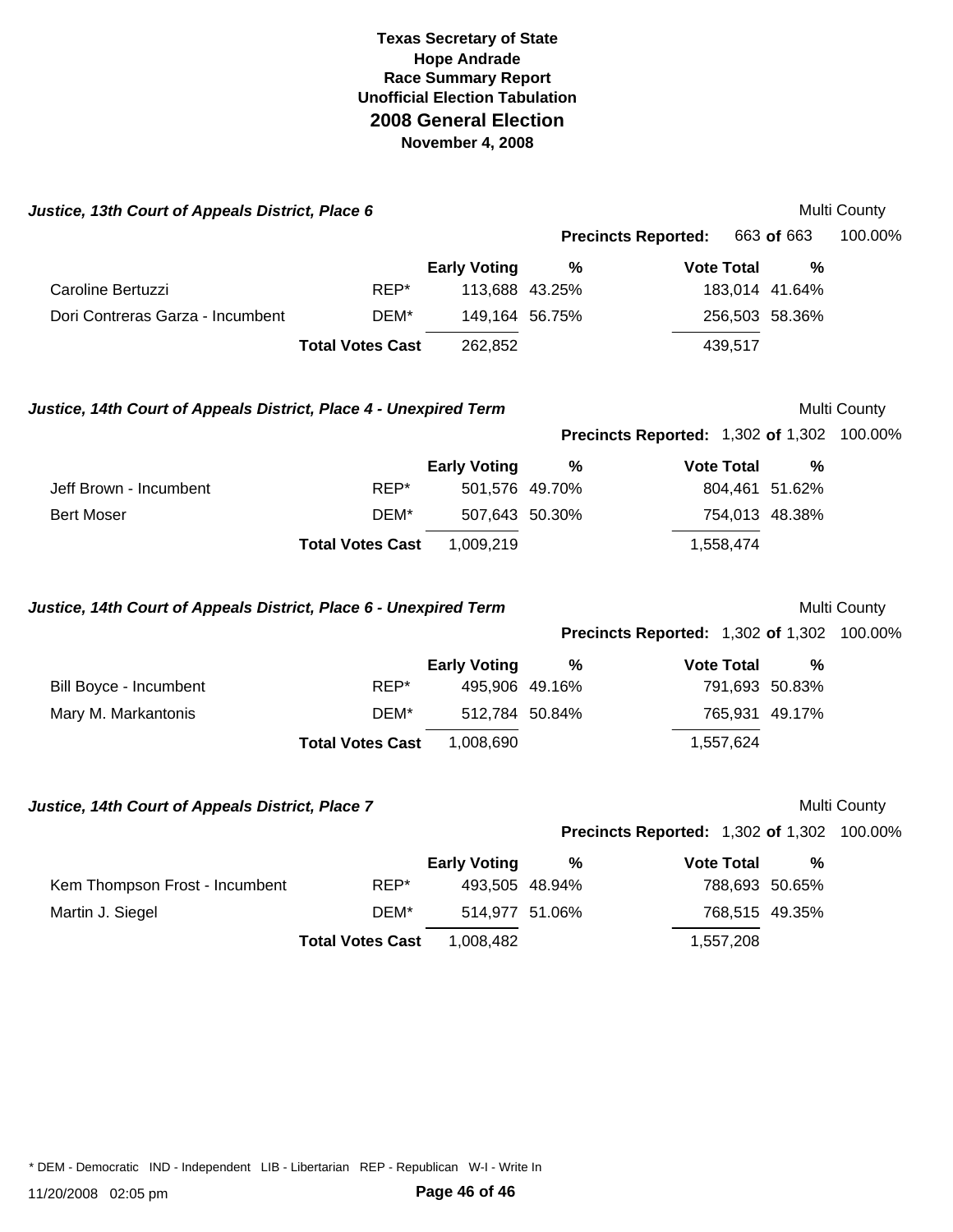**Texas Secretary of State**
**Hope Andrade**
**Race Summary Report**
**Unofficial Election Tabulation**

# 2008 General Election

**November 4, 2008**

### *Justice, 13th Court of Appeals District, Place 6*

Multi County

**Precincts Reported:** 663 **of** 663 100.00%

| | | Early Voting | % | Vote Total | % |
|---|---|---|---|---|---|
| Caroline Bertuzzi | REP* | 113,688 | 43.25% | 183,014 | 41.64% |
| Dori Contreras Garza - Incumbent | DEM* | 149,164 | 56.75% | 256,503 | 58.36% |
| | **Total Votes Cast** | 262,852 | | 439,517 | |

### *Justice, 14th Court of Appeals District, Place 4 - Unexpired Term*

Multi County

**Precincts Reported:** 1,302 **of** 1,302 100.00%

| | | Early Voting | % | Vote Total | % |
|---|---|---|---|---|---|
| Jeff Brown - Incumbent | REP* | 501,576 | 49.70% | 804,461 | 51.62% |
| Bert Moser | DEM* | 507,643 | 50.30% | 754,013 | 48.38% |
| | **Total Votes Cast** | 1,009,219 | | 1,558,474 | |

### *Justice, 14th Court of Appeals District, Place 6 - Unexpired Term*

Multi County

**Precincts Reported:** 1,302 **of** 1,302 100.00%

| | | Early Voting | % | Vote Total | % |
|---|---|---|---|---|---|
| Bill Boyce - Incumbent | REP* | 495,906 | 49.16% | 791,693 | 50.83% |
| Mary M. Markantonis | DEM* | 512,784 | 50.84% | 765,931 | 49.17% |
| | **Total Votes Cast** | 1,008,690 | | 1,557,624 | |

### *Justice, 14th Court of Appeals District, Place 7*

Multi County

**Precincts Reported:** 1,302 **of** 1,302 100.00%

| | | Early Voting | % | Vote Total | % |
|---|---|---|---|---|---|
| Kem Thompson Frost - Incumbent | REP* | 493,505 | 48.94% | 788,693 | 50.65% |
| Martin J. Siegel | DEM* | 514,977 | 51.06% | 768,515 | 49.35% |
| | **Total Votes Cast** | 1,008,482 | | 1,557,208 | |

* DEM - Democratic IND - Independent LIB - Libertarian REP - Republican W-I - Write In

11/20/2008 02:05 pm